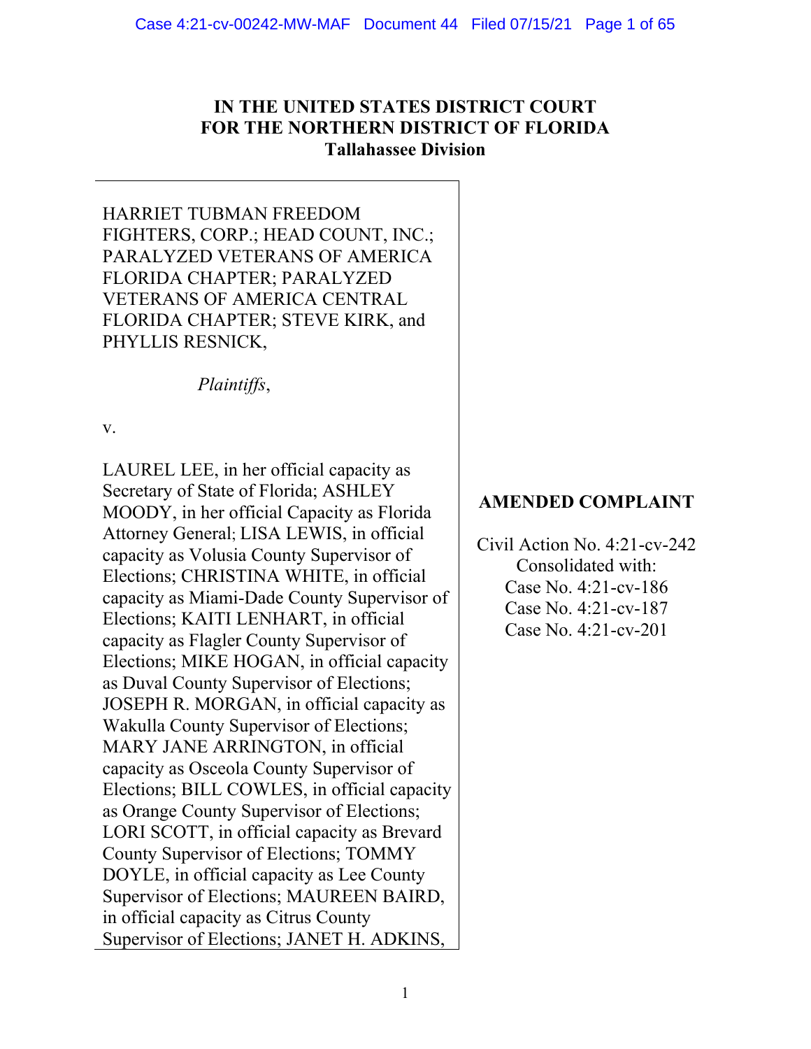**IN THE UNITED STATES DISTRICT COURT**
**FOR THE NORTHERN DISTRICT OF FLORIDA**
**Tallahassee Division**

HARRIET TUBMAN FREEDOM FIGHTERS, CORP.; HEAD COUNT, INC.; PARALYZED VETERANS OF AMERICA FLORIDA CHAPTER; PARALYZED VETERANS OF AMERICA CENTRAL FLORIDA CHAPTER; STEVE KIRK, and PHYLLIS RESNICK,

*Plaintiffs*,

v.

LAUREL LEE, in her official capacity as Secretary of State of Florida; ASHLEY MOODY, in her official Capacity as Florida Attorney General; LISA LEWIS, in official capacity as Volusia County Supervisor of Elections; CHRISTINA WHITE, in official capacity as Miami-Dade County Supervisor of Elections; KAITI LENHART, in official capacity as Flagler County Supervisor of Elections; MIKE HOGAN, in official capacity as Duval County Supervisor of Elections; JOSEPH R. MORGAN, in official capacity as Wakulla County Supervisor of Elections; MARY JANE ARRINGTON, in official capacity as Osceola County Supervisor of Elections; BILL COWLES, in official capacity as Orange County Supervisor of Elections; LORI SCOTT, in official capacity as Brevard County Supervisor of Elections; TOMMY DOYLE, in official capacity as Lee County Supervisor of Elections; MAUREEN BAIRD, in official capacity as Citrus County Supervisor of Elections; JANET H. ADKINS,

**AMENDED COMPLAINT**

Civil Action No. 4:21-cv-242
Consolidated with:
Case No. 4:21-cv-186
Case No. 4:21-cv-187
Case No. 4:21-cv-201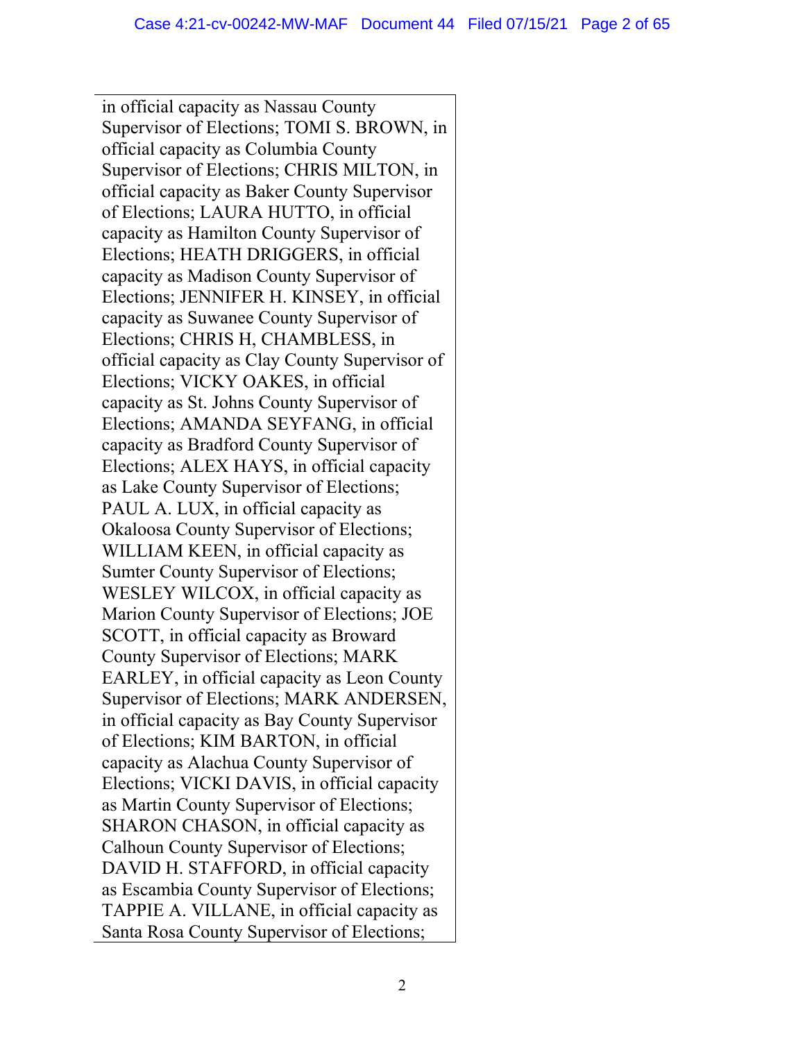in official capacity as Nassau County Supervisor of Elections; TOMI S. BROWN, in official capacity as Columbia County Supervisor of Elections; CHRIS MILTON, in official capacity as Baker County Supervisor of Elections; LAURA HUTTO, in official capacity as Hamilton County Supervisor of Elections; HEATH DRIGGERS, in official capacity as Madison County Supervisor of Elections; JENNIFER H. KINSEY, in official capacity as Suwanee County Supervisor of Elections; CHRIS H, CHAMBLESS, in official capacity as Clay County Supervisor of Elections; VICKY OAKES, in official capacity as St. Johns County Supervisor of Elections; AMANDA SEYFANG, in official capacity as Bradford County Supervisor of Elections; ALEX HAYS, in official capacity as Lake County Supervisor of Elections; PAUL A. LUX, in official capacity as Okaloosa County Supervisor of Elections; WILLIAM KEEN, in official capacity as Sumter County Supervisor of Elections; WESLEY WILCOX, in official capacity as Marion County Supervisor of Elections; JOE SCOTT, in official capacity as Broward County Supervisor of Elections; MARK EARLEY, in official capacity as Leon County Supervisor of Elections; MARK ANDERSEN, in official capacity as Bay County Supervisor of Elections; KIM BARTON, in official capacity as Alachua County Supervisor of Elections; VICKI DAVIS, in official capacity as Martin County Supervisor of Elections; SHARON CHASON, in official capacity as Calhoun County Supervisor of Elections; DAVID H. STAFFORD, in official capacity as Escambia County Supervisor of Elections; TAPPIE A. VILLANE, in official capacity as Santa Rosa County Supervisor of Elections;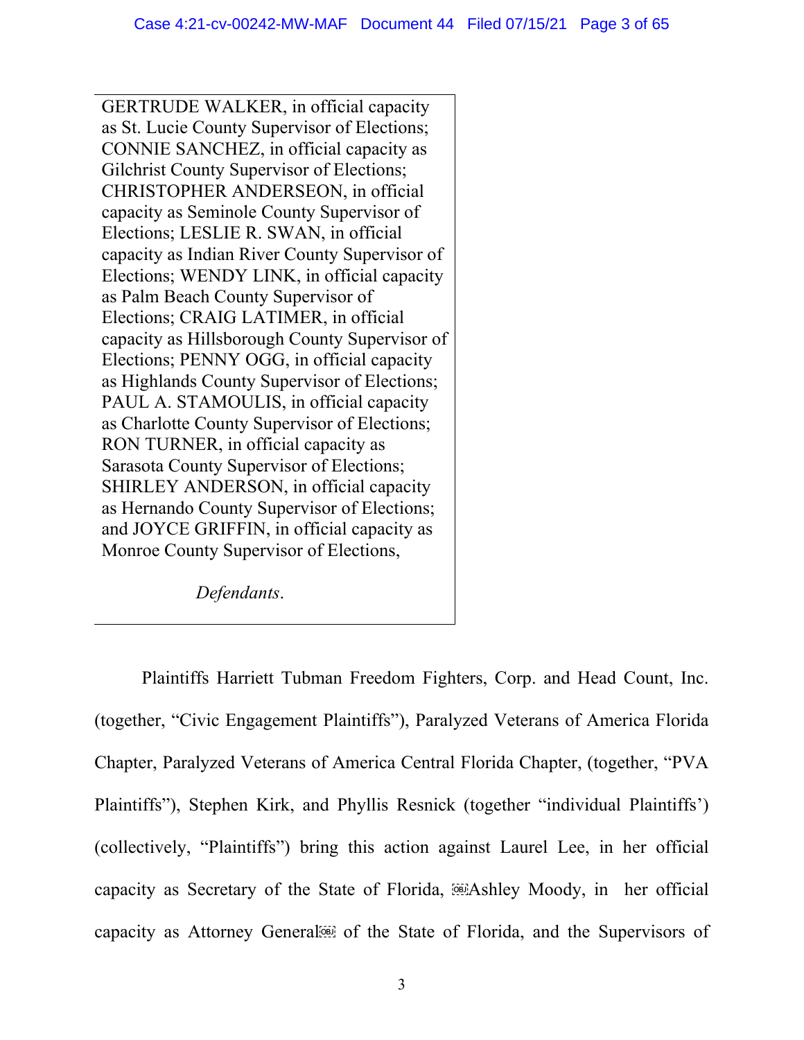GERTRUDE WALKER, in official capacity as St. Lucie County Supervisor of Elections; CONNIE SANCHEZ, in official capacity as Gilchrist County Supervisor of Elections; CHRISTOPHER ANDERSEON, in official capacity as Seminole County Supervisor of Elections; LESLIE R. SWAN, in official capacity as Indian River County Supervisor of Elections; WENDY LINK, in official capacity as Palm Beach County Supervisor of Elections; CRAIG LATIMER, in official capacity as Hillsborough County Supervisor of Elections; PENNY OGG, in official capacity as Highlands County Supervisor of Elections; PAUL A. STAMOULIS, in official capacity as Charlotte County Supervisor of Elections; RON TURNER, in official capacity as Sarasota County Supervisor of Elections; SHIRLEY ANDERSON, in official capacity as Hernando County Supervisor of Elections; and JOYCE GRIFFIN, in official capacity as Monroe County Supervisor of Elections,

*Defendants*.

Plaintiffs Harriett Tubman Freedom Fighters, Corp. and Head Count, Inc. (together, "Civic Engagement Plaintiffs"), Paralyzed Veterans of America Florida Chapter, Paralyzed Veterans of America Central Florida Chapter, (together, "PVA Plaintiffs"), Stephen Kirk, and Phyllis Resnick (together "individual Plaintiffs') (collectively, "Plaintiffs") bring this action against Laurel Lee, in her official capacity as Secretary of the State of Florida, Ashley Moody, in her official capacity as Attorney General of the State of Florida, and the Supervisors of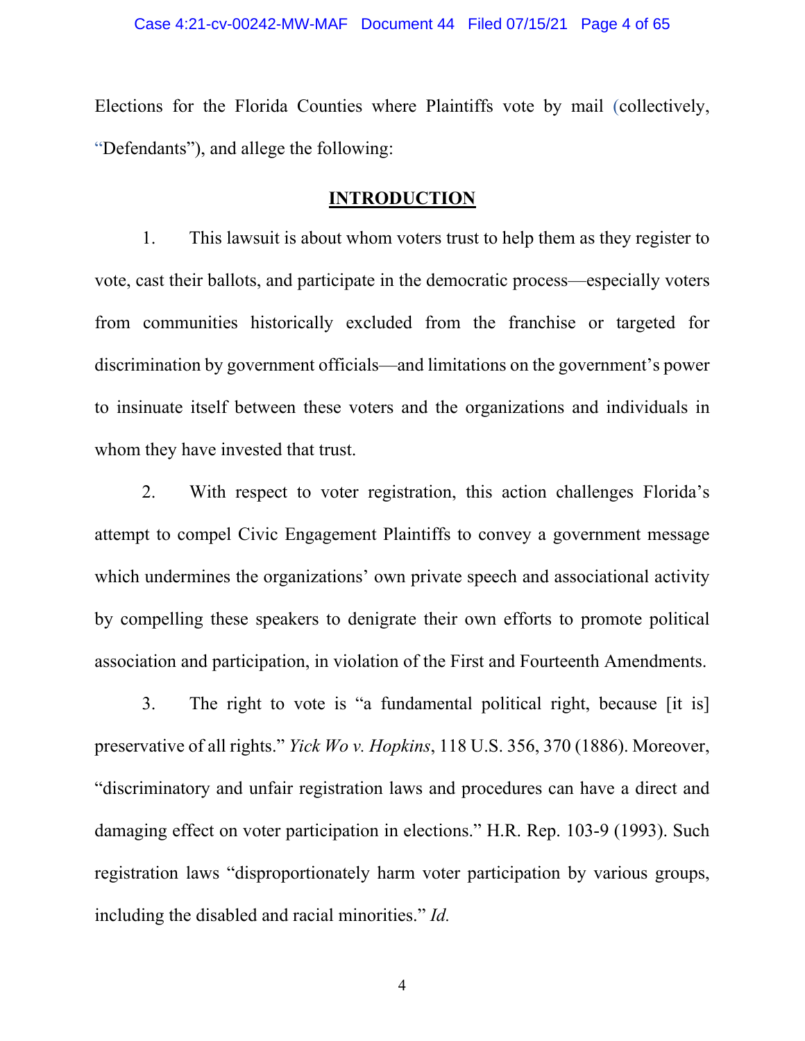Elections for the Florida Counties where Plaintiffs vote by mail (collectively, "Defendants"), and allege the following:

## INTRODUCTION

1. This lawsuit is about whom voters trust to help them as they register to vote, cast their ballots, and participate in the democratic process—especially voters from communities historically excluded from the franchise or targeted for discrimination by government officials—and limitations on the government's power to insinuate itself between these voters and the organizations and individuals in whom they have invested that trust.

2. With respect to voter registration, this action challenges Florida's attempt to compel Civic Engagement Plaintiffs to convey a government message which undermines the organizations' own private speech and associational activity by compelling these speakers to denigrate their own efforts to promote political association and participation, in violation of the First and Fourteenth Amendments.

3. The right to vote is "a fundamental political right, because [it is] preservative of all rights." *Yick Wo v. Hopkins*, 118 U.S. 356, 370 (1886). Moreover, "discriminatory and unfair registration laws and procedures can have a direct and damaging effect on voter participation in elections." H.R. Rep. 103-9 (1993). Such registration laws "disproportionately harm voter participation by various groups, including the disabled and racial minorities." *Id.*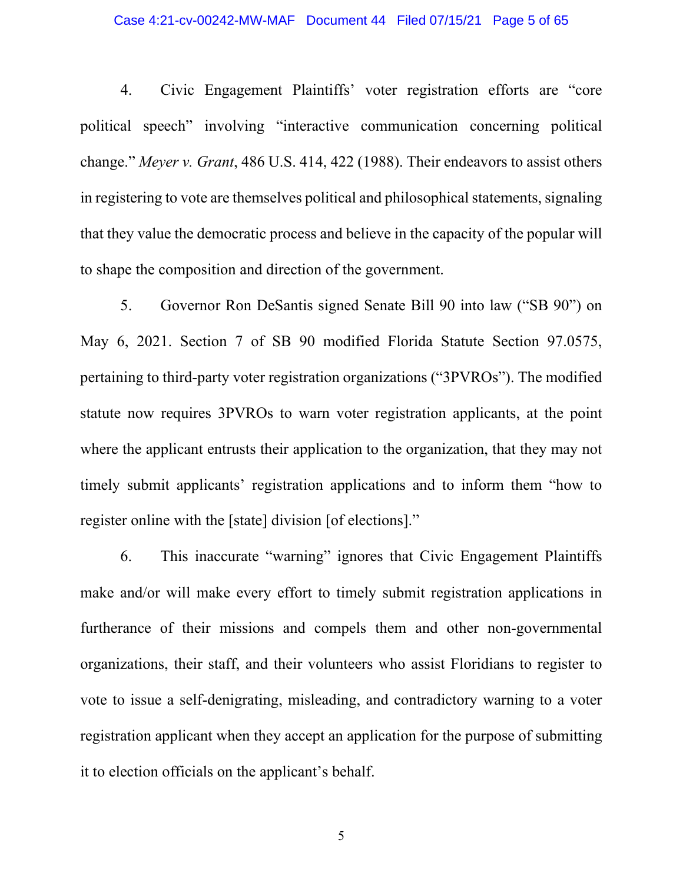4. Civic Engagement Plaintiffs' voter registration efforts are "core political speech" involving "interactive communication concerning political change." *Meyer v. Grant*, 486 U.S. 414, 422 (1988). Their endeavors to assist others in registering to vote are themselves political and philosophical statements, signaling that they value the democratic process and believe in the capacity of the popular will to shape the composition and direction of the government.

5. Governor Ron DeSantis signed Senate Bill 90 into law ("SB 90") on May 6, 2021. Section 7 of SB 90 modified Florida Statute Section 97.0575, pertaining to third-party voter registration organizations ("3PVROs"). The modified statute now requires 3PVROs to warn voter registration applicants, at the point where the applicant entrusts their application to the organization, that they may not timely submit applicants' registration applications and to inform them "how to register online with the [state] division [of elections]."

6. This inaccurate "warning" ignores that Civic Engagement Plaintiffs make and/or will make every effort to timely submit registration applications in furtherance of their missions and compels them and other non-governmental organizations, their staff, and their volunteers who assist Floridians to register to vote to issue a self-denigrating, misleading, and contradictory warning to a voter registration applicant when they accept an application for the purpose of submitting it to election officials on the applicant's behalf.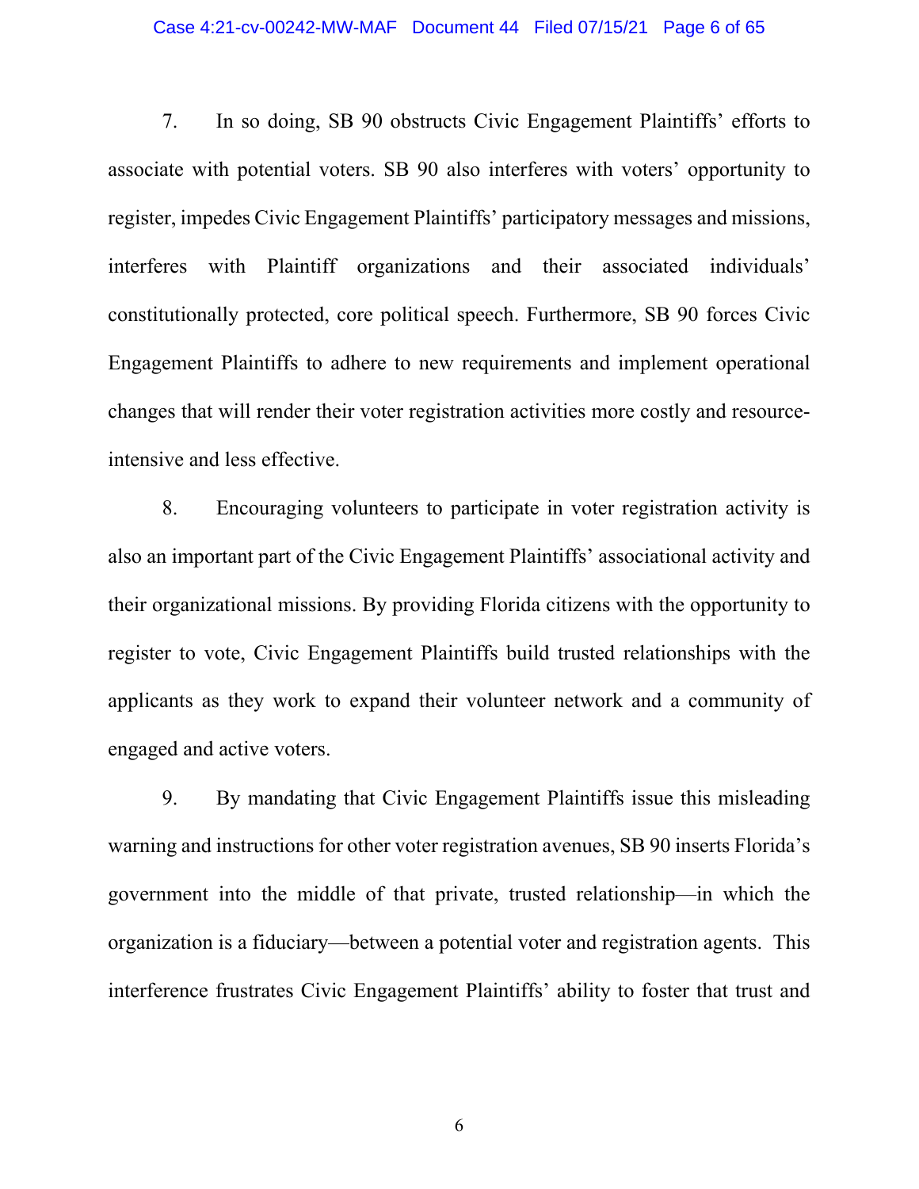7. In so doing, SB 90 obstructs Civic Engagement Plaintiffs' efforts to associate with potential voters. SB 90 also interferes with voters' opportunity to register, impedes Civic Engagement Plaintiffs' participatory messages and missions, interferes with Plaintiff organizations and their associated individuals' constitutionally protected, core political speech. Furthermore, SB 90 forces Civic Engagement Plaintiffs to adhere to new requirements and implement operational changes that will render their voter registration activities more costly and resource-intensive and less effective.

8. Encouraging volunteers to participate in voter registration activity is also an important part of the Civic Engagement Plaintiffs' associational activity and their organizational missions. By providing Florida citizens with the opportunity to register to vote, Civic Engagement Plaintiffs build trusted relationships with the applicants as they work to expand their volunteer network and a community of engaged and active voters.

9. By mandating that Civic Engagement Plaintiffs issue this misleading warning and instructions for other voter registration avenues, SB 90 inserts Florida's government into the middle of that private, trusted relationship—in which the organization is a fiduciary—between a potential voter and registration agents. This interference frustrates Civic Engagement Plaintiffs' ability to foster that trust and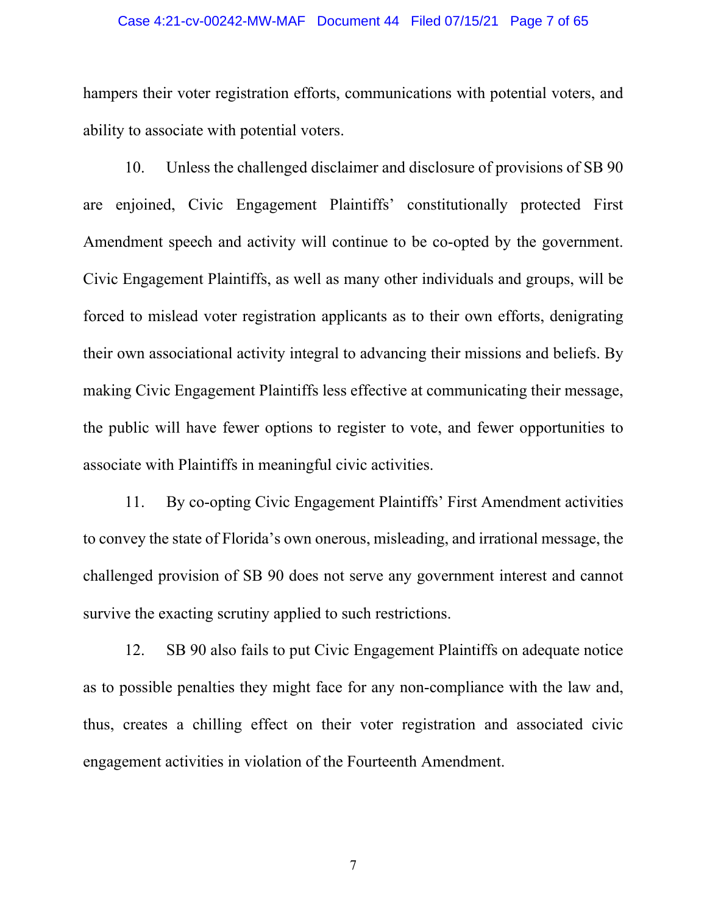hampers their voter registration efforts, communications with potential voters, and ability to associate with potential voters.

10. Unless the challenged disclaimer and disclosure of provisions of SB 90 are enjoined, Civic Engagement Plaintiffs' constitutionally protected First Amendment speech and activity will continue to be co-opted by the government. Civic Engagement Plaintiffs, as well as many other individuals and groups, will be forced to mislead voter registration applicants as to their own efforts, denigrating their own associational activity integral to advancing their missions and beliefs. By making Civic Engagement Plaintiffs less effective at communicating their message, the public will have fewer options to register to vote, and fewer opportunities to associate with Plaintiffs in meaningful civic activities.

11. By co-opting Civic Engagement Plaintiffs' First Amendment activities to convey the state of Florida's own onerous, misleading, and irrational message, the challenged provision of SB 90 does not serve any government interest and cannot survive the exacting scrutiny applied to such restrictions.

12. SB 90 also fails to put Civic Engagement Plaintiffs on adequate notice as to possible penalties they might face for any non-compliance with the law and, thus, creates a chilling effect on their voter registration and associated civic engagement activities in violation of the Fourteenth Amendment.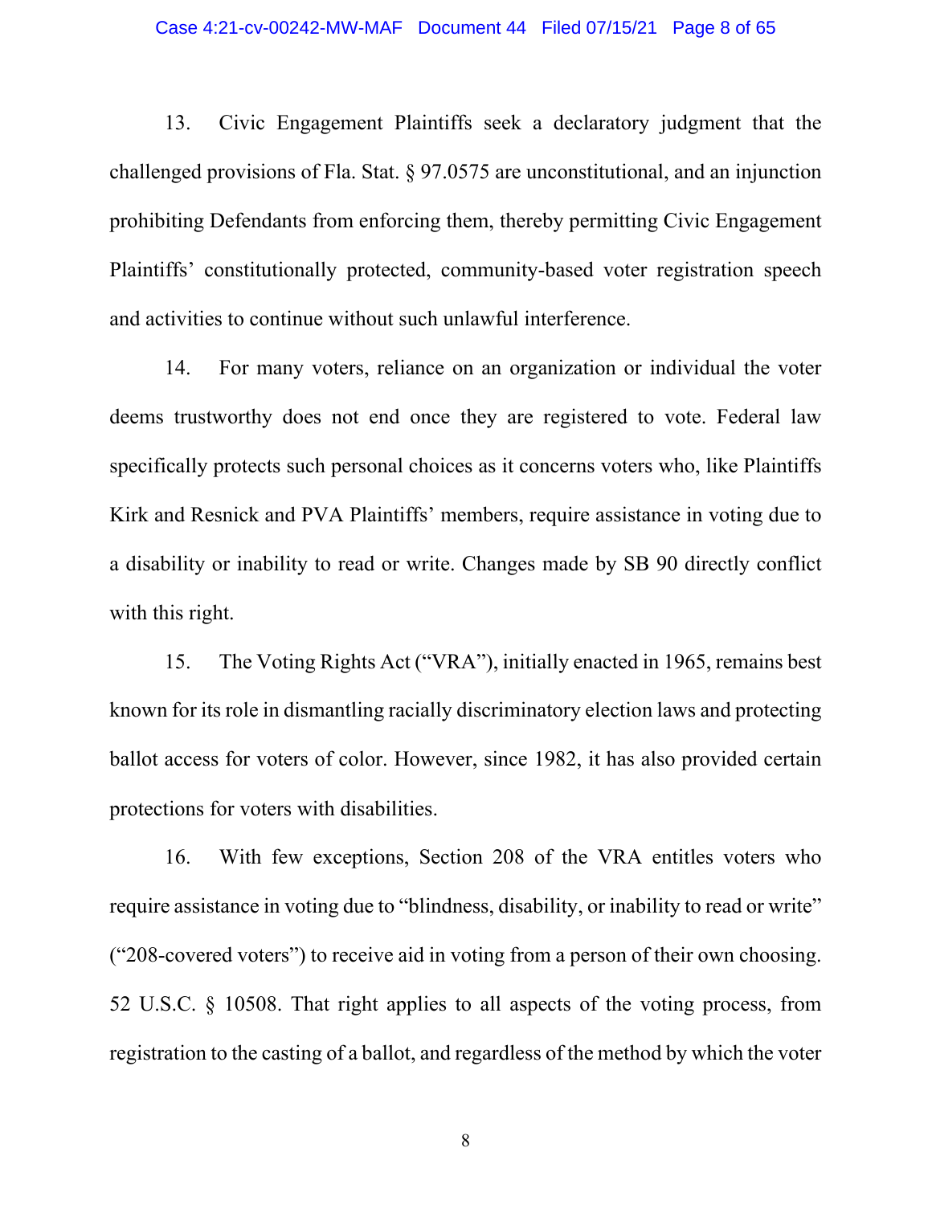13. Civic Engagement Plaintiffs seek a declaratory judgment that the challenged provisions of Fla. Stat. § 97.0575 are unconstitutional, and an injunction prohibiting Defendants from enforcing them, thereby permitting Civic Engagement Plaintiffs' constitutionally protected, community-based voter registration speech and activities to continue without such unlawful interference.

14. For many voters, reliance on an organization or individual the voter deems trustworthy does not end once they are registered to vote. Federal law specifically protects such personal choices as it concerns voters who, like Plaintiffs Kirk and Resnick and PVA Plaintiffs' members, require assistance in voting due to a disability or inability to read or write. Changes made by SB 90 directly conflict with this right.

15. The Voting Rights Act ("VRA"), initially enacted in 1965, remains best known for its role in dismantling racially discriminatory election laws and protecting ballot access for voters of color. However, since 1982, it has also provided certain protections for voters with disabilities.

16. With few exceptions, Section 208 of the VRA entitles voters who require assistance in voting due to "blindness, disability, or inability to read or write" ("208-covered voters") to receive aid in voting from a person of their own choosing. 52 U.S.C. § 10508. That right applies to all aspects of the voting process, from registration to the casting of a ballot, and regardless of the method by which the voter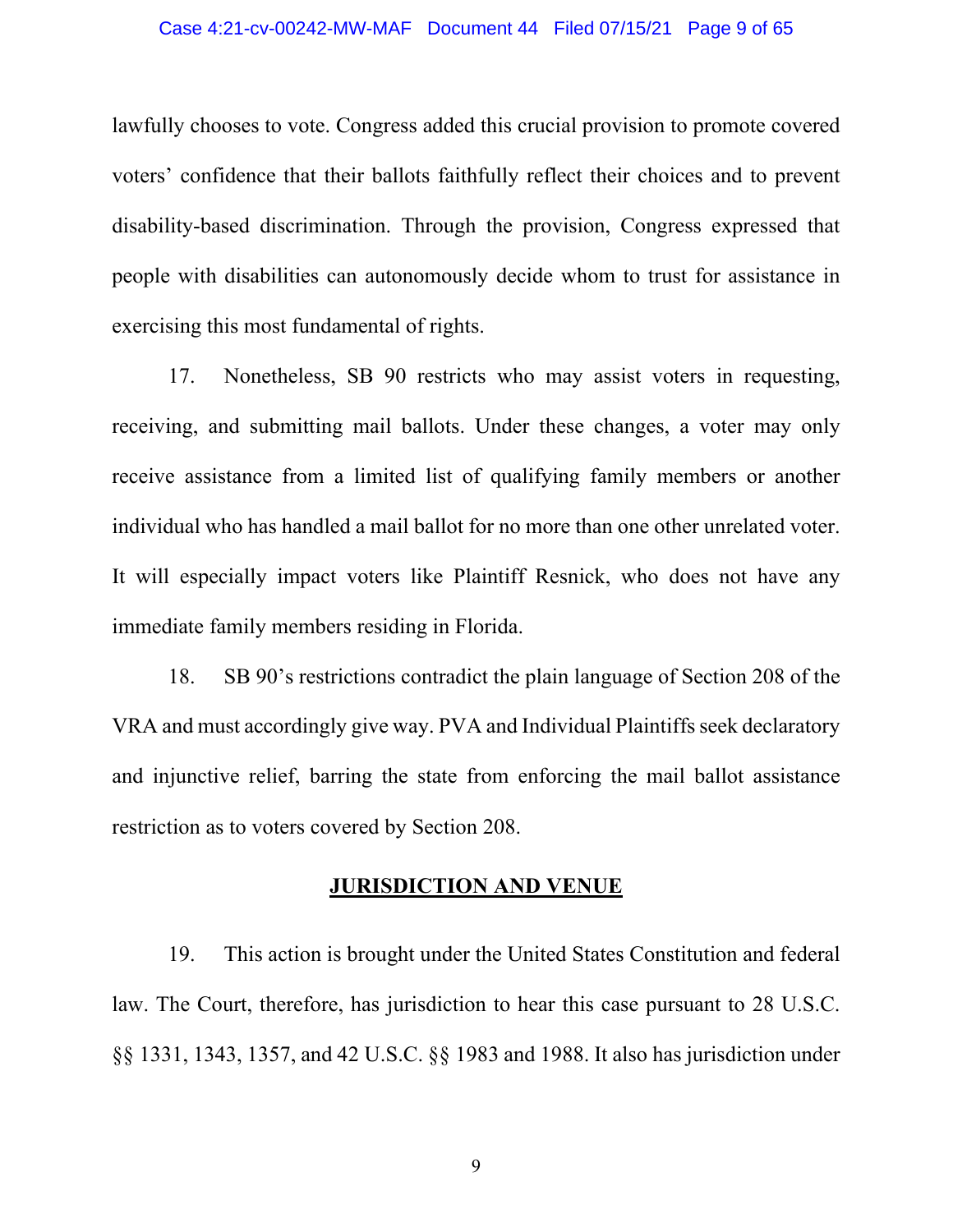lawfully chooses to vote. Congress added this crucial provision to promote covered voters' confidence that their ballots faithfully reflect their choices and to prevent disability-based discrimination. Through the provision, Congress expressed that people with disabilities can autonomously decide whom to trust for assistance in exercising this most fundamental of rights.

17. Nonetheless, SB 90 restricts who may assist voters in requesting, receiving, and submitting mail ballots. Under these changes, a voter may only receive assistance from a limited list of qualifying family members or another individual who has handled a mail ballot for no more than one other unrelated voter. It will especially impact voters like Plaintiff Resnick, who does not have any immediate family members residing in Florida.

18. SB 90's restrictions contradict the plain language of Section 208 of the VRA and must accordingly give way. PVA and Individual Plaintiffs seek declaratory and injunctive relief, barring the state from enforcing the mail ballot assistance restriction as to voters covered by Section 208.

## JURISDICTION AND VENUE

19. This action is brought under the United States Constitution and federal law. The Court, therefore, has jurisdiction to hear this case pursuant to 28 U.S.C. §§ 1331, 1343, 1357, and 42 U.S.C. §§ 1983 and 1988. It also has jurisdiction under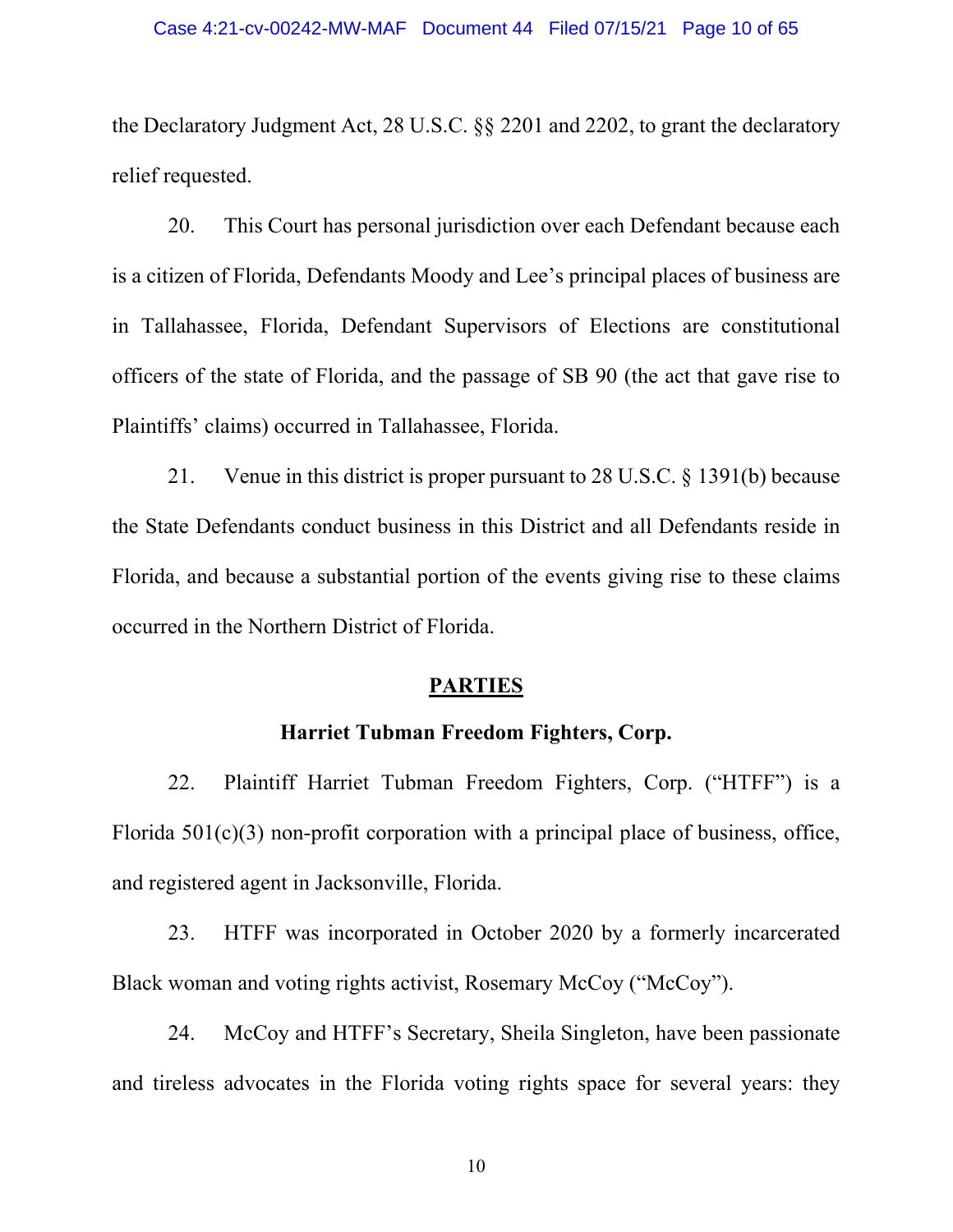the Declaratory Judgment Act, 28 U.S.C. §§ 2201 and 2202, to grant the declaratory relief requested.

20. This Court has personal jurisdiction over each Defendant because each is a citizen of Florida, Defendants Moody and Lee's principal places of business are in Tallahassee, Florida, Defendant Supervisors of Elections are constitutional officers of the state of Florida, and the passage of SB 90 (the act that gave rise to Plaintiffs' claims) occurred in Tallahassee, Florida.

21. Venue in this district is proper pursuant to 28 U.S.C. § 1391(b) because the State Defendants conduct business in this District and all Defendants reside in Florida, and because a substantial portion of the events giving rise to these claims occurred in the Northern District of Florida.

## PARTIES

### Harriet Tubman Freedom Fighters, Corp.

22. Plaintiff Harriet Tubman Freedom Fighters, Corp. ("HTFF") is a Florida 501(c)(3) non-profit corporation with a principal place of business, office, and registered agent in Jacksonville, Florida.

23. HTFF was incorporated in October 2020 by a formerly incarcerated Black woman and voting rights activist, Rosemary McCoy ("McCoy").

24. McCoy and HTFF's Secretary, Sheila Singleton, have been passionate and tireless advocates in the Florida voting rights space for several years: they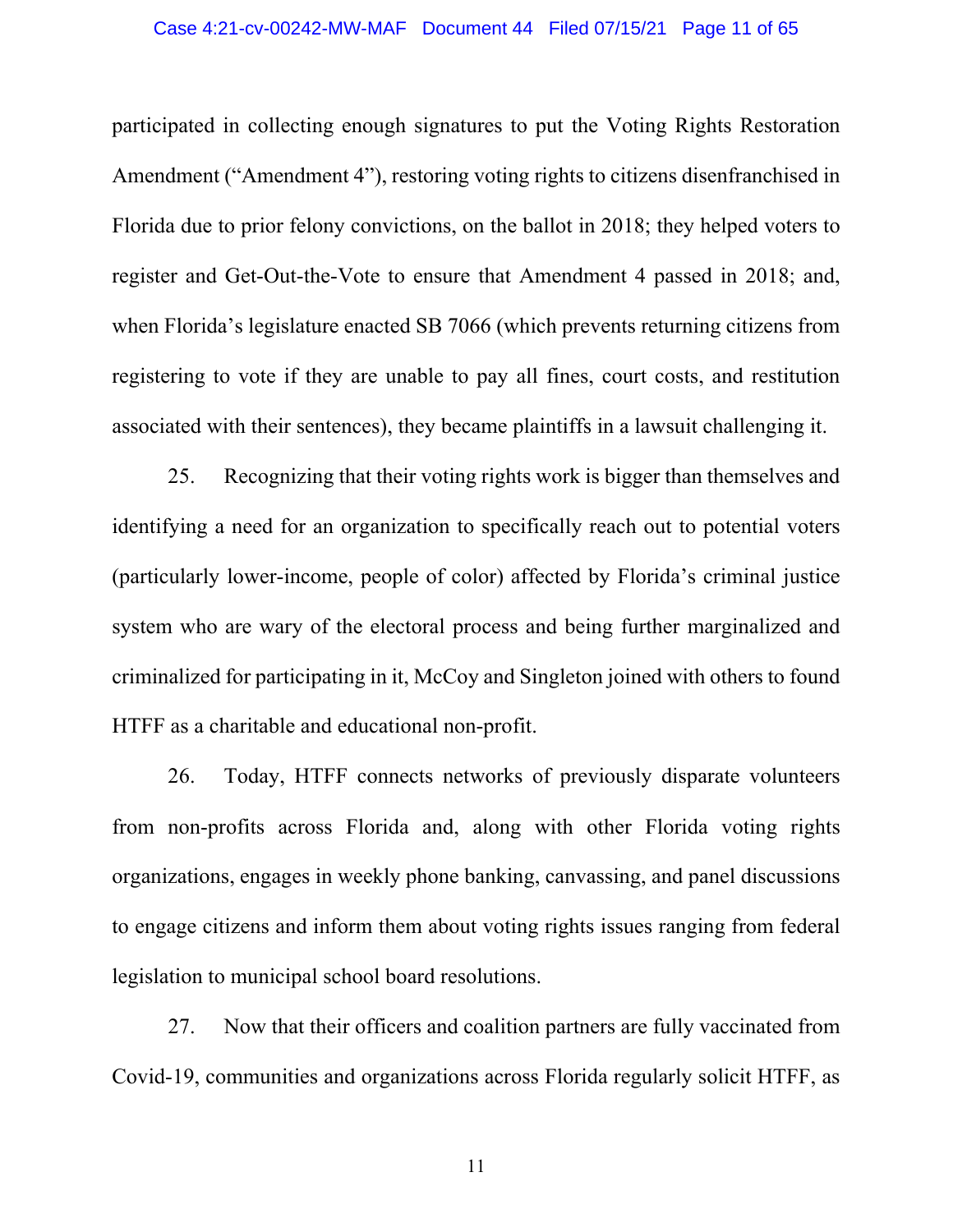participated in collecting enough signatures to put the Voting Rights Restoration Amendment ("Amendment 4"), restoring voting rights to citizens disenfranchised in Florida due to prior felony convictions, on the ballot in 2018; they helped voters to register and Get-Out-the-Vote to ensure that Amendment 4 passed in 2018; and, when Florida's legislature enacted SB 7066 (which prevents returning citizens from registering to vote if they are unable to pay all fines, court costs, and restitution associated with their sentences), they became plaintiffs in a lawsuit challenging it.

25. Recognizing that their voting rights work is bigger than themselves and identifying a need for an organization to specifically reach out to potential voters (particularly lower-income, people of color) affected by Florida's criminal justice system who are wary of the electoral process and being further marginalized and criminalized for participating in it, McCoy and Singleton joined with others to found HTFF as a charitable and educational non-profit.

26. Today, HTFF connects networks of previously disparate volunteers from non-profits across Florida and, along with other Florida voting rights organizations, engages in weekly phone banking, canvassing, and panel discussions to engage citizens and inform them about voting rights issues ranging from federal legislation to municipal school board resolutions.

27. Now that their officers and coalition partners are fully vaccinated from Covid-19, communities and organizations across Florida regularly solicit HTFF, as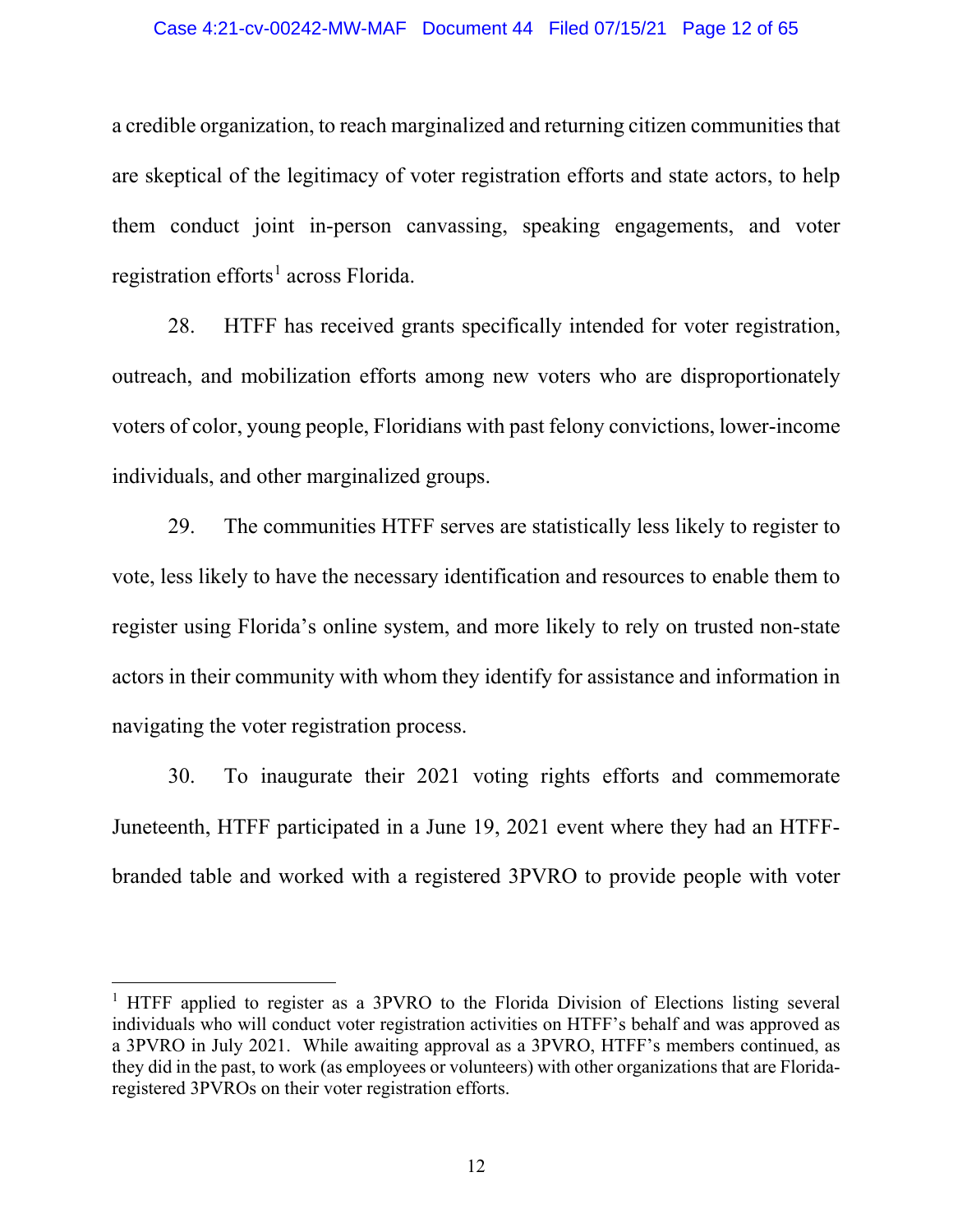a credible organization, to reach marginalized and returning citizen communities that are skeptical of the legitimacy of voter registration efforts and state actors, to help them conduct joint in-person canvassing, speaking engagements, and voter registration efforts[1] across Florida.

28. HTFF has received grants specifically intended for voter registration, outreach, and mobilization efforts among new voters who are disproportionately voters of color, young people, Floridians with past felony convictions, lower-income individuals, and other marginalized groups.

29. The communities HTFF serves are statistically less likely to register to vote, less likely to have the necessary identification and resources to enable them to register using Florida's online system, and more likely to rely on trusted non-state actors in their community with whom they identify for assistance and information in navigating the voter registration process.

30. To inaugurate their 2021 voting rights efforts and commemorate Juneteenth, HTFF participated in a June 19, 2021 event where they had an HTFF-branded table and worked with a registered 3PVRO to provide people with voter

---

[1] HTFF applied to register as a 3PVRO to the Florida Division of Elections listing several individuals who will conduct voter registration activities on HTFF's behalf and was approved as a 3PVRO in July 2021. While awaiting approval as a 3PVRO, HTFF's members continued, as they did in the past, to work (as employees or volunteers) with other organizations that are Florida-registered 3PVROs on their voter registration efforts.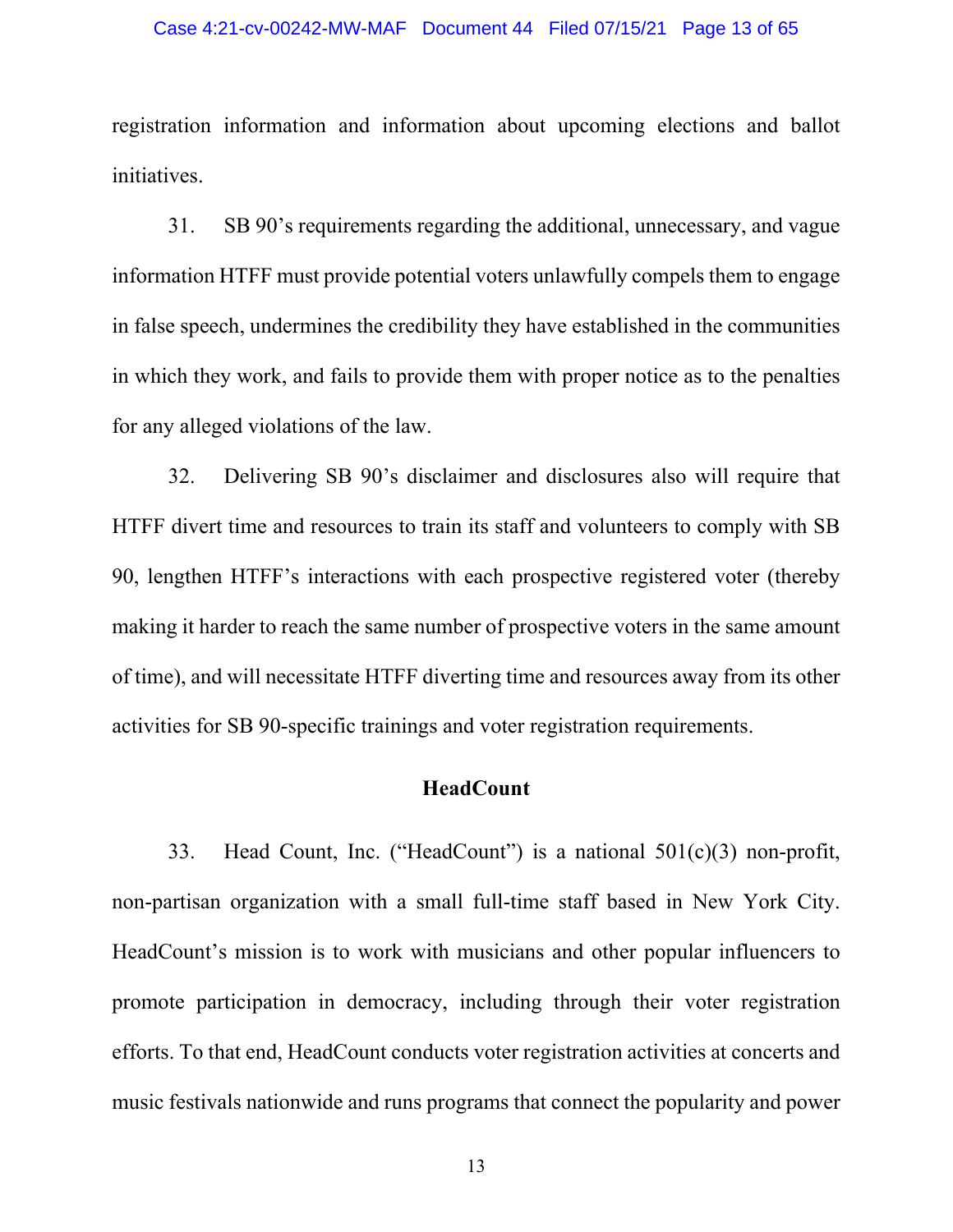registration information and information about upcoming elections and ballot initiatives.

31. SB 90's requirements regarding the additional, unnecessary, and vague information HTFF must provide potential voters unlawfully compels them to engage in false speech, undermines the credibility they have established in the communities in which they work, and fails to provide them with proper notice as to the penalties for any alleged violations of the law.

32. Delivering SB 90's disclaimer and disclosures also will require that HTFF divert time and resources to train its staff and volunteers to comply with SB 90, lengthen HTFF's interactions with each prospective registered voter (thereby making it harder to reach the same number of prospective voters in the same amount of time), and will necessitate HTFF diverting time and resources away from its other activities for SB 90-specific trainings and voter registration requirements.

**HeadCount**

33. Head Count, Inc. ("HeadCount") is a national 501(c)(3) non-profit, non-partisan organization with a small full-time staff based in New York City. HeadCount's mission is to work with musicians and other popular influencers to promote participation in democracy, including through their voter registration efforts. To that end, HeadCount conducts voter registration activities at concerts and music festivals nationwide and runs programs that connect the popularity and power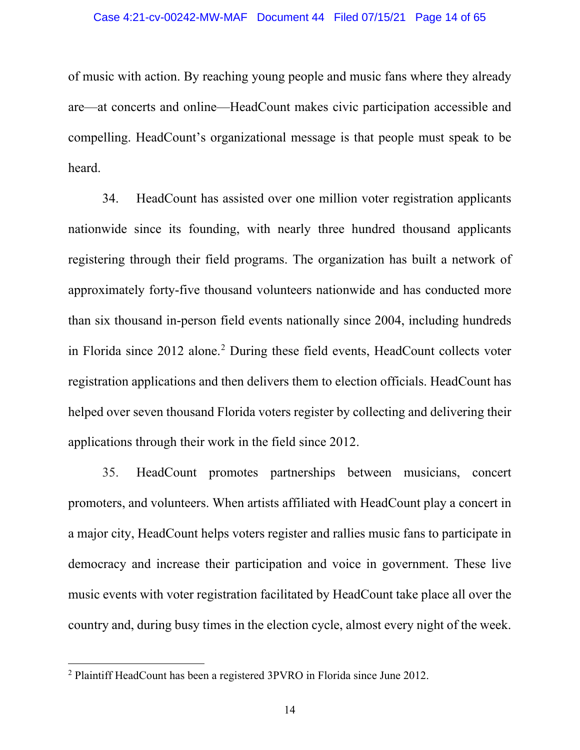of music with action. By reaching young people and music fans where they already are—at concerts and online—HeadCount makes civic participation accessible and compelling. HeadCount's organizational message is that people must speak to be heard.

34. HeadCount has assisted over one million voter registration applicants nationwide since its founding, with nearly three hundred thousand applicants registering through their field programs. The organization has built a network of approximately forty-five thousand volunteers nationwide and has conducted more than six thousand in-person field events nationally since 2004, including hundreds in Florida since 2012 alone.[2] During these field events, HeadCount collects voter registration applications and then delivers them to election officials. HeadCount has helped over seven thousand Florida voters register by collecting and delivering their applications through their work in the field since 2012.

35. HeadCount promotes partnerships between musicians, concert promoters, and volunteers. When artists affiliated with HeadCount play a concert in a major city, HeadCount helps voters register and rallies music fans to participate in democracy and increase their participation and voice in government. These live music events with voter registration facilitated by HeadCount take place all over the country and, during busy times in the election cycle, almost every night of the week.

[2] Plaintiff HeadCount has been a registered 3PVRO in Florida since June 2012.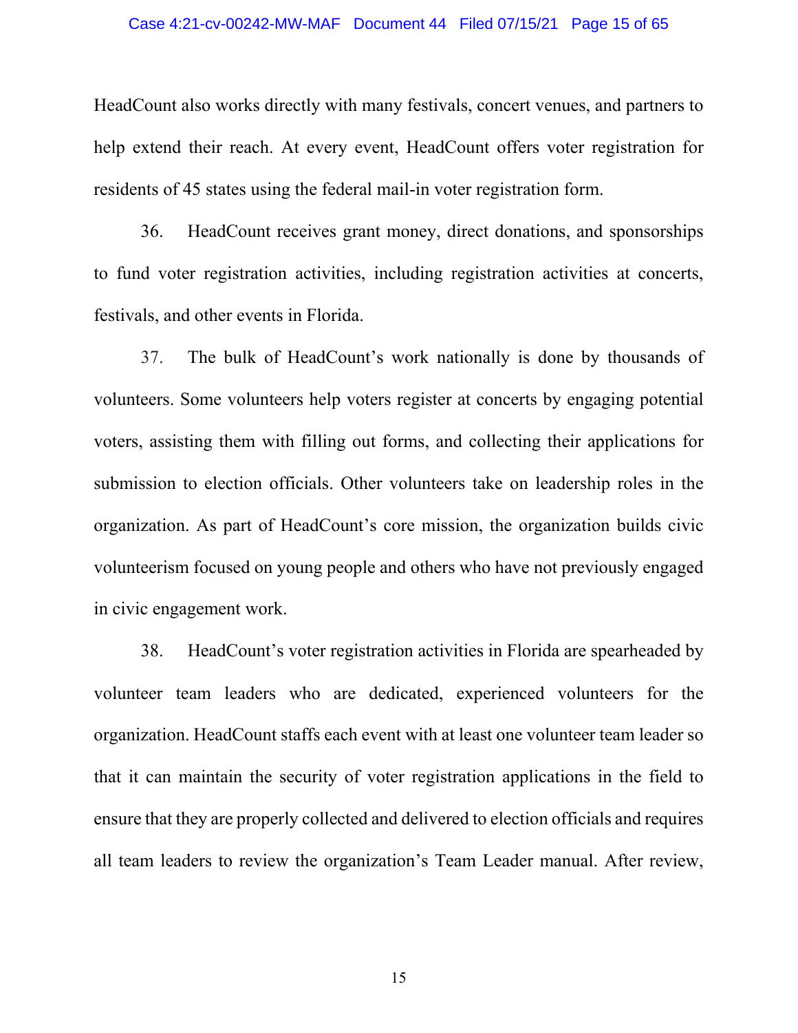HeadCount also works directly with many festivals, concert venues, and partners to help extend their reach. At every event, HeadCount offers voter registration for residents of 45 states using the federal mail-in voter registration form.

36. HeadCount receives grant money, direct donations, and sponsorships to fund voter registration activities, including registration activities at concerts, festivals, and other events in Florida.

37. The bulk of HeadCount's work nationally is done by thousands of volunteers. Some volunteers help voters register at concerts by engaging potential voters, assisting them with filling out forms, and collecting their applications for submission to election officials. Other volunteers take on leadership roles in the organization. As part of HeadCount's core mission, the organization builds civic volunteerism focused on young people and others who have not previously engaged in civic engagement work.

38. HeadCount's voter registration activities in Florida are spearheaded by volunteer team leaders who are dedicated, experienced volunteers for the organization. HeadCount staffs each event with at least one volunteer team leader so that it can maintain the security of voter registration applications in the field to ensure that they are properly collected and delivered to election officials and requires all team leaders to review the organization's Team Leader manual. After review,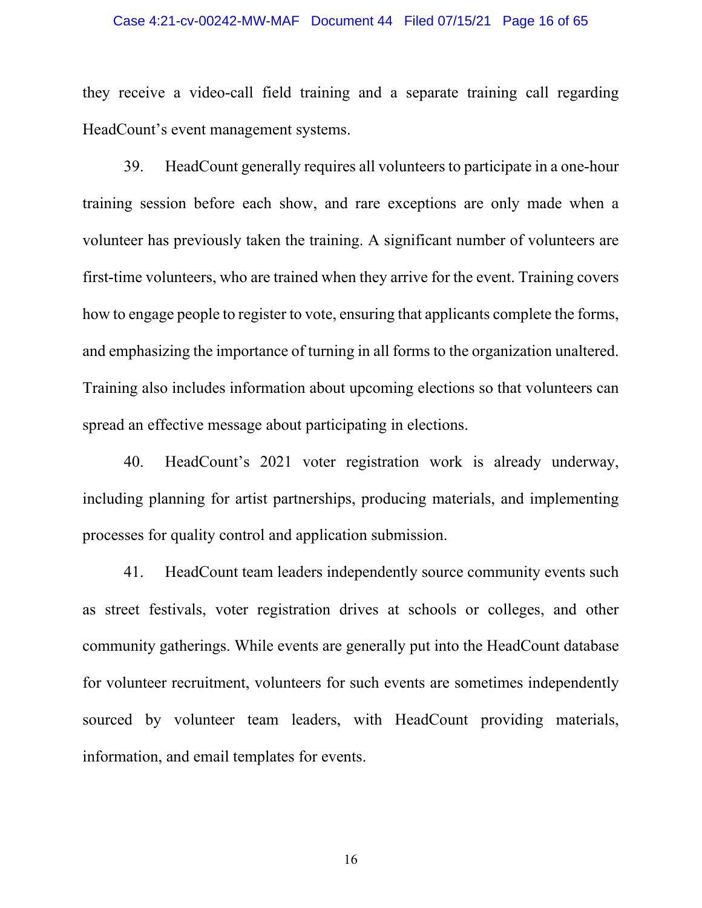they receive a video-call field training and a separate training call regarding HeadCount's event management systems.

39. HeadCount generally requires all volunteers to participate in a one-hour training session before each show, and rare exceptions are only made when a volunteer has previously taken the training. A significant number of volunteers are first-time volunteers, who are trained when they arrive for the event. Training covers how to engage people to register to vote, ensuring that applicants complete the forms, and emphasizing the importance of turning in all forms to the organization unaltered. Training also includes information about upcoming elections so that volunteers can spread an effective message about participating in elections.

40. HeadCount's 2021 voter registration work is already underway, including planning for artist partnerships, producing materials, and implementing processes for quality control and application submission.

41. HeadCount team leaders independently source community events such as street festivals, voter registration drives at schools or colleges, and other community gatherings. While events are generally put into the HeadCount database for volunteer recruitment, volunteers for such events are sometimes independently sourced by volunteer team leaders, with HeadCount providing materials, information, and email templates for events.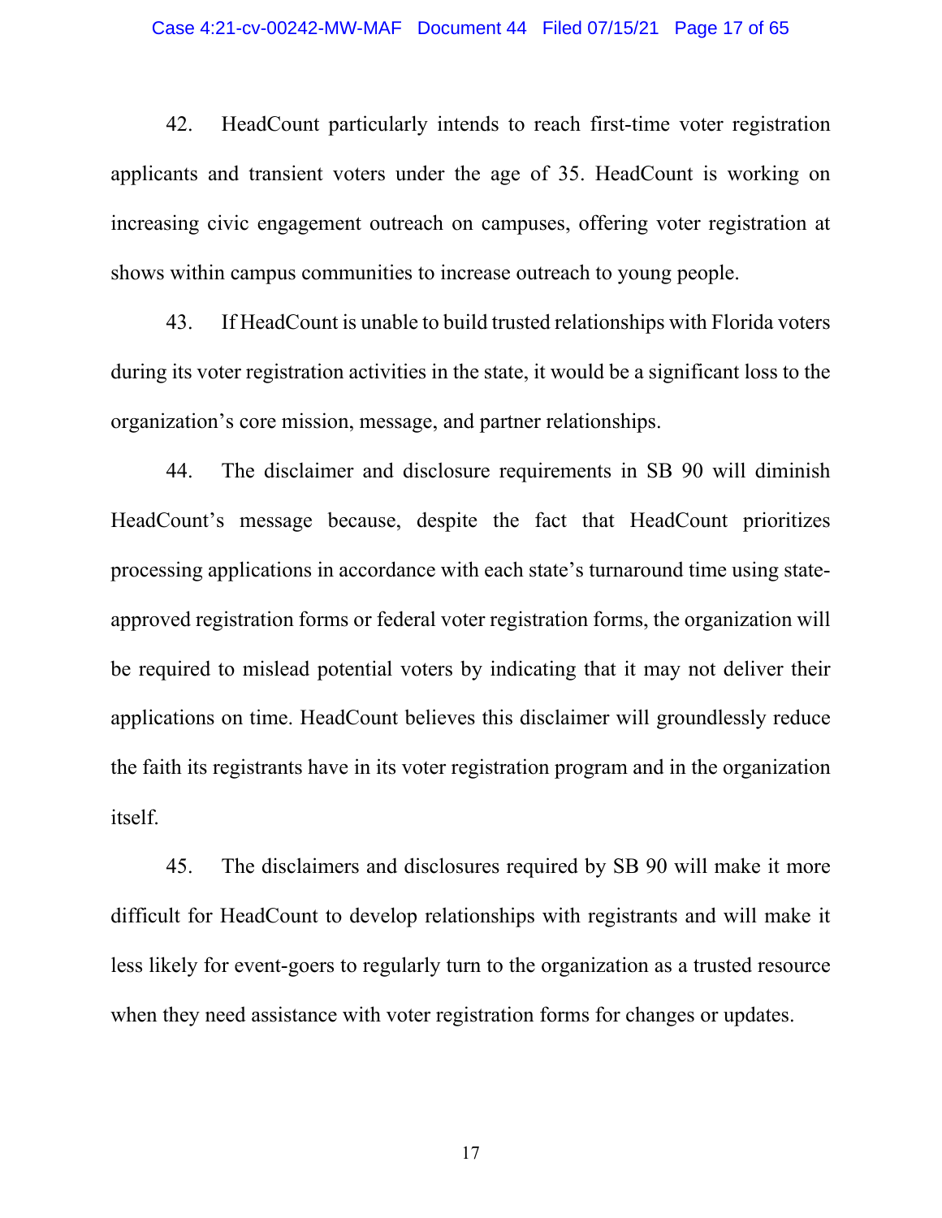42. HeadCount particularly intends to reach first-time voter registration applicants and transient voters under the age of 35. HeadCount is working on increasing civic engagement outreach on campuses, offering voter registration at shows within campus communities to increase outreach to young people.

43. If HeadCount is unable to build trusted relationships with Florida voters during its voter registration activities in the state, it would be a significant loss to the organization's core mission, message, and partner relationships.

44. The disclaimer and disclosure requirements in SB 90 will diminish HeadCount's message because, despite the fact that HeadCount prioritizes processing applications in accordance with each state's turnaround time using state-approved registration forms or federal voter registration forms, the organization will be required to mislead potential voters by indicating that it may not deliver their applications on time. HeadCount believes this disclaimer will groundlessly reduce the faith its registrants have in its voter registration program and in the organization itself.

45. The disclaimers and disclosures required by SB 90 will make it more difficult for HeadCount to develop relationships with registrants and will make it less likely for event-goers to regularly turn to the organization as a trusted resource when they need assistance with voter registration forms for changes or updates.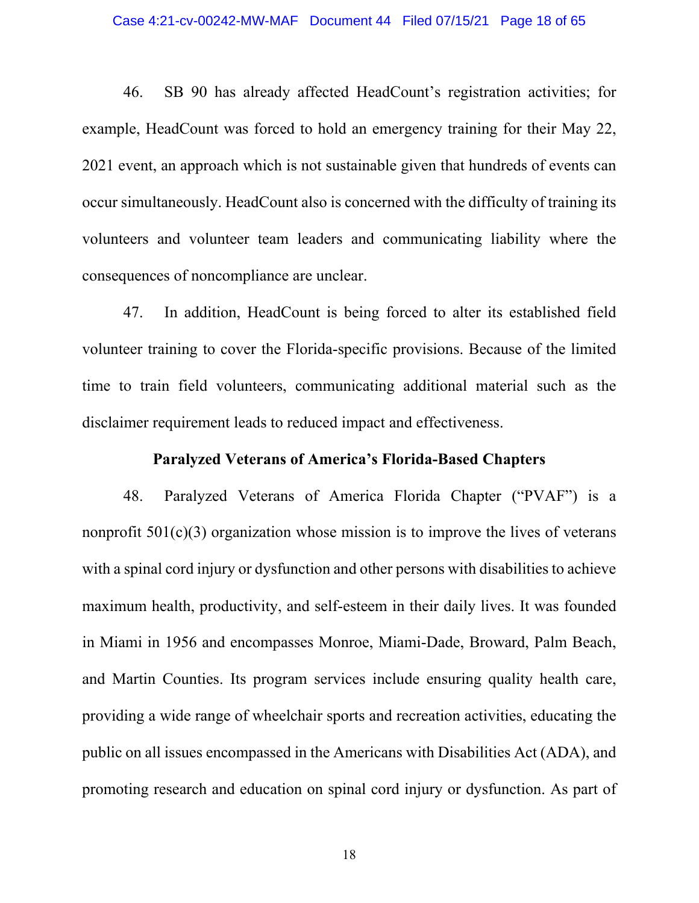46. SB 90 has already affected HeadCount's registration activities; for example, HeadCount was forced to hold an emergency training for their May 22, 2021 event, an approach which is not sustainable given that hundreds of events can occur simultaneously. HeadCount also is concerned with the difficulty of training its volunteers and volunteer team leaders and communicating liability where the consequences of noncompliance are unclear.

47. In addition, HeadCount is being forced to alter its established field volunteer training to cover the Florida-specific provisions. Because of the limited time to train field volunteers, communicating additional material such as the disclaimer requirement leads to reduced impact and effectiveness.

**Paralyzed Veterans of America's Florida-Based Chapters**

48. Paralyzed Veterans of America Florida Chapter ("PVAF") is a nonprofit 501(c)(3) organization whose mission is to improve the lives of veterans with a spinal cord injury or dysfunction and other persons with disabilities to achieve maximum health, productivity, and self-esteem in their daily lives. It was founded in Miami in 1956 and encompasses Monroe, Miami-Dade, Broward, Palm Beach, and Martin Counties. Its program services include ensuring quality health care, providing a wide range of wheelchair sports and recreation activities, educating the public on all issues encompassed in the Americans with Disabilities Act (ADA), and promoting research and education on spinal cord injury or dysfunction. As part of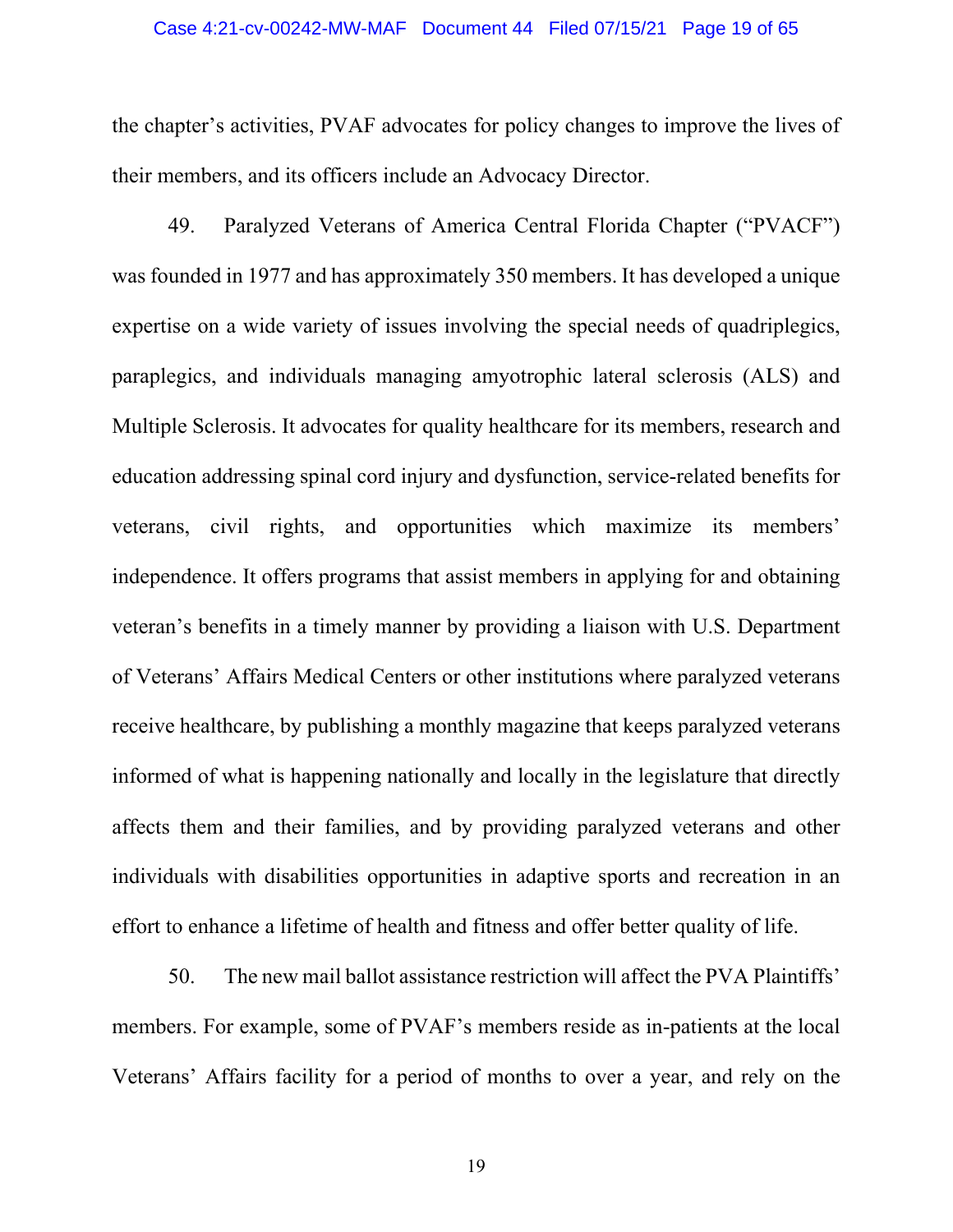the chapter's activities, PVAF advocates for policy changes to improve the lives of their members, and its officers include an Advocacy Director.

49. Paralyzed Veterans of America Central Florida Chapter ("PVACF") was founded in 1977 and has approximately 350 members. It has developed a unique expertise on a wide variety of issues involving the special needs of quadriplegics, paraplegics, and individuals managing amyotrophic lateral sclerosis (ALS) and Multiple Sclerosis. It advocates for quality healthcare for its members, research and education addressing spinal cord injury and dysfunction, service-related benefits for veterans, civil rights, and opportunities which maximize its members' independence. It offers programs that assist members in applying for and obtaining veteran's benefits in a timely manner by providing a liaison with U.S. Department of Veterans' Affairs Medical Centers or other institutions where paralyzed veterans receive healthcare, by publishing a monthly magazine that keeps paralyzed veterans informed of what is happening nationally and locally in the legislature that directly affects them and their families, and by providing paralyzed veterans and other individuals with disabilities opportunities in adaptive sports and recreation in an effort to enhance a lifetime of health and fitness and offer better quality of life.

50. The new mail ballot assistance restriction will affect the PVA Plaintiffs' members. For example, some of PVAF's members reside as in-patients at the local Veterans' Affairs facility for a period of months to over a year, and rely on the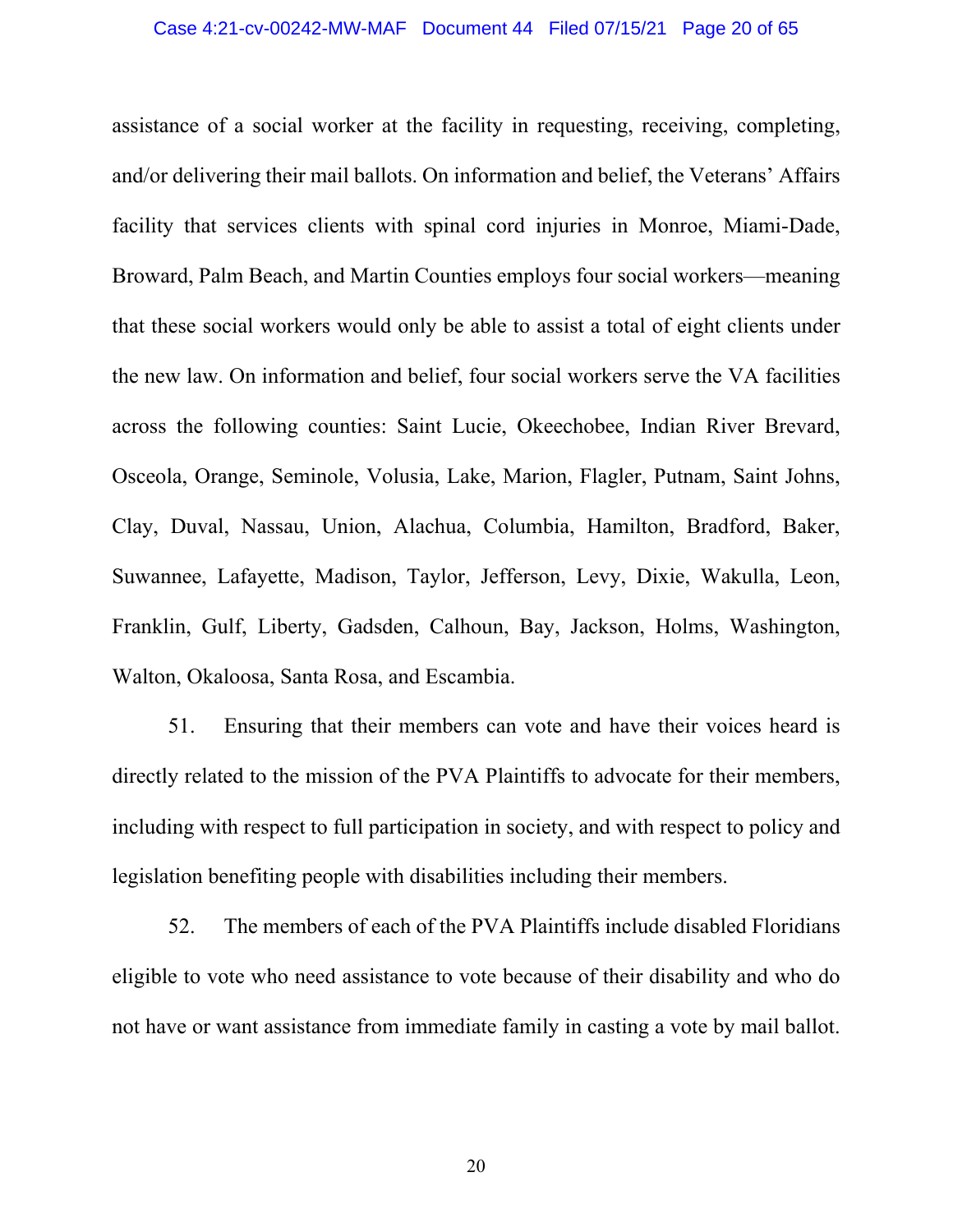assistance of a social worker at the facility in requesting, receiving, completing, and/or delivering their mail ballots. On information and belief, the Veterans' Affairs facility that services clients with spinal cord injuries in Monroe, Miami-Dade, Broward, Palm Beach, and Martin Counties employs four social workers—meaning that these social workers would only be able to assist a total of eight clients under the new law. On information and belief, four social workers serve the VA facilities across the following counties: Saint Lucie, Okeechobee, Indian River Brevard, Osceola, Orange, Seminole, Volusia, Lake, Marion, Flagler, Putnam, Saint Johns, Clay, Duval, Nassau, Union, Alachua, Columbia, Hamilton, Bradford, Baker, Suwannee, Lafayette, Madison, Taylor, Jefferson, Levy, Dixie, Wakulla, Leon, Franklin, Gulf, Liberty, Gadsden, Calhoun, Bay, Jackson, Holms, Washington, Walton, Okaloosa, Santa Rosa, and Escambia.

51. Ensuring that their members can vote and have their voices heard is directly related to the mission of the PVA Plaintiffs to advocate for their members, including with respect to full participation in society, and with respect to policy and legislation benefiting people with disabilities including their members.

52. The members of each of the PVA Plaintiffs include disabled Floridians eligible to vote who need assistance to vote because of their disability and who do not have or want assistance from immediate family in casting a vote by mail ballot.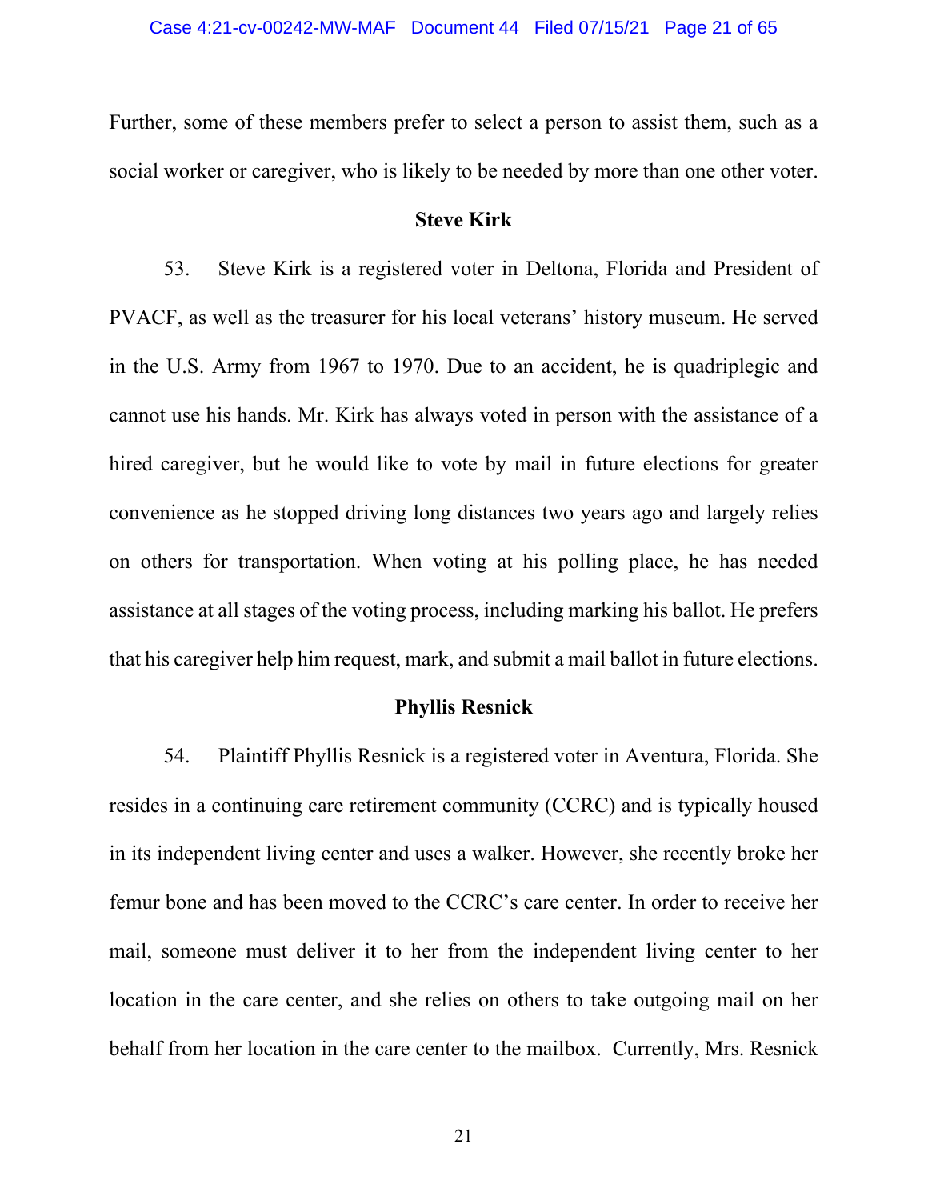Further, some of these members prefer to select a person to assist them, such as a social worker or caregiver, who is likely to be needed by more than one other voter.

**Steve Kirk**

53. Steve Kirk is a registered voter in Deltona, Florida and President of PVACF, as well as the treasurer for his local veterans' history museum. He served in the U.S. Army from 1967 to 1970. Due to an accident, he is quadriplegic and cannot use his hands. Mr. Kirk has always voted in person with the assistance of a hired caregiver, but he would like to vote by mail in future elections for greater convenience as he stopped driving long distances two years ago and largely relies on others for transportation. When voting at his polling place, he has needed assistance at all stages of the voting process, including marking his ballot. He prefers that his caregiver help him request, mark, and submit a mail ballot in future elections.

**Phyllis Resnick**

54. Plaintiff Phyllis Resnick is a registered voter in Aventura, Florida. She resides in a continuing care retirement community (CCRC) and is typically housed in its independent living center and uses a walker. However, she recently broke her femur bone and has been moved to the CCRC's care center. In order to receive her mail, someone must deliver it to her from the independent living center to her location in the care center, and she relies on others to take outgoing mail on her behalf from her location in the care center to the mailbox. Currently, Mrs. Resnick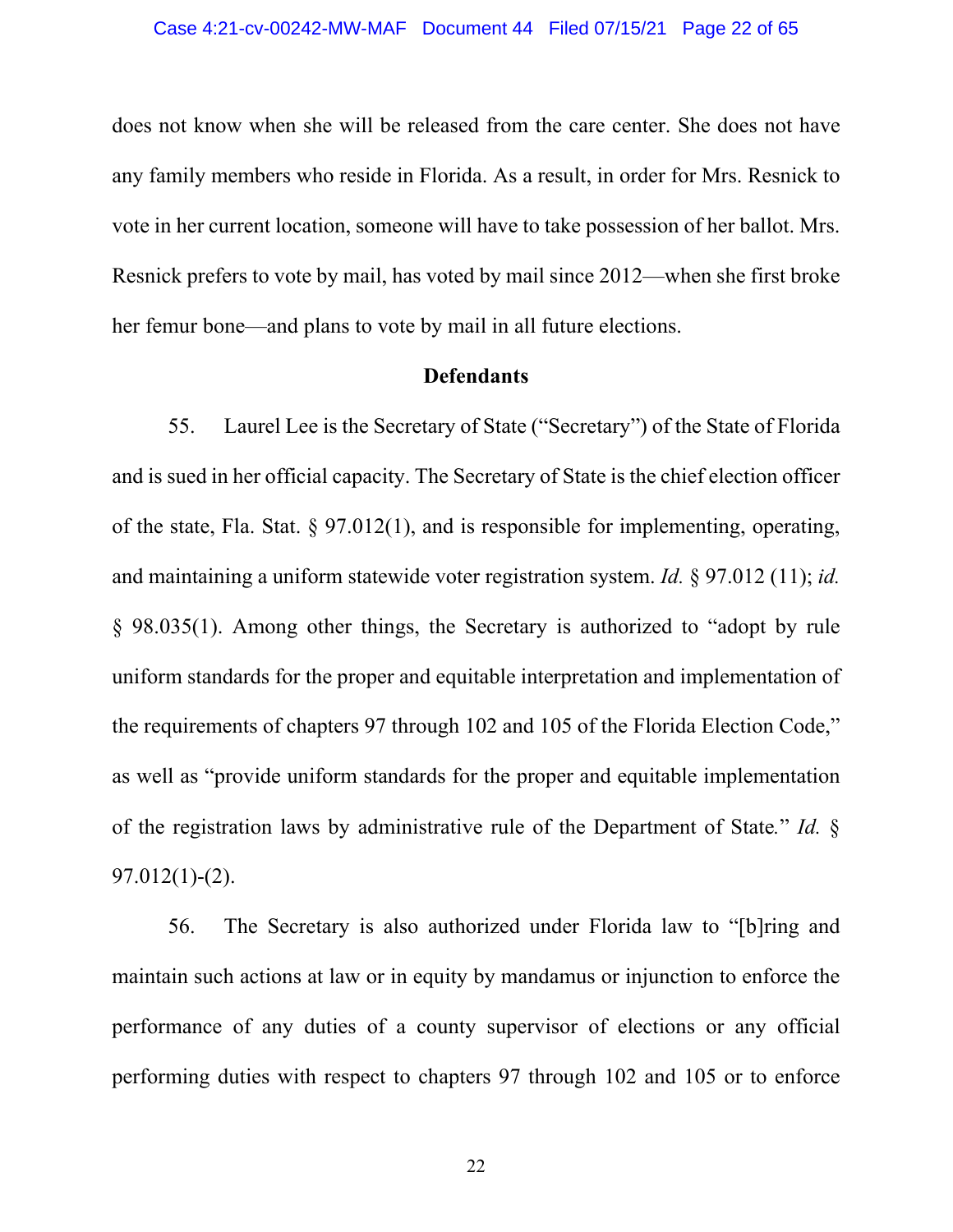does not know when she will be released from the care center. She does not have any family members who reside in Florida. As a result, in order for Mrs. Resnick to vote in her current location, someone will have to take possession of her ballot. Mrs. Resnick prefers to vote by mail, has voted by mail since 2012—when she first broke her femur bone—and plans to vote by mail in all future elections.

**Defendants**

55. Laurel Lee is the Secretary of State ("Secretary") of the State of Florida and is sued in her official capacity. The Secretary of State is the chief election officer of the state, Fla. Stat. § 97.012(1), and is responsible for implementing, operating, and maintaining a uniform statewide voter registration system. *Id.* § 97.012 (11); *id.* § 98.035(1). Among other things, the Secretary is authorized to "adopt by rule uniform standards for the proper and equitable interpretation and implementation of the requirements of chapters 97 through 102 and 105 of the Florida Election Code," as well as "provide uniform standards for the proper and equitable implementation of the registration laws by administrative rule of the Department of State." *Id.* § 97.012(1)-(2).

56. The Secretary is also authorized under Florida law to "[b]ring and maintain such actions at law or in equity by mandamus or injunction to enforce the performance of any duties of a county supervisor of elections or any official performing duties with respect to chapters 97 through 102 and 105 or to enforce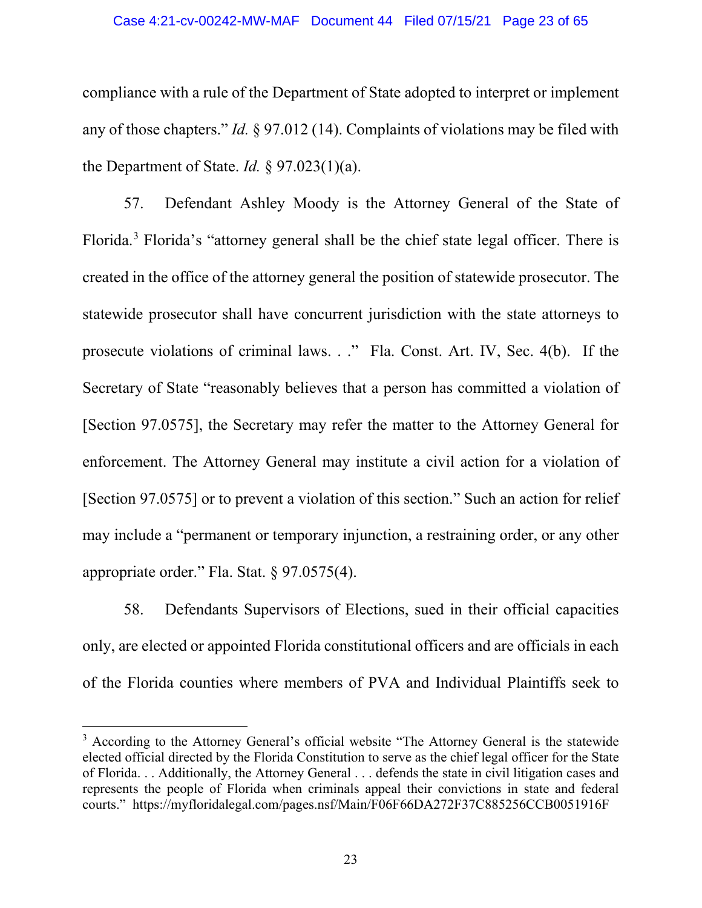compliance with a rule of the Department of State adopted to interpret or implement any of those chapters." *Id.* § 97.012 (14). Complaints of violations may be filed with the Department of State. *Id.* § 97.023(1)(a).

57. Defendant Ashley Moody is the Attorney General of the State of Florida.[3] Florida's "attorney general shall be the chief state legal officer. There is created in the office of the attorney general the position of statewide prosecutor. The statewide prosecutor shall have concurrent jurisdiction with the state attorneys to prosecute violations of criminal laws. . ." Fla. Const. Art. IV, Sec. 4(b). If the Secretary of State "reasonably believes that a person has committed a violation of [Section 97.0575], the Secretary may refer the matter to the Attorney General for enforcement. The Attorney General may institute a civil action for a violation of [Section 97.0575] or to prevent a violation of this section." Such an action for relief may include a "permanent or temporary injunction, a restraining order, or any other appropriate order." Fla. Stat. § 97.0575(4).

58. Defendants Supervisors of Elections, sued in their official capacities only, are elected or appointed Florida constitutional officers and are officials in each of the Florida counties where members of PVA and Individual Plaintiffs seek to

[3] According to the Attorney General's official website "The Attorney General is the statewide elected official directed by the Florida Constitution to serve as the chief legal officer for the State of Florida. . . Additionally, the Attorney General . . . defends the state in civil litigation cases and represents the people of Florida when criminals appeal their convictions in state and federal courts." https://myfloridalegal.com/pages.nsf/Main/F06F66DA272F37C885256CCB0051916F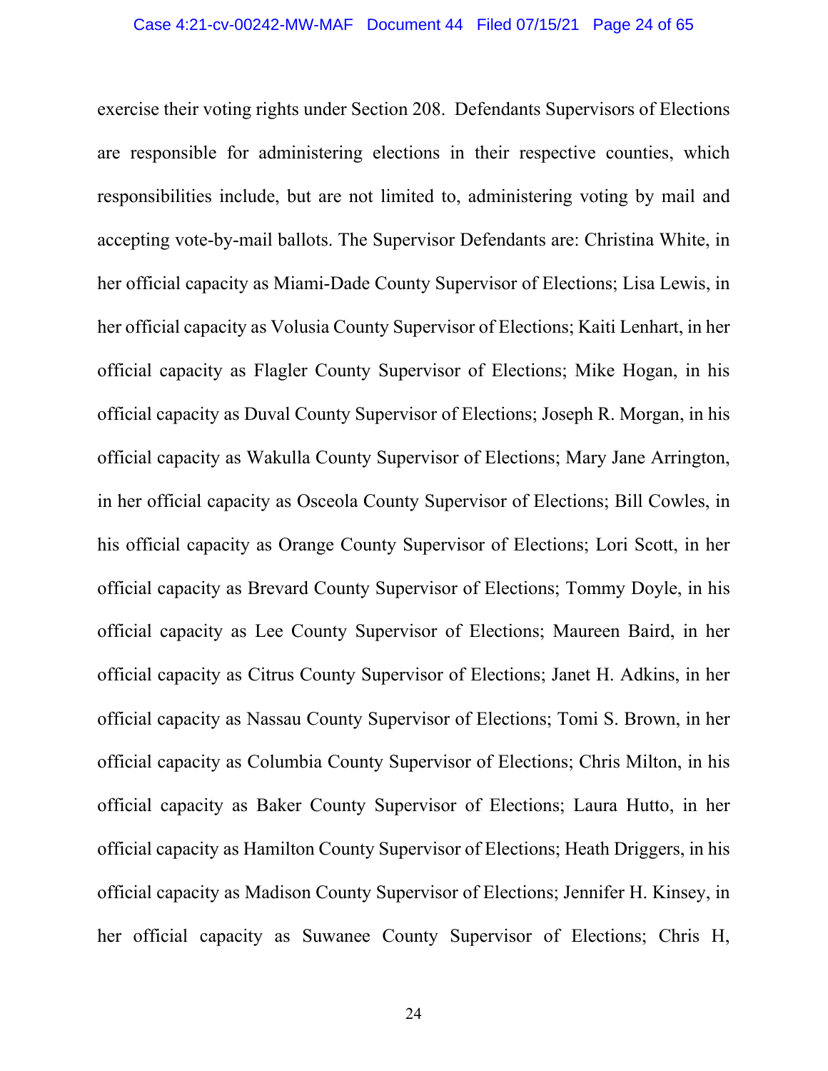exercise their voting rights under Section 208. Defendants Supervisors of Elections are responsible for administering elections in their respective counties, which responsibilities include, but are not limited to, administering voting by mail and accepting vote-by-mail ballots. The Supervisor Defendants are: Christina White, in her official capacity as Miami-Dade County Supervisor of Elections; Lisa Lewis, in her official capacity as Volusia County Supervisor of Elections; Kaiti Lenhart, in her official capacity as Flagler County Supervisor of Elections; Mike Hogan, in his official capacity as Duval County Supervisor of Elections; Joseph R. Morgan, in his official capacity as Wakulla County Supervisor of Elections; Mary Jane Arrington, in her official capacity as Osceola County Supervisor of Elections; Bill Cowles, in his official capacity as Orange County Supervisor of Elections; Lori Scott, in her official capacity as Brevard County Supervisor of Elections; Tommy Doyle, in his official capacity as Lee County Supervisor of Elections; Maureen Baird, in her official capacity as Citrus County Supervisor of Elections; Janet H. Adkins, in her official capacity as Nassau County Supervisor of Elections; Tomi S. Brown, in her official capacity as Columbia County Supervisor of Elections; Chris Milton, in his official capacity as Baker County Supervisor of Elections; Laura Hutto, in her official capacity as Hamilton County Supervisor of Elections; Heath Driggers, in his official capacity as Madison County Supervisor of Elections; Jennifer H. Kinsey, in her official capacity as Suwanee County Supervisor of Elections; Chris H,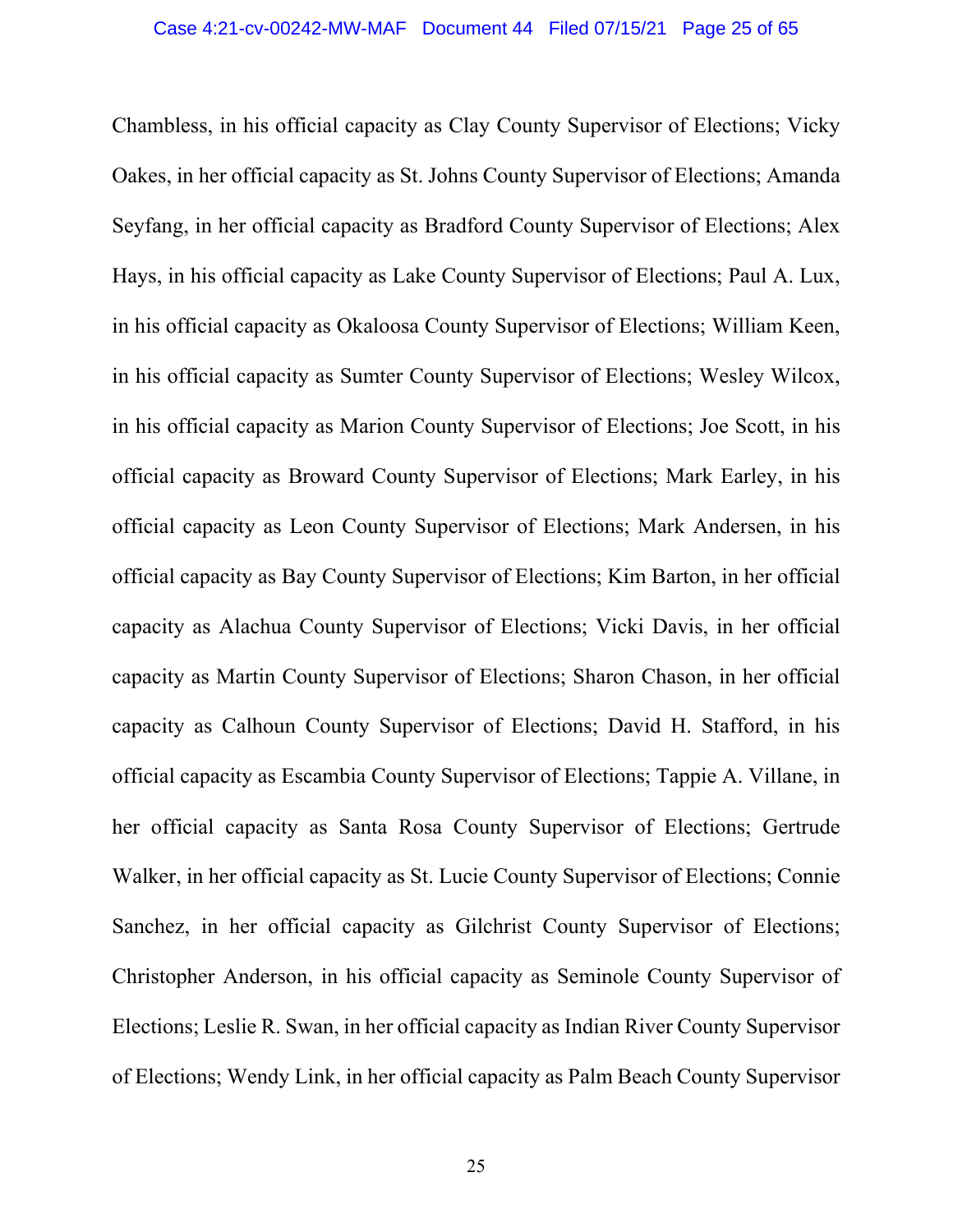Chambless, in his official capacity as Clay County Supervisor of Elections; Vicky Oakes, in her official capacity as St. Johns County Supervisor of Elections; Amanda Seyfang, in her official capacity as Bradford County Supervisor of Elections; Alex Hays, in his official capacity as Lake County Supervisor of Elections; Paul A. Lux, in his official capacity as Okaloosa County Supervisor of Elections; William Keen, in his official capacity as Sumter County Supervisor of Elections; Wesley Wilcox, in his official capacity as Marion County Supervisor of Elections; Joe Scott, in his official capacity as Broward County Supervisor of Elections; Mark Earley, in his official capacity as Leon County Supervisor of Elections; Mark Andersen, in his official capacity as Bay County Supervisor of Elections; Kim Barton, in her official capacity as Alachua County Supervisor of Elections; Vicki Davis, in her official capacity as Martin County Supervisor of Elections; Sharon Chason, in her official capacity as Calhoun County Supervisor of Elections; David H. Stafford, in his official capacity as Escambia County Supervisor of Elections; Tappie A. Villane, in her official capacity as Santa Rosa County Supervisor of Elections; Gertrude Walker, in her official capacity as St. Lucie County Supervisor of Elections; Connie Sanchez, in her official capacity as Gilchrist County Supervisor of Elections; Christopher Anderson, in his official capacity as Seminole County Supervisor of Elections; Leslie R. Swan, in her official capacity as Indian River County Supervisor of Elections; Wendy Link, in her official capacity as Palm Beach County Supervisor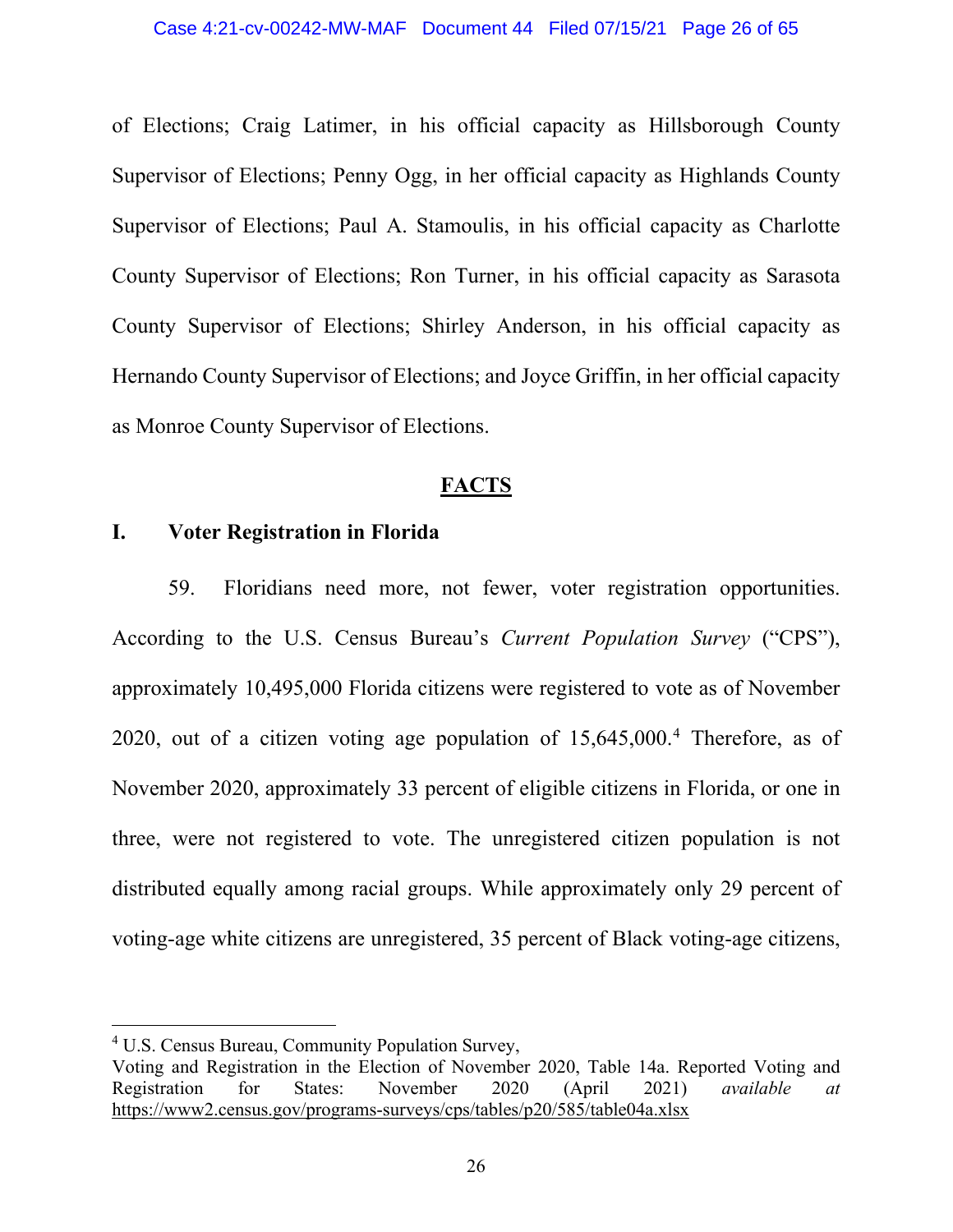of Elections; Craig Latimer, in his official capacity as Hillsborough County Supervisor of Elections; Penny Ogg, in her official capacity as Highlands County Supervisor of Elections; Paul A. Stamoulis, in his official capacity as Charlotte County Supervisor of Elections; Ron Turner, in his official capacity as Sarasota County Supervisor of Elections; Shirley Anderson, in his official capacity as Hernando County Supervisor of Elections; and Joyce Griffin, in her official capacity as Monroe County Supervisor of Elections.

## FACTS

### I. Voter Registration in Florida

59. Floridians need more, not fewer, voter registration opportunities. According to the U.S. Census Bureau's *Current Population Survey* ("CPS"), approximately 10,495,000 Florida citizens were registered to vote as of November 2020, out of a citizen voting age population of 15,645,000.[4] Therefore, as of November 2020, approximately 33 percent of eligible citizens in Florida, or one in three, were not registered to vote. The unregistered citizen population is not distributed equally among racial groups. While approximately only 29 percent of voting-age white citizens are unregistered, 35 percent of Black voting-age citizens,

---

[4] U.S. Census Bureau, Community Population Survey, Voting and Registration in the Election of November 2020, Table 14a. Reported Voting and Registration for States: November 2020 (April 2021) *available at* https://www2.census.gov/programs-surveys/cps/tables/p20/585/table04a.xlsx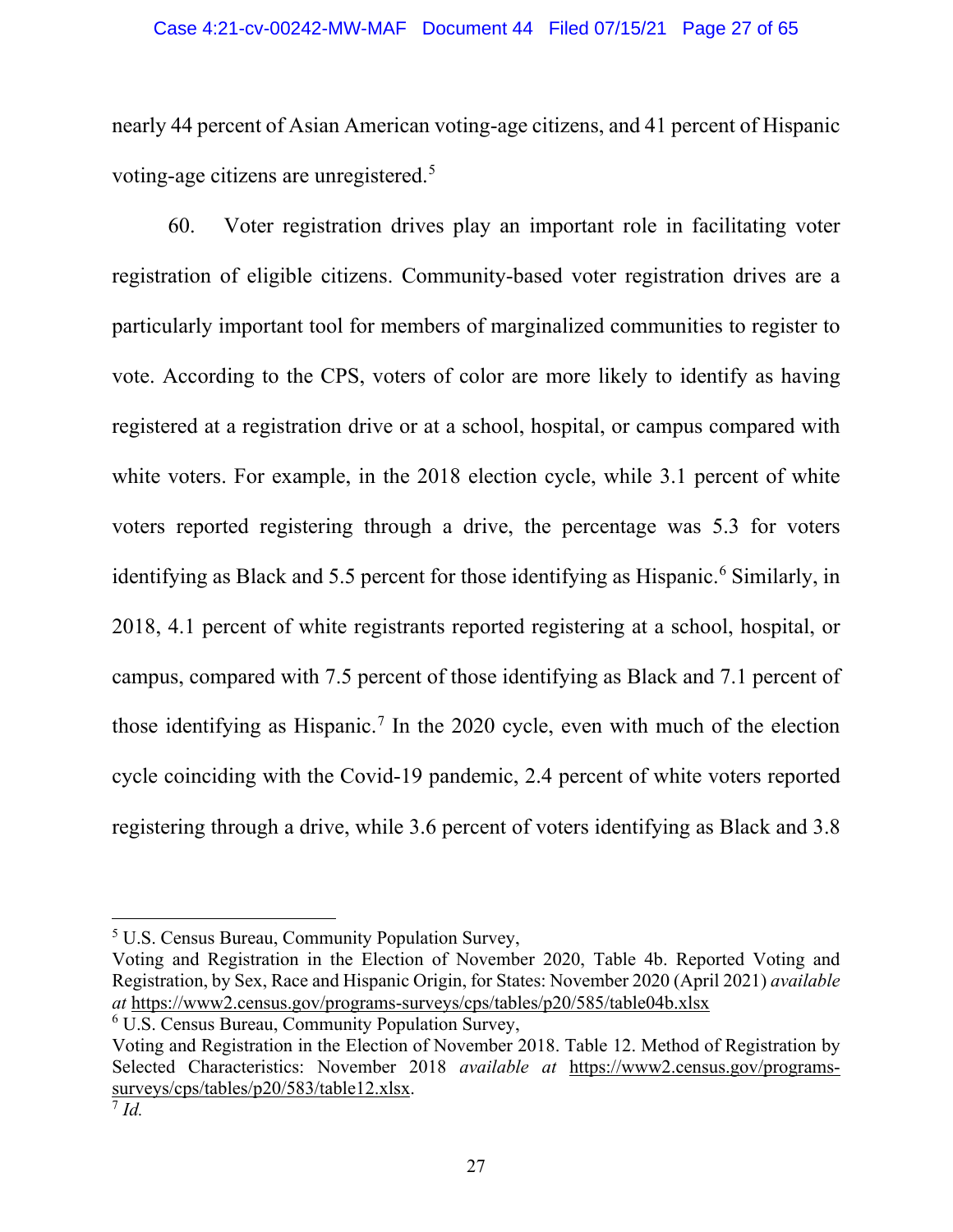nearly 44 percent of Asian American voting-age citizens, and 41 percent of Hispanic voting-age citizens are unregistered.[5]

60. Voter registration drives play an important role in facilitating voter registration of eligible citizens. Community-based voter registration drives are a particularly important tool for members of marginalized communities to register to vote. According to the CPS, voters of color are more likely to identify as having registered at a registration drive or at a school, hospital, or campus compared with white voters. For example, in the 2018 election cycle, while 3.1 percent of white voters reported registering through a drive, the percentage was 5.3 for voters identifying as Black and 5.5 percent for those identifying as Hispanic.[6] Similarly, in 2018, 4.1 percent of white registrants reported registering at a school, hospital, or campus, compared with 7.5 percent of those identifying as Black and 7.1 percent of those identifying as Hispanic.[7] In the 2020 cycle, even with much of the election cycle coinciding with the Covid-19 pandemic, 2.4 percent of white voters reported registering through a drive, while 3.6 percent of voters identifying as Black and 3.8

---

[5] U.S. Census Bureau, Community Population Survey,
Voting and Registration in the Election of November 2020, Table 4b. Reported Voting and Registration, by Sex, Race and Hispanic Origin, for States: November 2020 (April 2021) *available at* https://www2.census.gov/programs-surveys/cps/tables/p20/585/table04b.xlsx

[6] U.S. Census Bureau, Community Population Survey,
Voting and Registration in the Election of November 2018. Table 12. Method of Registration by Selected Characteristics: November 2018 *available at* https://www2.census.gov/programs-surveys/cps/tables/p20/583/table12.xlsx.

[7] *Id.*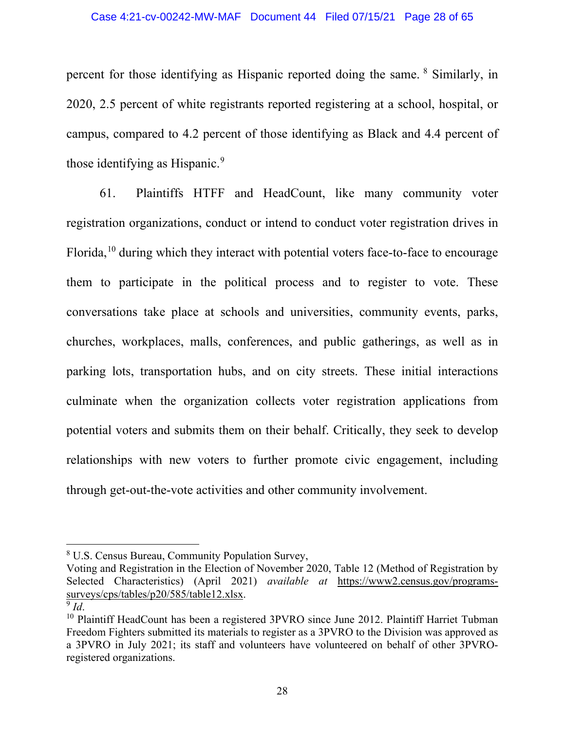percent for those identifying as Hispanic reported doing the same. [8] Similarly, in 2020, 2.5 percent of white registrants reported registering at a school, hospital, or campus, compared to 4.2 percent of those identifying as Black and 4.4 percent of those identifying as Hispanic.[9]

61. Plaintiffs HTFF and HeadCount, like many community voter registration organizations, conduct or intend to conduct voter registration drives in Florida,[10] during which they interact with potential voters face-to-face to encourage them to participate in the political process and to register to vote. These conversations take place at schools and universities, community events, parks, churches, workplaces, malls, conferences, and public gatherings, as well as in parking lots, transportation hubs, and on city streets. These initial interactions culminate when the organization collects voter registration applications from potential voters and submits them on their behalf. Critically, they seek to develop relationships with new voters to further promote civic engagement, including through get-out-the-vote activities and other community involvement.

---

[8] U.S. Census Bureau, Community Population Survey, Voting and Registration in the Election of November 2020, Table 12 (Method of Registration by Selected Characteristics) (April 2021) *available at* https://www2.census.gov/programs-surveys/cps/tables/p20/585/table12.xlsx.

[9] *Id*.

[10] Plaintiff HeadCount has been a registered 3PVRO since June 2012. Plaintiff Harriet Tubman Freedom Fighters submitted its materials to register as a 3PVRO to the Division was approved as a 3PVRO in July 2021; its staff and volunteers have volunteered on behalf of other 3PVRO-registered organizations.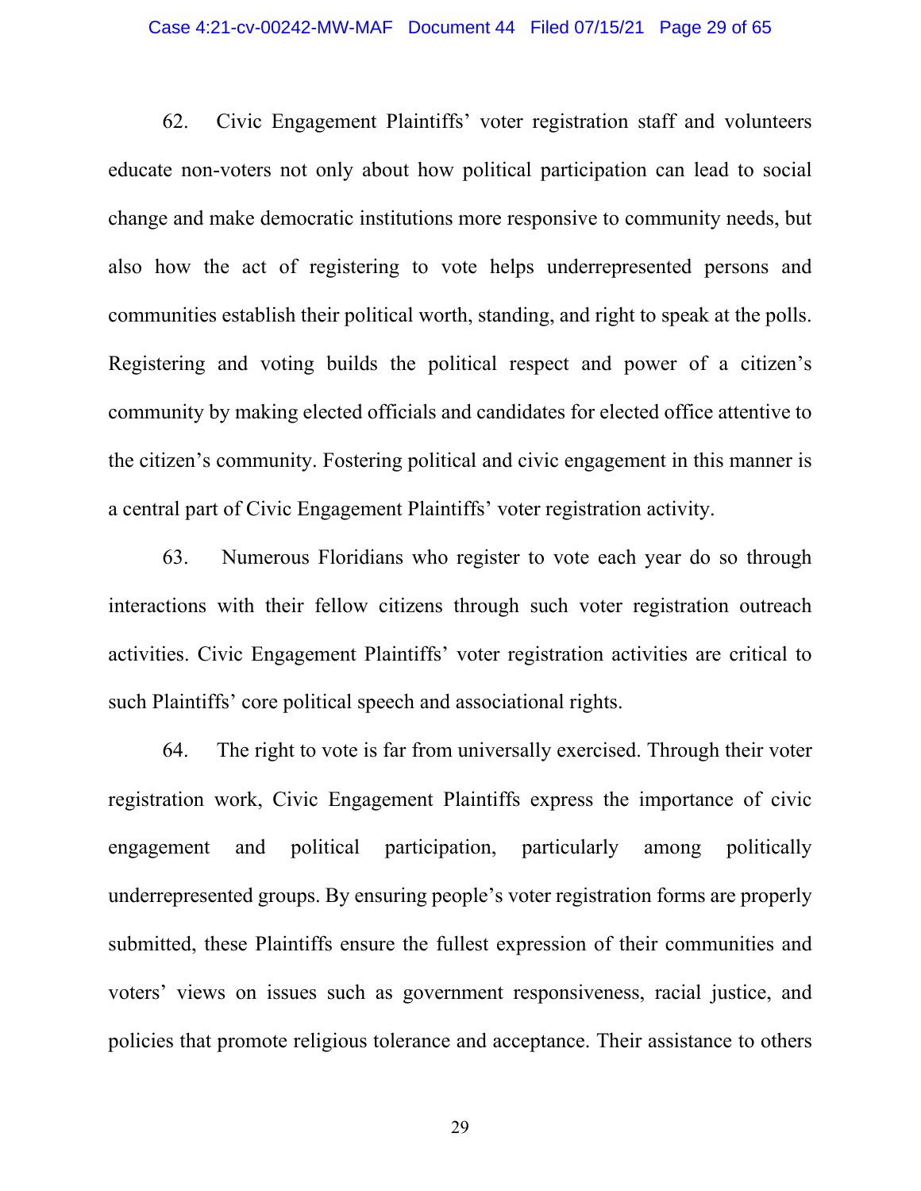62. Civic Engagement Plaintiffs' voter registration staff and volunteers educate non-voters not only about how political participation can lead to social change and make democratic institutions more responsive to community needs, but also how the act of registering to vote helps underrepresented persons and communities establish their political worth, standing, and right to speak at the polls. Registering and voting builds the political respect and power of a citizen's community by making elected officials and candidates for elected office attentive to the citizen's community. Fostering political and civic engagement in this manner is a central part of Civic Engagement Plaintiffs' voter registration activity.

63. Numerous Floridians who register to vote each year do so through interactions with their fellow citizens through such voter registration outreach activities. Civic Engagement Plaintiffs' voter registration activities are critical to such Plaintiffs' core political speech and associational rights.

64. The right to vote is far from universally exercised. Through their voter registration work, Civic Engagement Plaintiffs express the importance of civic engagement and political participation, particularly among politically underrepresented groups. By ensuring people's voter registration forms are properly submitted, these Plaintiffs ensure the fullest expression of their communities and voters' views on issues such as government responsiveness, racial justice, and policies that promote religious tolerance and acceptance. Their assistance to others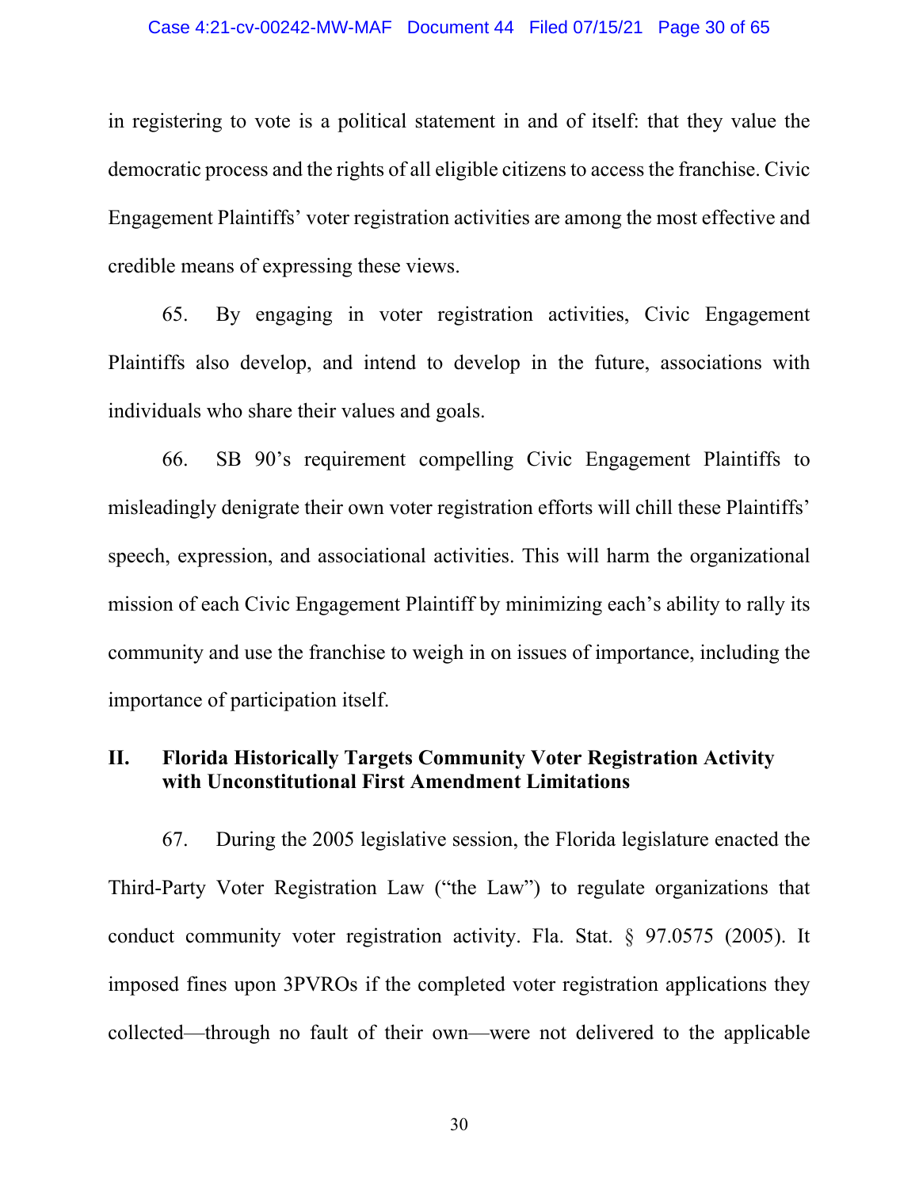in registering to vote is a political statement in and of itself: that they value the democratic process and the rights of all eligible citizens to access the franchise. Civic Engagement Plaintiffs' voter registration activities are among the most effective and credible means of expressing these views.

65. By engaging in voter registration activities, Civic Engagement Plaintiffs also develop, and intend to develop in the future, associations with individuals who share their values and goals.

66. SB 90's requirement compelling Civic Engagement Plaintiffs to misleadingly denigrate their own voter registration efforts will chill these Plaintiffs' speech, expression, and associational activities. This will harm the organizational mission of each Civic Engagement Plaintiff by minimizing each's ability to rally its community and use the franchise to weigh in on issues of importance, including the importance of participation itself.

## II. Florida Historically Targets Community Voter Registration Activity with Unconstitutional First Amendment Limitations

67. During the 2005 legislative session, the Florida legislature enacted the Third-Party Voter Registration Law ("the Law") to regulate organizations that conduct community voter registration activity. Fla. Stat. § 97.0575 (2005). It imposed fines upon 3PVROs if the completed voter registration applications they collected—through no fault of their own—were not delivered to the applicable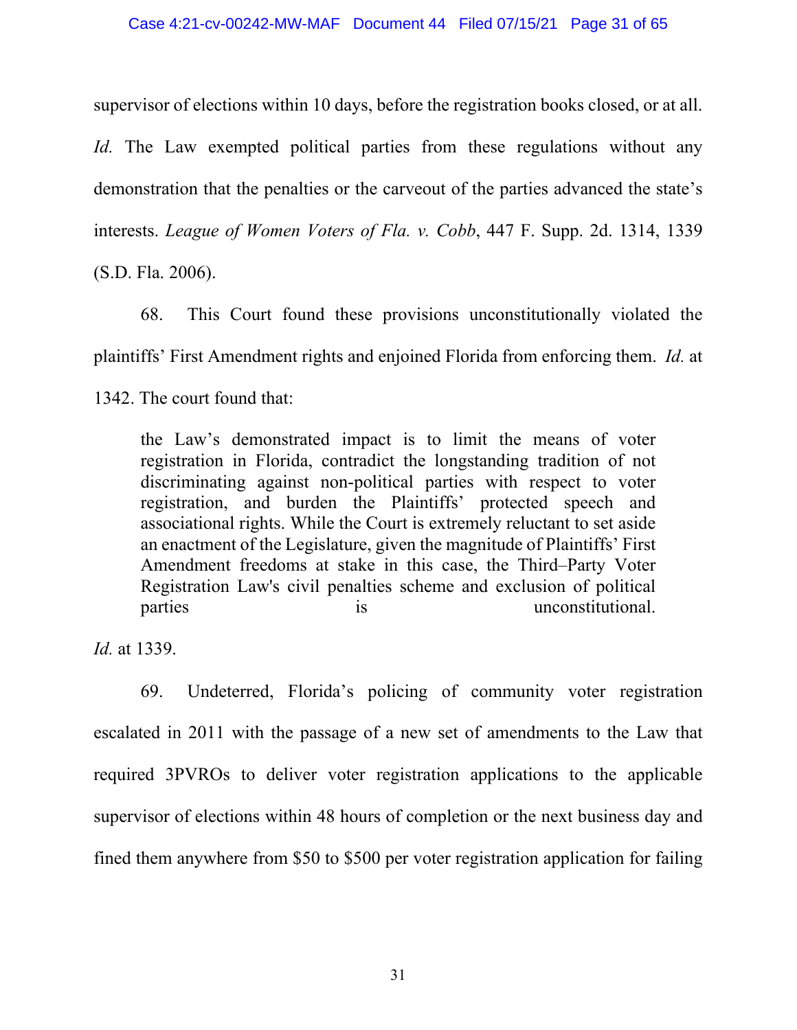supervisor of elections within 10 days, before the registration books closed, or at all. *Id.* The Law exempted political parties from these regulations without any demonstration that the penalties or the carveout of the parties advanced the state's interests. *League of Women Voters of Fla. v. Cobb*, 447 F. Supp. 2d. 1314, 1339 (S.D. Fla. 2006).

68. This Court found these provisions unconstitutionally violated the plaintiffs' First Amendment rights and enjoined Florida from enforcing them. *Id.* at 1342. The court found that:

> the Law's demonstrated impact is to limit the means of voter registration in Florida, contradict the longstanding tradition of not discriminating against non-political parties with respect to voter registration, and burden the Plaintiffs' protected speech and associational rights. While the Court is extremely reluctant to set aside an enactment of the Legislature, given the magnitude of Plaintiffs' First Amendment freedoms at stake in this case, the Third–Party Voter Registration Law's civil penalties scheme and exclusion of political parties is unconstitutional.

*Id.* at 1339.

69. Undeterred, Florida's policing of community voter registration escalated in 2011 with the passage of a new set of amendments to the Law that required 3PVROs to deliver voter registration applications to the applicable supervisor of elections within 48 hours of completion or the next business day and fined them anywhere from $50 to $500 per voter registration application for failing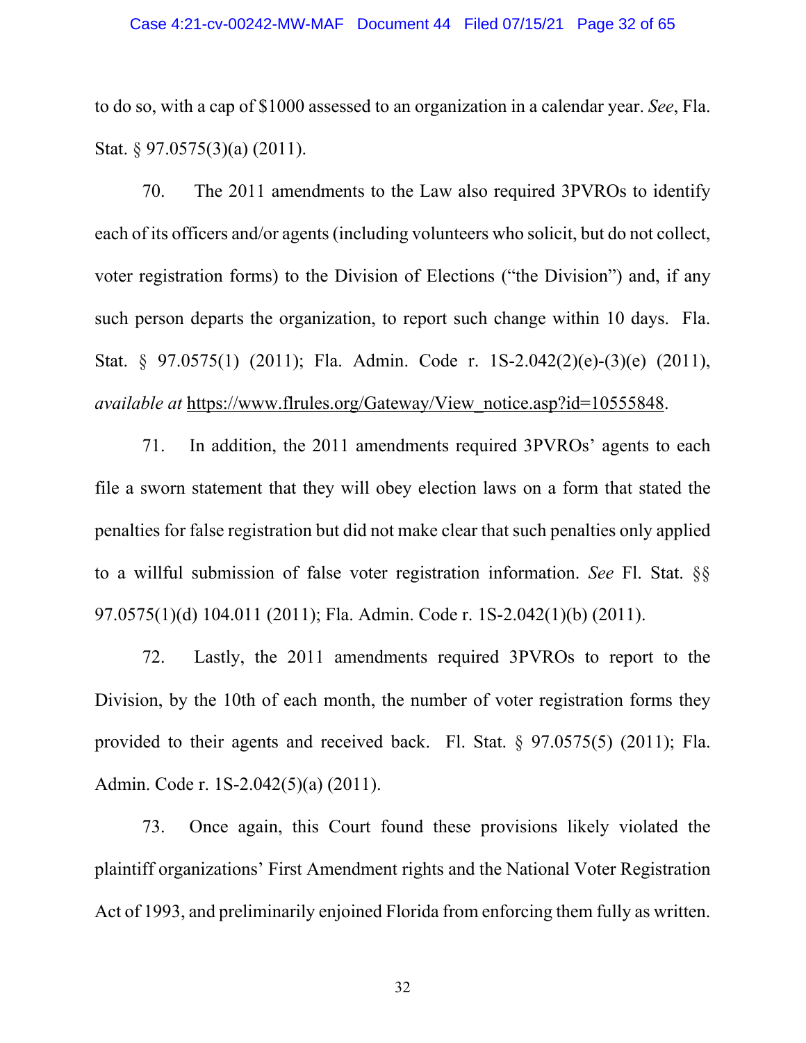to do so, with a cap of $1000 assessed to an organization in a calendar year. *See*, Fla. Stat. § 97.0575(3)(a) (2011).

70. The 2011 amendments to the Law also required 3PVROs to identify each of its officers and/or agents (including volunteers who solicit, but do not collect, voter registration forms) to the Division of Elections ("the Division") and, if any such person departs the organization, to report such change within 10 days. Fla. Stat. § 97.0575(1) (2011); Fla. Admin. Code r. 1S-2.042(2)(e)-(3)(e) (2011), *available at* https://www.flrules.org/Gateway/View_notice.asp?id=10555848.

71. In addition, the 2011 amendments required 3PVROs' agents to each file a sworn statement that they will obey election laws on a form that stated the penalties for false registration but did not make clear that such penalties only applied to a willful submission of false voter registration information. *See* Fl. Stat. §§ 97.0575(1)(d) 104.011 (2011); Fla. Admin. Code r. 1S-2.042(1)(b) (2011).

72. Lastly, the 2011 amendments required 3PVROs to report to the Division, by the 10th of each month, the number of voter registration forms they provided to their agents and received back. Fl. Stat. § 97.0575(5) (2011); Fla. Admin. Code r. 1S-2.042(5)(a) (2011).

73. Once again, this Court found these provisions likely violated the plaintiff organizations' First Amendment rights and the National Voter Registration Act of 1993, and preliminarily enjoined Florida from enforcing them fully as written.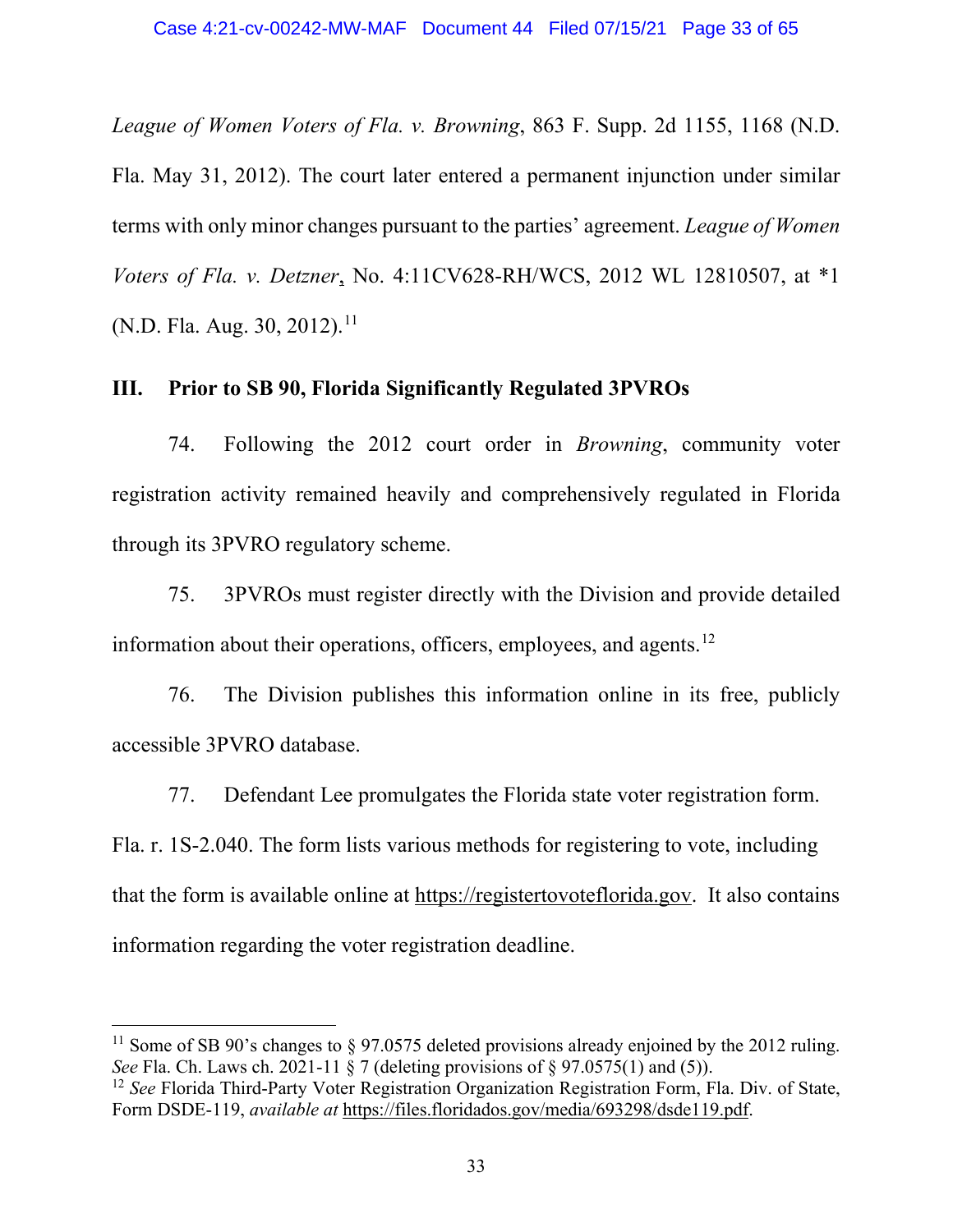*League of Women Voters of Fla. v. Browning*, 863 F. Supp. 2d 1155, 1168 (N.D. Fla. May 31, 2012). The court later entered a permanent injunction under similar terms with only minor changes pursuant to the parties' agreement. *League of Women Voters of Fla. v. Detzner*, No. 4:11CV628-RH/WCS, 2012 WL 12810507, at *1 (N.D. Fla. Aug. 30, 2012).[11]

## III. Prior to SB 90, Florida Significantly Regulated 3PVROs

74. Following the 2012 court order in *Browning*, community voter registration activity remained heavily and comprehensively regulated in Florida through its 3PVRO regulatory scheme.

75. 3PVROs must register directly with the Division and provide detailed information about their operations, officers, employees, and agents.[12]

76. The Division publishes this information online in its free, publicly accessible 3PVRO database.

77. Defendant Lee promulgates the Florida state voter registration form. Fla. r. 1S-2.040. The form lists various methods for registering to vote, including that the form is available online at https://registertovoteflorida.gov. It also contains information regarding the voter registration deadline.

---

[11] Some of SB 90's changes to § 97.0575 deleted provisions already enjoined by the 2012 ruling. *See* Fla. Ch. Laws ch. 2021-11 § 7 (deleting provisions of § 97.0575(1) and (5)).

[12] *See* Florida Third-Party Voter Registration Organization Registration Form, Fla. Div. of State, Form DSDE-119, *available at* https://files.floridados.gov/media/693298/dsde119.pdf.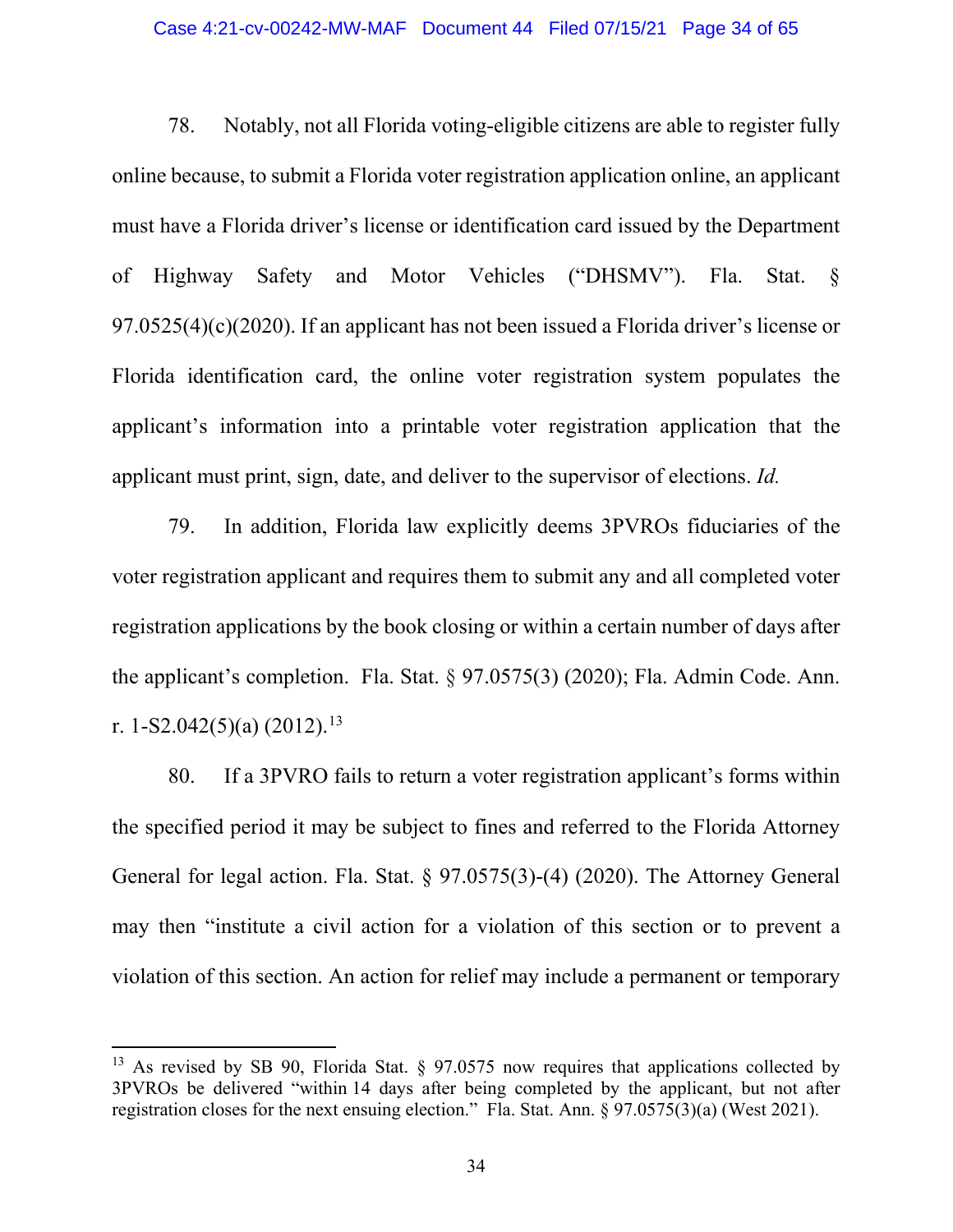78. Notably, not all Florida voting-eligible citizens are able to register fully online because, to submit a Florida voter registration application online, an applicant must have a Florida driver's license or identification card issued by the Department of Highway Safety and Motor Vehicles ("DHSMV"). Fla. Stat. § 97.0525(4)(c)(2020). If an applicant has not been issued a Florida driver's license or Florida identification card, the online voter registration system populates the applicant's information into a printable voter registration application that the applicant must print, sign, date, and deliver to the supervisor of elections. *Id.*

79. In addition, Florida law explicitly deems 3PVROs fiduciaries of the voter registration applicant and requires them to submit any and all completed voter registration applications by the book closing or within a certain number of days after the applicant's completion. Fla. Stat. § 97.0575(3) (2020); Fla. Admin Code. Ann. r. 1-S2.042(5)(a) (2012).[13]

80. If a 3PVRO fails to return a voter registration applicant's forms within the specified period it may be subject to fines and referred to the Florida Attorney General for legal action. Fla. Stat. § 97.0575(3)-(4) (2020). The Attorney General may then "institute a civil action for a violation of this section or to prevent a violation of this section. An action for relief may include a permanent or temporary

[13] As revised by SB 90, Florida Stat. § 97.0575 now requires that applications collected by 3PVROs be delivered "within 14 days after being completed by the applicant, but not after registration closes for the next ensuing election." Fla. Stat. Ann. § 97.0575(3)(a) (West 2021).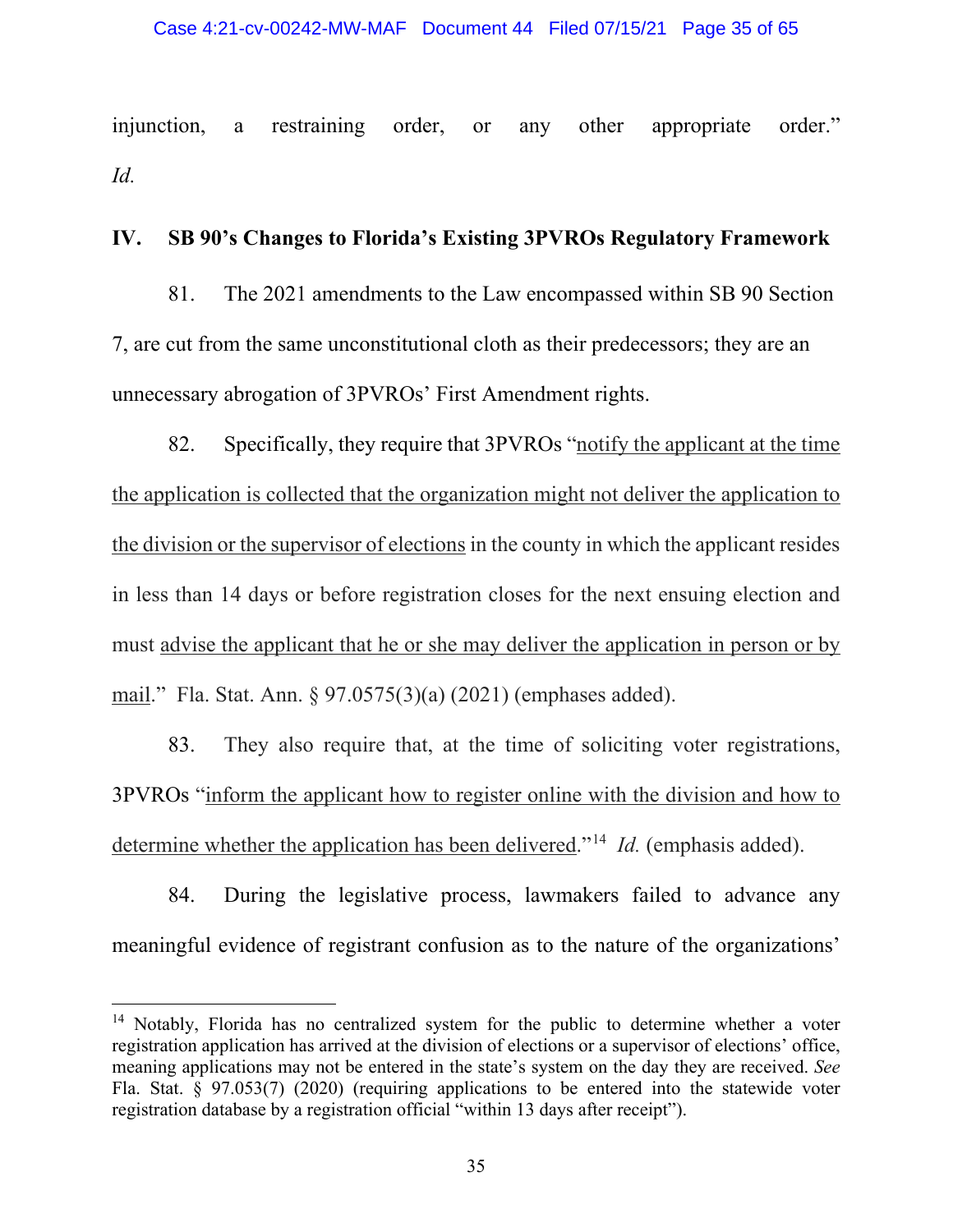injunction, a restraining order, or any other appropriate order." *Id.*

## IV. SB 90's Changes to Florida's Existing 3PVROs Regulatory Framework

81. The 2021 amendments to the Law encompassed within SB 90 Section 7, are cut from the same unconstitutional cloth as their predecessors; they are an unnecessary abrogation of 3PVROs' First Amendment rights.

82. Specifically, they require that 3PVROs "<u>notify the applicant at the time the application is collected that the organization might not deliver the application to the division or the supervisor of elections</u> in the county in which the applicant resides in less than 14 days or before registration closes for the next ensuing election and must <u>advise the applicant that he or she may deliver the application in person or by mail</u>." Fla. Stat. Ann. § 97.0575(3)(a) (2021) (emphases added).

83. They also require that, at the time of soliciting voter registrations, 3PVROs "<u>inform the applicant how to register online with the division and how to determine whether the application has been delivered</u>."[14] *Id.* (emphasis added).

84. During the legislative process, lawmakers failed to advance any meaningful evidence of registrant confusion as to the nature of the organizations'

---

[14] Notably, Florida has no centralized system for the public to determine whether a voter registration application has arrived at the division of elections or a supervisor of elections' office, meaning applications may not be entered in the state's system on the day they are received. *See* Fla. Stat. § 97.053(7) (2020) (requiring applications to be entered into the statewide voter registration database by a registration official "within 13 days after receipt").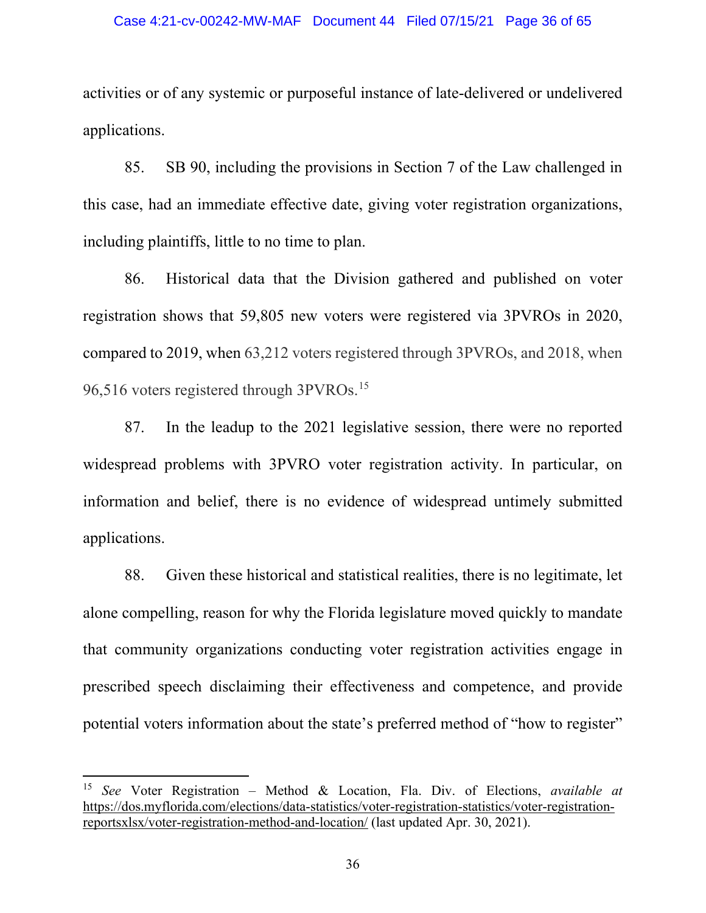activities or of any systemic or purposeful instance of late-delivered or undelivered applications.

85. SB 90, including the provisions in Section 7 of the Law challenged in this case, had an immediate effective date, giving voter registration organizations, including plaintiffs, little to no time to plan.

86. Historical data that the Division gathered and published on voter registration shows that 59,805 new voters were registered via 3PVROs in 2020, compared to 2019, when 63,212 voters registered through 3PVROs, and 2018, when 96,516 voters registered through 3PVROs.[15]

87. In the leadup to the 2021 legislative session, there were no reported widespread problems with 3PVRO voter registration activity. In particular, on information and belief, there is no evidence of widespread untimely submitted applications.

88. Given these historical and statistical realities, there is no legitimate, let alone compelling, reason for why the Florida legislature moved quickly to mandate that community organizations conducting voter registration activities engage in prescribed speech disclaiming their effectiveness and competence, and provide potential voters information about the state's preferred method of "how to register"

---

[15] *See* Voter Registration – Method & Location, Fla. Div. of Elections, *available at* https://dos.myflorida.com/elections/data-statistics/voter-registration-statistics/voter-registration-reportsxlsx/voter-registration-method-and-location/ (last updated Apr. 30, 2021).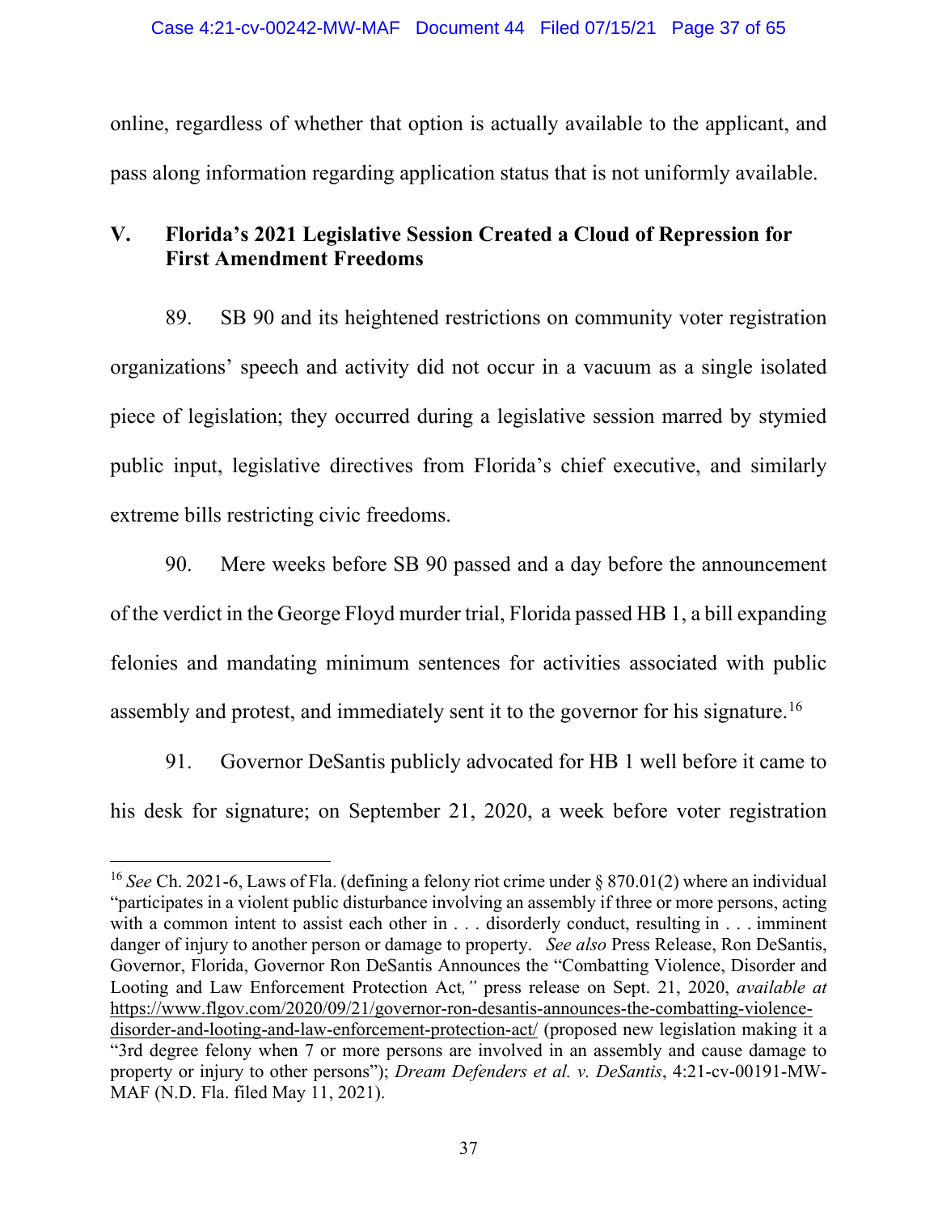online, regardless of whether that option is actually available to the applicant, and pass along information regarding application status that is not uniformly available.

## V. Florida's 2021 Legislative Session Created a Cloud of Repression for First Amendment Freedoms

89. SB 90 and its heightened restrictions on community voter registration organizations' speech and activity did not occur in a vacuum as a single isolated piece of legislation; they occurred during a legislative session marred by stymied public input, legislative directives from Florida's chief executive, and similarly extreme bills restricting civic freedoms.

90. Mere weeks before SB 90 passed and a day before the announcement of the verdict in the George Floyd murder trial, Florida passed HB 1, a bill expanding felonies and mandating minimum sentences for activities associated with public assembly and protest, and immediately sent it to the governor for his signature.[16]

91. Governor DeSantis publicly advocated for HB 1 well before it came to his desk for signature; on September 21, 2020, a week before voter registration

---

[16] *See* Ch. 2021-6, Laws of Fla. (defining a felony riot crime under § 870.01(2) where an individual "participates in a violent public disturbance involving an assembly if three or more persons, acting with a common intent to assist each other in . . . disorderly conduct, resulting in . . . imminent danger of injury to another person or damage to property. *See also* Press Release, Ron DeSantis, Governor, Florida, Governor Ron DeSantis Announces the "Combatting Violence, Disorder and Looting and Law Enforcement Protection Act*,"* press release on Sept. 21, 2020, *available at* https://www.flgov.com/2020/09/21/governor-ron-desantis-announces-the-combatting-violence-disorder-and-looting-and-law-enforcement-protection-act/ (proposed new legislation making it a "3rd degree felony when 7 or more persons are involved in an assembly and cause damage to property or injury to other persons"); *Dream Defenders et al. v. DeSantis*, 4:21-cv-00191-MW-MAF (N.D. Fla. filed May 11, 2021).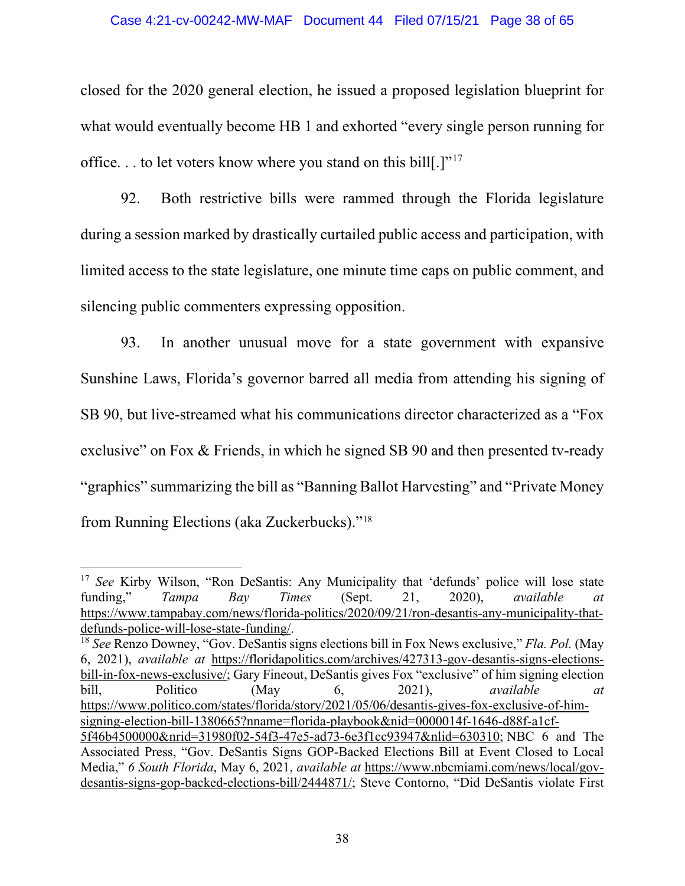closed for the 2020 general election, he issued a proposed legislation blueprint for what would eventually become HB 1 and exhorted "every single person running for office. . . to let voters know where you stand on this bill[.]"[17]

92. Both restrictive bills were rammed through the Florida legislature during a session marked by drastically curtailed public access and participation, with limited access to the state legislature, one minute time caps on public comment, and silencing public commenters expressing opposition.

93. In another unusual move for a state government with expansive Sunshine Laws, Florida's governor barred all media from attending his signing of SB 90, but live-streamed what his communications director characterized as a "Fox exclusive" on Fox & Friends, in which he signed SB 90 and then presented tv-ready "graphics" summarizing the bill as "Banning Ballot Harvesting" and "Private Money from Running Elections (aka Zuckerbucks)."[18]

---

[17] *See* Kirby Wilson, "Ron DeSantis: Any Municipality that 'defunds' police will lose state funding," *Tampa Bay Times* (Sept. 21, 2020), *available at* https://www.tampabay.com/news/florida-politics/2020/09/21/ron-desantis-any-municipality-that-defunds-police-will-lose-state-funding/.

[18] *See* Renzo Downey, "Gov. DeSantis signs elections bill in Fox News exclusive," *Fla. Pol.* (May 6, 2021), *available at* https://floridapolitics.com/archives/427313-gov-desantis-signs-elections-bill-in-fox-news-exclusive/; Gary Fineout, DeSantis gives Fox "exclusive" of him signing election bill, Politico (May 6, 2021), *available at* https://www.politico.com/states/florida/story/2021/05/06/desantis-gives-fox-exclusive-of-him-signing-election-bill-1380665?nname=florida-playbook&nid=0000014f-1646-d88f-a1cf-5f46b4500000&nrid=31980f02-54f3-47e5-ad73-6e3f1cc93947&nlid=630310; NBC 6 and The Associated Press, "Gov. DeSantis Signs GOP-Backed Elections Bill at Event Closed to Local Media," *6 South Florida*, May 6, 2021, *available at* https://www.nbcmiami.com/news/local/gov-desantis-signs-gop-backed-elections-bill/2444871/; Steve Contorno, "Did DeSantis violate First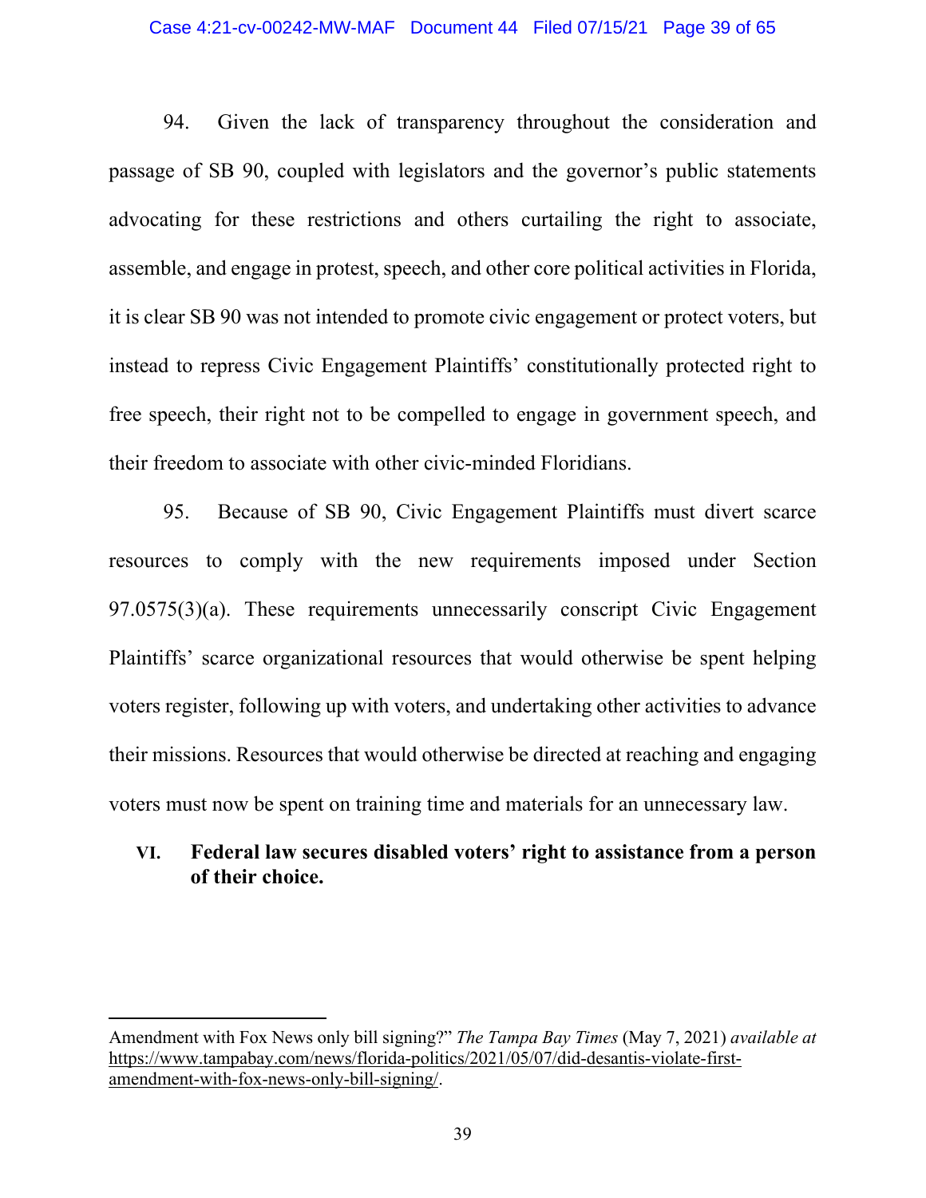94. Given the lack of transparency throughout the consideration and passage of SB 90, coupled with legislators and the governor's public statements advocating for these restrictions and others curtailing the right to associate, assemble, and engage in protest, speech, and other core political activities in Florida, it is clear SB 90 was not intended to promote civic engagement or protect voters, but instead to repress Civic Engagement Plaintiffs' constitutionally protected right to free speech, their right not to be compelled to engage in government speech, and their freedom to associate with other civic-minded Floridians.

95. Because of SB 90, Civic Engagement Plaintiffs must divert scarce resources to comply with the new requirements imposed under Section 97.0575(3)(a). These requirements unnecessarily conscript Civic Engagement Plaintiffs' scarce organizational resources that would otherwise be spent helping voters register, following up with voters, and undertaking other activities to advance their missions. Resources that would otherwise be directed at reaching and engaging voters must now be spent on training time and materials for an unnecessary law.

## VI. Federal law secures disabled voters' right to assistance from a person of their choice.

---

Amendment with Fox News only bill signing?" *The Tampa Bay Times* (May 7, 2021) *available at* https://www.tampabay.com/news/florida-politics/2021/05/07/did-desantis-violate-first-amendment-with-fox-news-only-bill-signing/.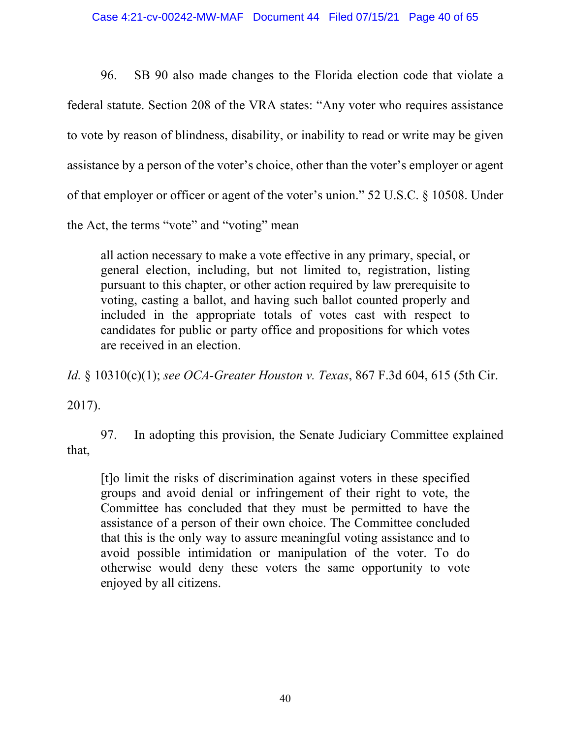96. SB 90 also made changes to the Florida election code that violate a federal statute. Section 208 of the VRA states: "Any voter who requires assistance to vote by reason of blindness, disability, or inability to read or write may be given assistance by a person of the voter's choice, other than the voter's employer or agent of that employer or officer or agent of the voter's union." 52 U.S.C. § 10508. Under the Act, the terms "vote" and "voting" mean

> all action necessary to make a vote effective in any primary, special, or general election, including, but not limited to, registration, listing pursuant to this chapter, or other action required by law prerequisite to voting, casting a ballot, and having such ballot counted properly and included in the appropriate totals of votes cast with respect to candidates for public or party office and propositions for which votes are received in an election.

*Id.* § 10310(c)(1); *see OCA-Greater Houston v. Texas*, 867 F.3d 604, 615 (5th Cir. 2017).

97. In adopting this provision, the Senate Judiciary Committee explained that,

> [t]o limit the risks of discrimination against voters in these specified groups and avoid denial or infringement of their right to vote, the Committee has concluded that they must be permitted to have the assistance of a person of their own choice. The Committee concluded that this is the only way to assure meaningful voting assistance and to avoid possible intimidation or manipulation of the voter. To do otherwise would deny these voters the same opportunity to vote enjoyed by all citizens.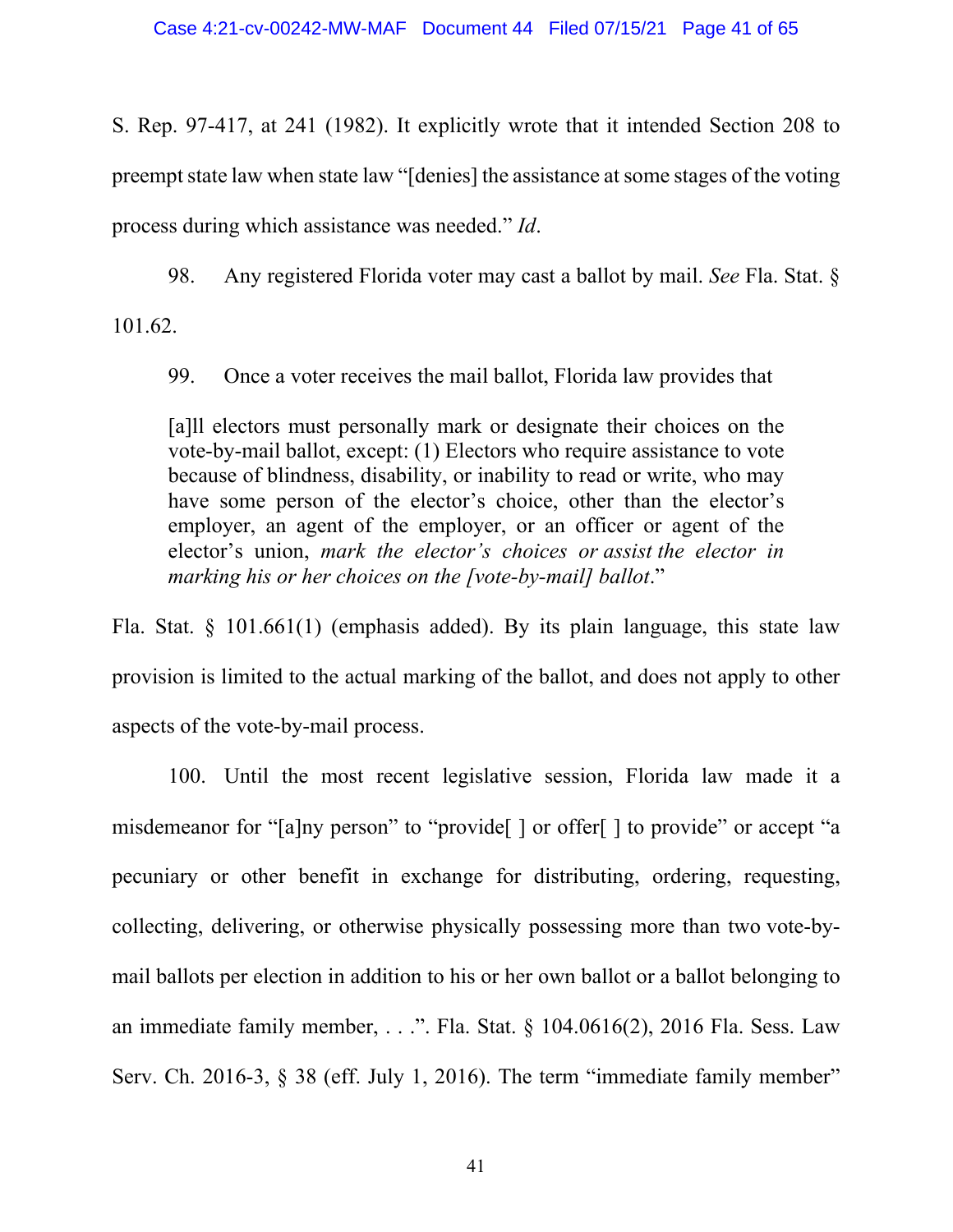S. Rep. 97-417, at 241 (1982). It explicitly wrote that it intended Section 208 to preempt state law when state law "[denies] the assistance at some stages of the voting process during which assistance was needed." *Id*.

98. Any registered Florida voter may cast a ballot by mail. *See* Fla. Stat. § 101.62.

99. Once a voter receives the mail ballot, Florida law provides that

> [a]ll electors must personally mark or designate their choices on the vote-by-mail ballot, except: (1) Electors who require assistance to vote because of blindness, disability, or inability to read or write, who may have some person of the elector's choice, other than the elector's employer, an agent of the employer, or an officer or agent of the elector's union, *mark the elector's choices or assist the elector in marking his or her choices on the [vote-by-mail] ballot*."

Fla. Stat. § 101.661(1) (emphasis added). By its plain language, this state law provision is limited to the actual marking of the ballot, and does not apply to other aspects of the vote-by-mail process.

100. Until the most recent legislative session, Florida law made it a misdemeanor for "[a]ny person" to "provide[ ] or offer[ ] to provide" or accept "a pecuniary or other benefit in exchange for distributing, ordering, requesting, collecting, delivering, or otherwise physically possessing more than two vote-by-mail ballots per election in addition to his or her own ballot or a ballot belonging to an immediate family member, . . .". Fla. Stat. § 104.0616(2), 2016 Fla. Sess. Law Serv. Ch. 2016-3, § 38 (eff. July 1, 2016). The term "immediate family member"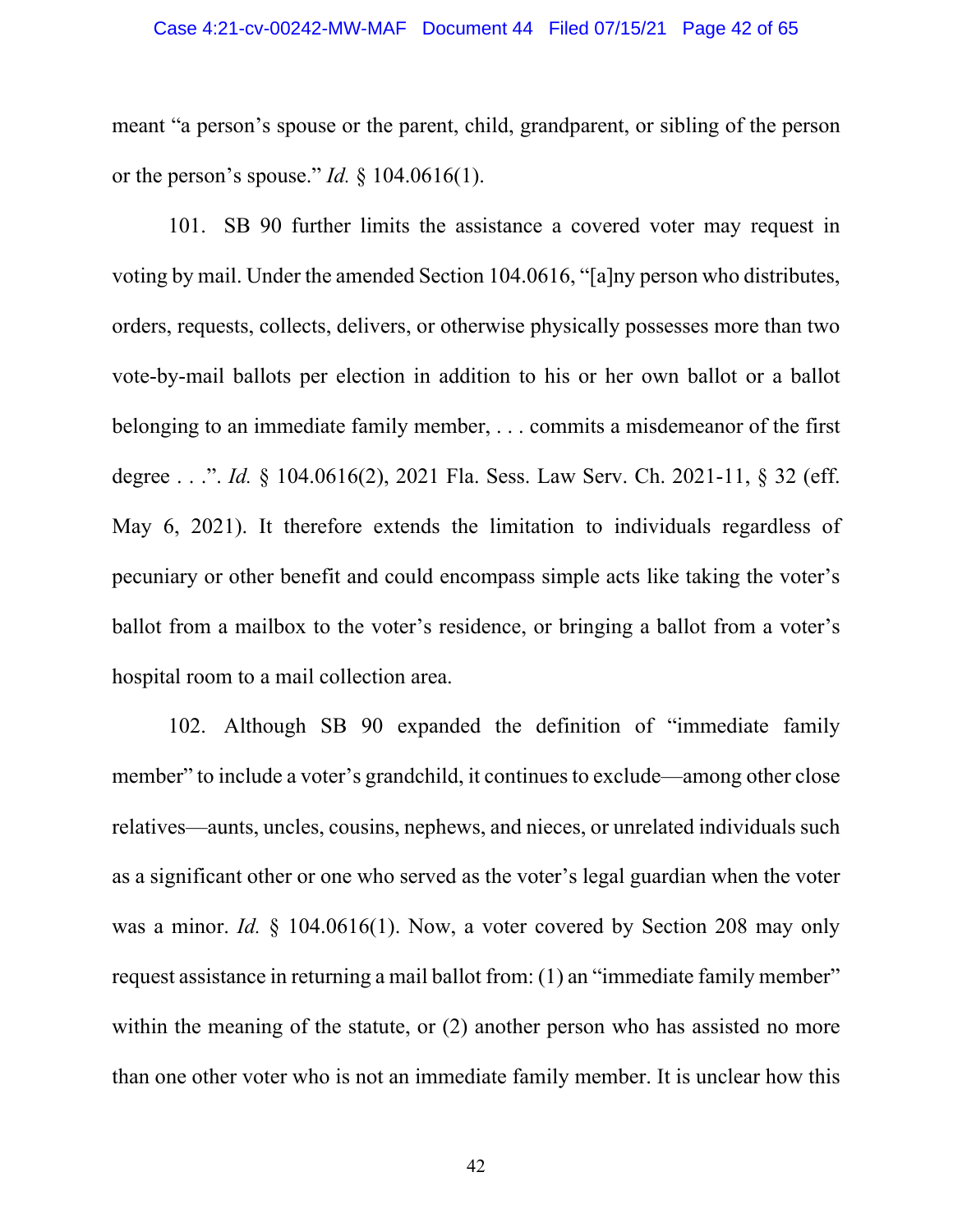meant "a person's spouse or the parent, child, grandparent, or sibling of the person or the person's spouse." *Id.* § 104.0616(1).

101. SB 90 further limits the assistance a covered voter may request in voting by mail. Under the amended Section 104.0616, "[a]ny person who distributes, orders, requests, collects, delivers, or otherwise physically possesses more than two vote-by-mail ballots per election in addition to his or her own ballot or a ballot belonging to an immediate family member, . . . commits a misdemeanor of the first degree . . .". *Id.* § 104.0616(2), 2021 Fla. Sess. Law Serv. Ch. 2021-11, § 32 (eff. May 6, 2021). It therefore extends the limitation to individuals regardless of pecuniary or other benefit and could encompass simple acts like taking the voter's ballot from a mailbox to the voter's residence, or bringing a ballot from a voter's hospital room to a mail collection area.

102. Although SB 90 expanded the definition of "immediate family member" to include a voter's grandchild, it continues to exclude—among other close relatives—aunts, uncles, cousins, nephews, and nieces, or unrelated individuals such as a significant other or one who served as the voter's legal guardian when the voter was a minor. *Id.* § 104.0616(1). Now, a voter covered by Section 208 may only request assistance in returning a mail ballot from: (1) an "immediate family member" within the meaning of the statute, or (2) another person who has assisted no more than one other voter who is not an immediate family member. It is unclear how this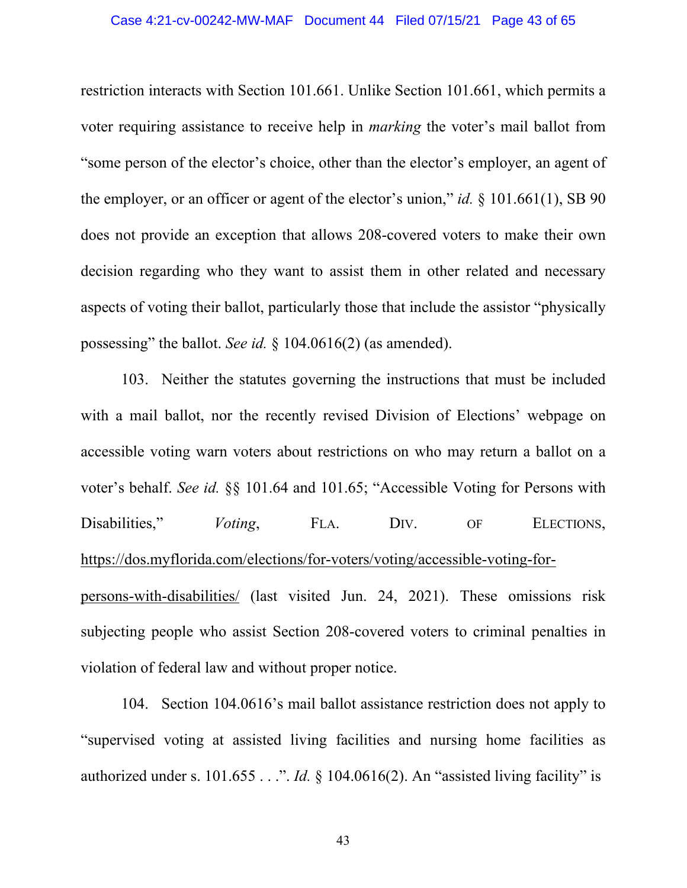restriction interacts with Section 101.661. Unlike Section 101.661, which permits a voter requiring assistance to receive help in *marking* the voter's mail ballot from "some person of the elector's choice, other than the elector's employer, an agent of the employer, or an officer or agent of the elector's union," *id.* § 101.661(1), SB 90 does not provide an exception that allows 208-covered voters to make their own decision regarding who they want to assist them in other related and necessary aspects of voting their ballot, particularly those that include the assistor "physically possessing" the ballot. *See id.* § 104.0616(2) (as amended).

103. Neither the statutes governing the instructions that must be included with a mail ballot, nor the recently revised Division of Elections' webpage on accessible voting warn voters about restrictions on who may return a ballot on a voter's behalf. *See id.* §§ 101.64 and 101.65; "Accessible Voting for Persons with Disabilities," *Voting*, FLA. DIV. OF ELECTIONS, https://dos.myflorida.com/elections/for-voters/voting/accessible-voting-for-persons-with-disabilities/ (last visited Jun. 24, 2021). These omissions risk subjecting people who assist Section 208-covered voters to criminal penalties in violation of federal law and without proper notice.

104. Section 104.0616's mail ballot assistance restriction does not apply to "supervised voting at assisted living facilities and nursing home facilities as authorized under s. 101.655 . . .". *Id.* § 104.0616(2). An "assisted living facility" is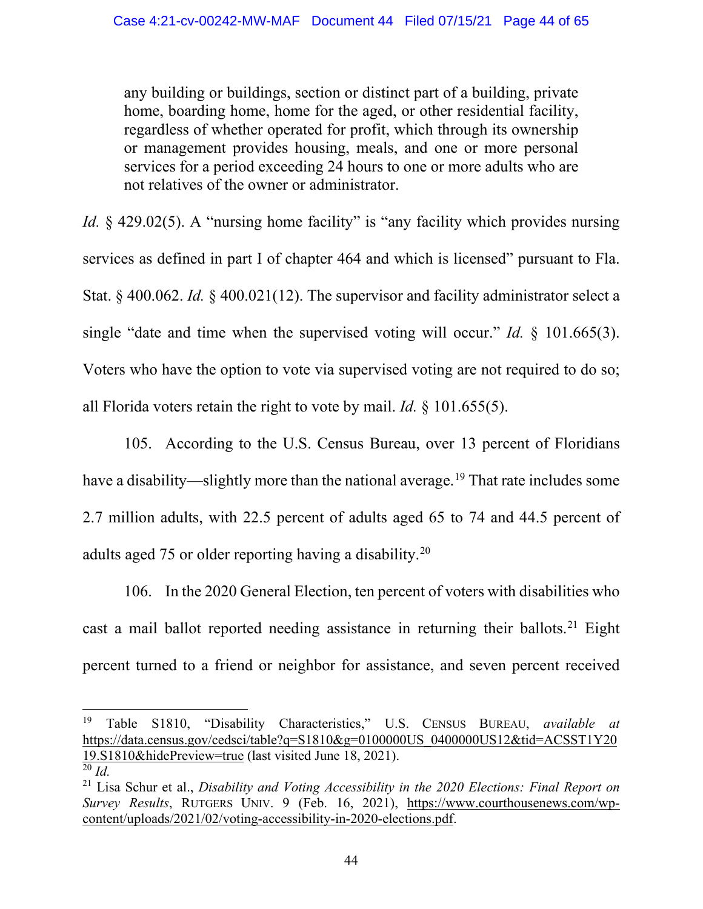> any building or buildings, section or distinct part of a building, private home, boarding home, home for the aged, or other residential facility, regardless of whether operated for profit, which through its ownership or management provides housing, meals, and one or more personal services for a period exceeding 24 hours to one or more adults who are not relatives of the owner or administrator.

*Id.* § 429.02(5). A "nursing home facility" is "any facility which provides nursing services as defined in part I of chapter 464 and which is licensed" pursuant to Fla. Stat. § 400.062. *Id.* § 400.021(12). The supervisor and facility administrator select a single "date and time when the supervised voting will occur." *Id.* § 101.665(3). Voters who have the option to vote via supervised voting are not required to do so; all Florida voters retain the right to vote by mail. *Id.* § 101.655(5).

105. According to the U.S. Census Bureau, over 13 percent of Floridians have a disability—slightly more than the national average.[19] That rate includes some 2.7 million adults, with 22.5 percent of adults aged 65 to 74 and 44.5 percent of adults aged 75 or older reporting having a disability.[20]

106. In the 2020 General Election, ten percent of voters with disabilities who cast a mail ballot reported needing assistance in returning their ballots.[21] Eight percent turned to a friend or neighbor for assistance, and seven percent received

---

[19] Table S1810, "Disability Characteristics," U.S. CENSUS BUREAU, *available at* https://data.census.gov/cedsci/table?q=S1810&g=0100000US_0400000US12&tid=ACSST1Y2019.S1810&hidePreview=true (last visited June 18, 2021).

[20] *Id.*

[21] Lisa Schur et al., *Disability and Voting Accessibility in the 2020 Elections: Final Report on Survey Results*, RUTGERS UNIV. 9 (Feb. 16, 2021), https://www.courthousenews.com/wp-content/uploads/2021/02/voting-accessibility-in-2020-elections.pdf.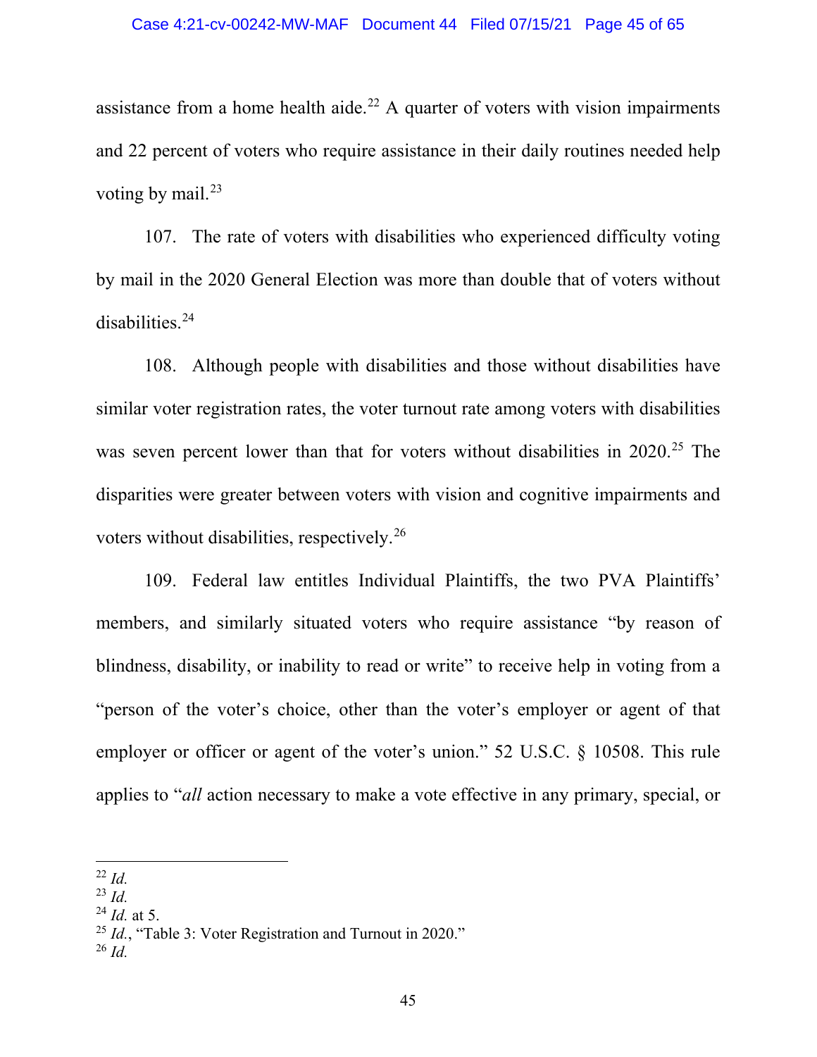assistance from a home health aide.[22] A quarter of voters with vision impairments and 22 percent of voters who require assistance in their daily routines needed help voting by mail.[23]

107. The rate of voters with disabilities who experienced difficulty voting by mail in the 2020 General Election was more than double that of voters without disabilities.[24]

108. Although people with disabilities and those without disabilities have similar voter registration rates, the voter turnout rate among voters with disabilities was seven percent lower than that for voters without disabilities in 2020.[25] The disparities were greater between voters with vision and cognitive impairments and voters without disabilities, respectively.[26]

109. Federal law entitles Individual Plaintiffs, the two PVA Plaintiffs' members, and similarly situated voters who require assistance "by reason of blindness, disability, or inability to read or write" to receive help in voting from a "person of the voter's choice, other than the voter's employer or agent of that employer or officer or agent of the voter's union." 52 U.S.C. § 10508. This rule applies to "*all* action necessary to make a vote effective in any primary, special, or

---

[22] *Id.*

[23] *Id.*

[24] *Id.* at 5.

[25] *Id.*, "Table 3: Voter Registration and Turnout in 2020."

[26] *Id.*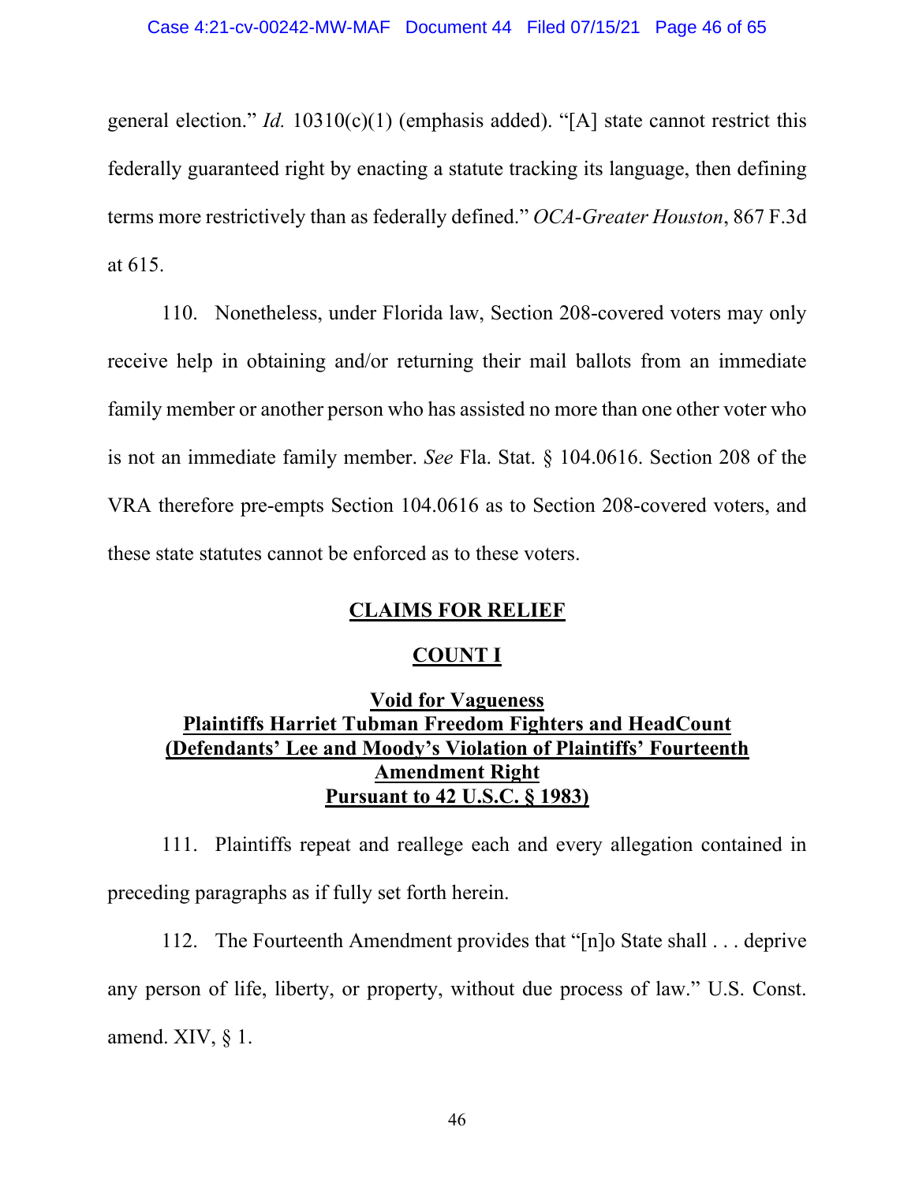general election." *Id.* 10310(c)(1) (emphasis added). "[A] state cannot restrict this federally guaranteed right by enacting a statute tracking its language, then defining terms more restrictively than as federally defined." *OCA-Greater Houston*, 867 F.3d at 615.

110. Nonetheless, under Florida law, Section 208-covered voters may only receive help in obtaining and/or returning their mail ballots from an immediate family member or another person who has assisted no more than one other voter who is not an immediate family member. *See* Fla. Stat. § 104.0616. Section 208 of the VRA therefore pre-empts Section 104.0616 as to Section 208-covered voters, and these state statutes cannot be enforced as to these voters.

## CLAIMS FOR RELIEF

### COUNT I

### Void for Vagueness
### Plaintiffs Harriet Tubman Freedom Fighters and HeadCount
### (Defendants' Lee and Moody's Violation of Plaintiffs' Fourteenth Amendment Right Pursuant to 42 U.S.C. § 1983)

111. Plaintiffs repeat and reallege each and every allegation contained in preceding paragraphs as if fully set forth herein.

112. The Fourteenth Amendment provides that "[n]o State shall . . . deprive any person of life, liberty, or property, without due process of law." U.S. Const. amend. XIV, § 1.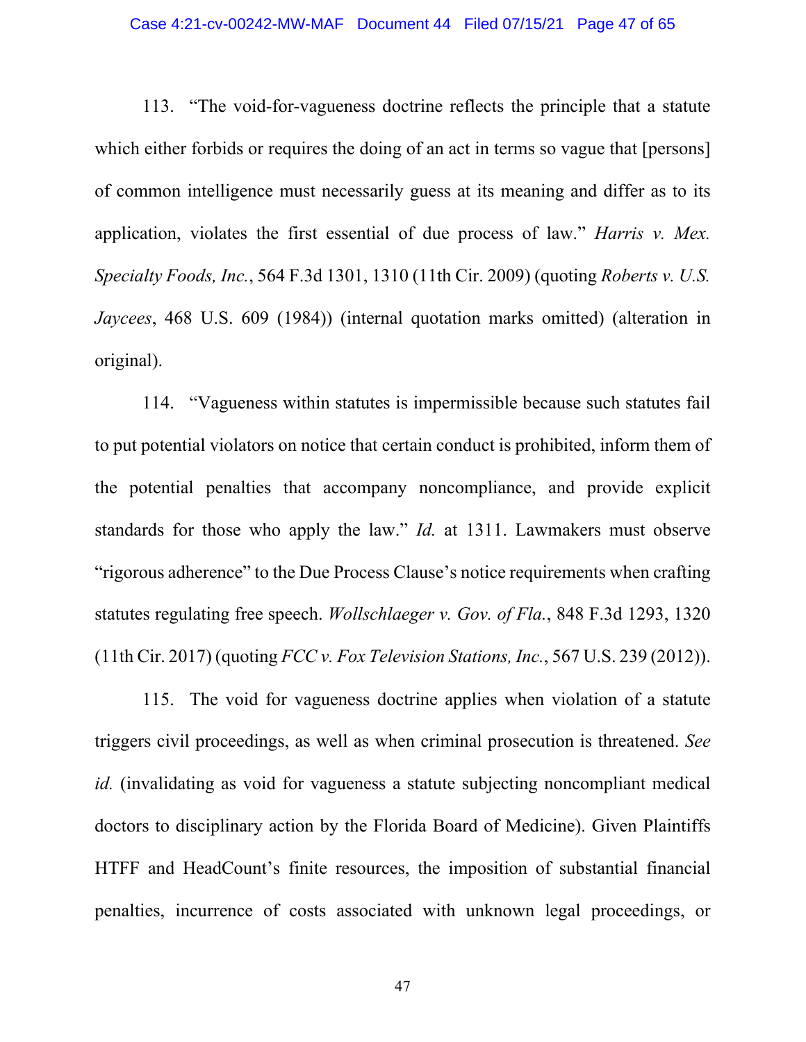113. "The void-for-vagueness doctrine reflects the principle that a statute which either forbids or requires the doing of an act in terms so vague that [persons] of common intelligence must necessarily guess at its meaning and differ as to its application, violates the first essential of due process of law." *Harris v. Mex. Specialty Foods, Inc.*, 564 F.3d 1301, 1310 (11th Cir. 2009) (quoting *Roberts v. U.S. Jaycees*, 468 U.S. 609 (1984)) (internal quotation marks omitted) (alteration in original).

114. "Vagueness within statutes is impermissible because such statutes fail to put potential violators on notice that certain conduct is prohibited, inform them of the potential penalties that accompany noncompliance, and provide explicit standards for those who apply the law." *Id.* at 1311. Lawmakers must observe "rigorous adherence" to the Due Process Clause's notice requirements when crafting statutes regulating free speech. *Wollschlaeger v. Gov. of Fla.*, 848 F.3d 1293, 1320 (11th Cir. 2017) (quoting *FCC v. Fox Television Stations, Inc.*, 567 U.S. 239 (2012)).

115. The void for vagueness doctrine applies when violation of a statute triggers civil proceedings, as well as when criminal prosecution is threatened. *See id.* (invalidating as void for vagueness a statute subjecting noncompliant medical doctors to disciplinary action by the Florida Board of Medicine). Given Plaintiffs HTFF and HeadCount's finite resources, the imposition of substantial financial penalties, incurrence of costs associated with unknown legal proceedings, or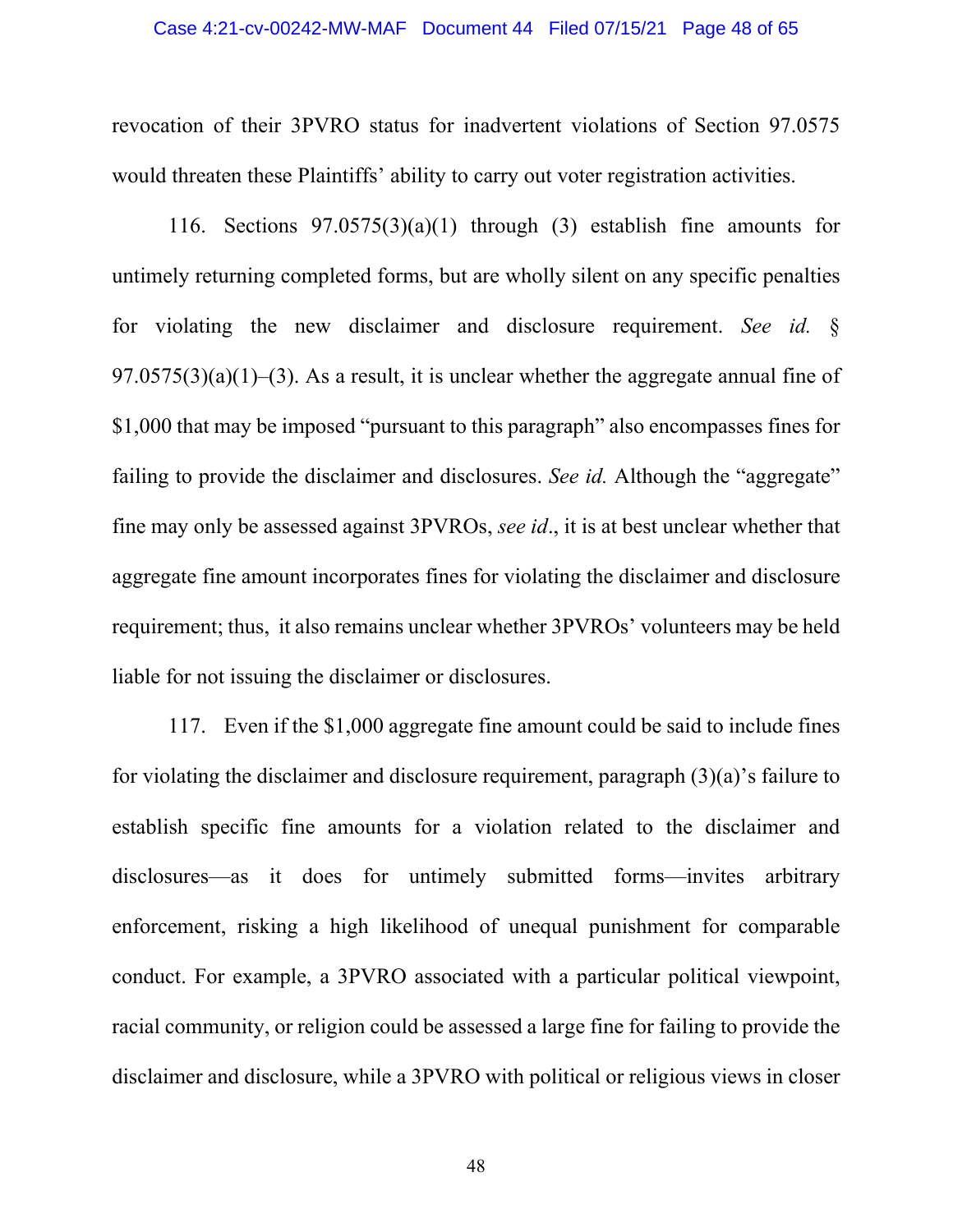revocation of their 3PVRO status for inadvertent violations of Section 97.0575 would threaten these Plaintiffs' ability to carry out voter registration activities.

116. Sections 97.0575(3)(a)(1) through (3) establish fine amounts for untimely returning completed forms, but are wholly silent on any specific penalties for violating the new disclaimer and disclosure requirement. *See id.* § 97.0575(3)(a)(1)–(3). As a result, it is unclear whether the aggregate annual fine of $1,000 that may be imposed "pursuant to this paragraph" also encompasses fines for failing to provide the disclaimer and disclosures. *See id.* Although the "aggregate" fine may only be assessed against 3PVROs, *see id*., it is at best unclear whether that aggregate fine amount incorporates fines for violating the disclaimer and disclosure requirement; thus, it also remains unclear whether 3PVROs' volunteers may be held liable for not issuing the disclaimer or disclosures.

117. Even if the $1,000 aggregate fine amount could be said to include fines for violating the disclaimer and disclosure requirement, paragraph (3)(a)'s failure to establish specific fine amounts for a violation related to the disclaimer and disclosures—as it does for untimely submitted forms—invites arbitrary enforcement, risking a high likelihood of unequal punishment for comparable conduct. For example, a 3PVRO associated with a particular political viewpoint, racial community, or religion could be assessed a large fine for failing to provide the disclaimer and disclosure, while a 3PVRO with political or religious views in closer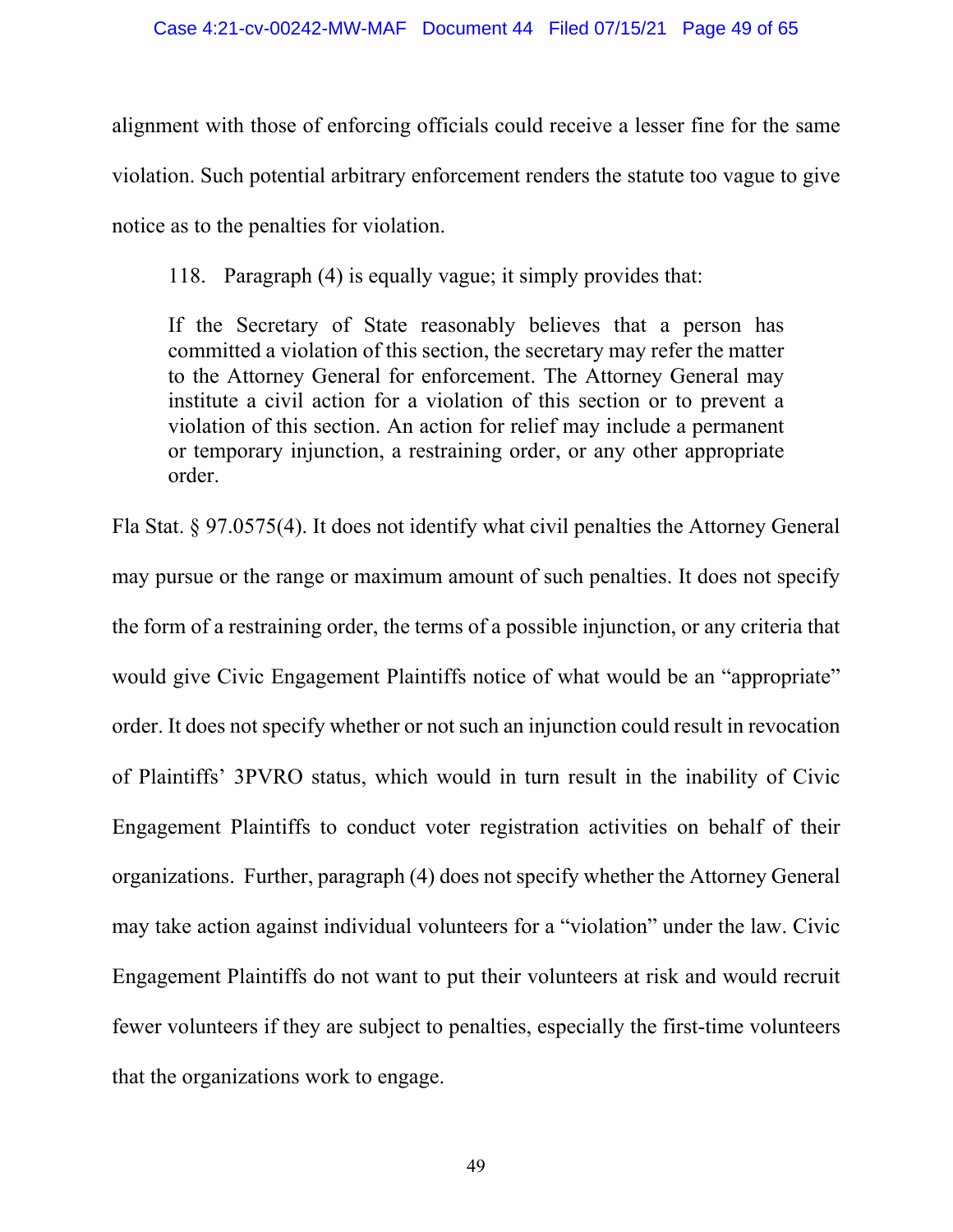alignment with those of enforcing officials could receive a lesser fine for the same violation. Such potential arbitrary enforcement renders the statute too vague to give notice as to the penalties for violation.

118. Paragraph (4) is equally vague; it simply provides that:

> If the Secretary of State reasonably believes that a person has committed a violation of this section, the secretary may refer the matter to the Attorney General for enforcement. The Attorney General may institute a civil action for a violation of this section or to prevent a violation of this section. An action for relief may include a permanent or temporary injunction, a restraining order, or any other appropriate order.

Fla Stat. § 97.0575(4). It does not identify what civil penalties the Attorney General may pursue or the range or maximum amount of such penalties. It does not specify the form of a restraining order, the terms of a possible injunction, or any criteria that would give Civic Engagement Plaintiffs notice of what would be an "appropriate" order. It does not specify whether or not such an injunction could result in revocation of Plaintiffs' 3PVRO status, which would in turn result in the inability of Civic Engagement Plaintiffs to conduct voter registration activities on behalf of their organizations. Further, paragraph (4) does not specify whether the Attorney General may take action against individual volunteers for a "violation" under the law. Civic Engagement Plaintiffs do not want to put their volunteers at risk and would recruit fewer volunteers if they are subject to penalties, especially the first-time volunteers that the organizations work to engage.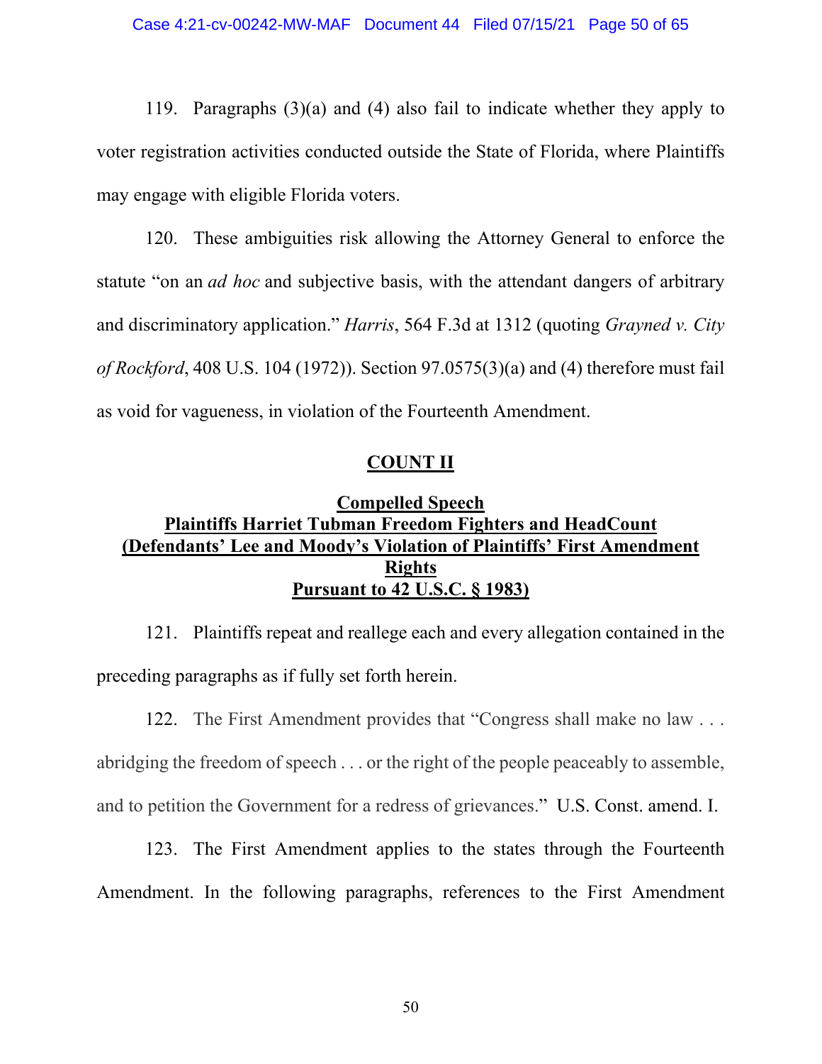119. Paragraphs (3)(a) and (4) also fail to indicate whether they apply to voter registration activities conducted outside the State of Florida, where Plaintiffs may engage with eligible Florida voters.

120. These ambiguities risk allowing the Attorney General to enforce the statute "on an *ad hoc* and subjective basis, with the attendant dangers of arbitrary and discriminatory application." *Harris*, 564 F.3d at 1312 (quoting *Grayned v. City of Rockford*, 408 U.S. 104 (1972)). Section 97.0575(3)(a) and (4) therefore must fail as void for vagueness, in violation of the Fourteenth Amendment.

## **COUNT II**

### **Compelled Speech**
### **Plaintiffs Harriet Tubman Freedom Fighters and HeadCount**
### **(Defendants' Lee and Moody's Violation of Plaintiffs' First Amendment Rights Pursuant to 42 U.S.C. § 1983)**

121. Plaintiffs repeat and reallege each and every allegation contained in the preceding paragraphs as if fully set forth herein.

122. The First Amendment provides that "Congress shall make no law . . . abridging the freedom of speech . . . or the right of the people peaceably to assemble, and to petition the Government for a redress of grievances." U.S. Const. amend. I.

123. The First Amendment applies to the states through the Fourteenth Amendment. In the following paragraphs, references to the First Amendment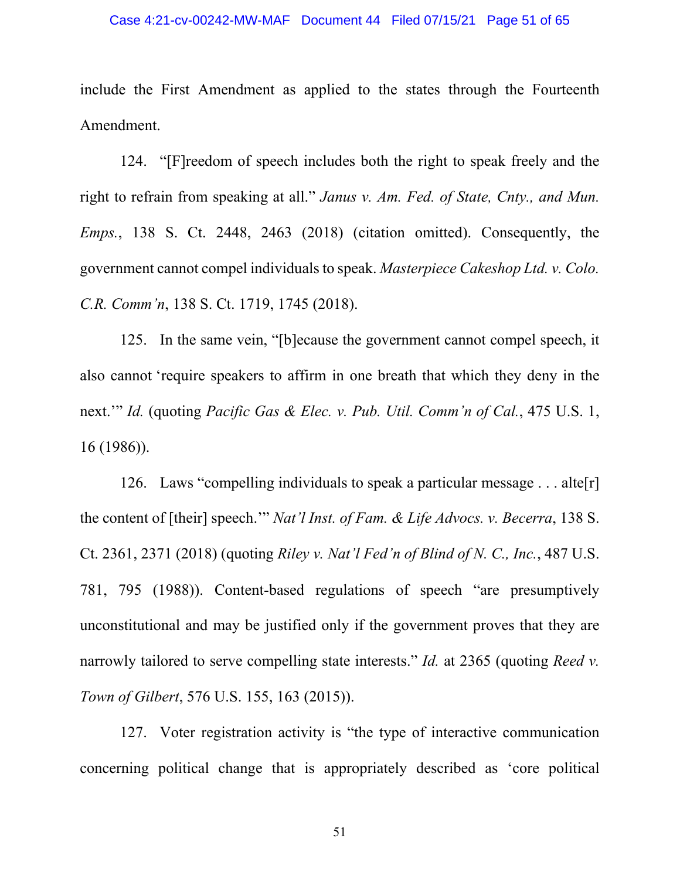include the First Amendment as applied to the states through the Fourteenth Amendment.

124. "[F]reedom of speech includes both the right to speak freely and the right to refrain from speaking at all." *Janus v. Am. Fed. of State, Cnty., and Mun. Emps.*, 138 S. Ct. 2448, 2463 (2018) (citation omitted). Consequently, the government cannot compel individuals to speak. *Masterpiece Cakeshop Ltd. v. Colo. C.R. Comm'n*, 138 S. Ct. 1719, 1745 (2018).

125. In the same vein, "[b]ecause the government cannot compel speech, it also cannot 'require speakers to affirm in one breath that which they deny in the next.'" *Id.* (quoting *Pacific Gas & Elec. v. Pub. Util. Comm'n of Cal.*, 475 U.S. 1, 16 (1986)).

126. Laws "compelling individuals to speak a particular message . . . alte[r] the content of [their] speech.'" *Nat'l Inst. of Fam. & Life Advocs. v. Becerra*, 138 S. Ct. 2361, 2371 (2018) (quoting *Riley v. Nat'l Fed'n of Blind of N. C., Inc.*, 487 U.S. 781, 795 (1988)). Content-based regulations of speech "are presumptively unconstitutional and may be justified only if the government proves that they are narrowly tailored to serve compelling state interests." *Id.* at 2365 (quoting *Reed v. Town of Gilbert*, 576 U.S. 155, 163 (2015)).

127. Voter registration activity is "the type of interactive communication concerning political change that is appropriately described as 'core political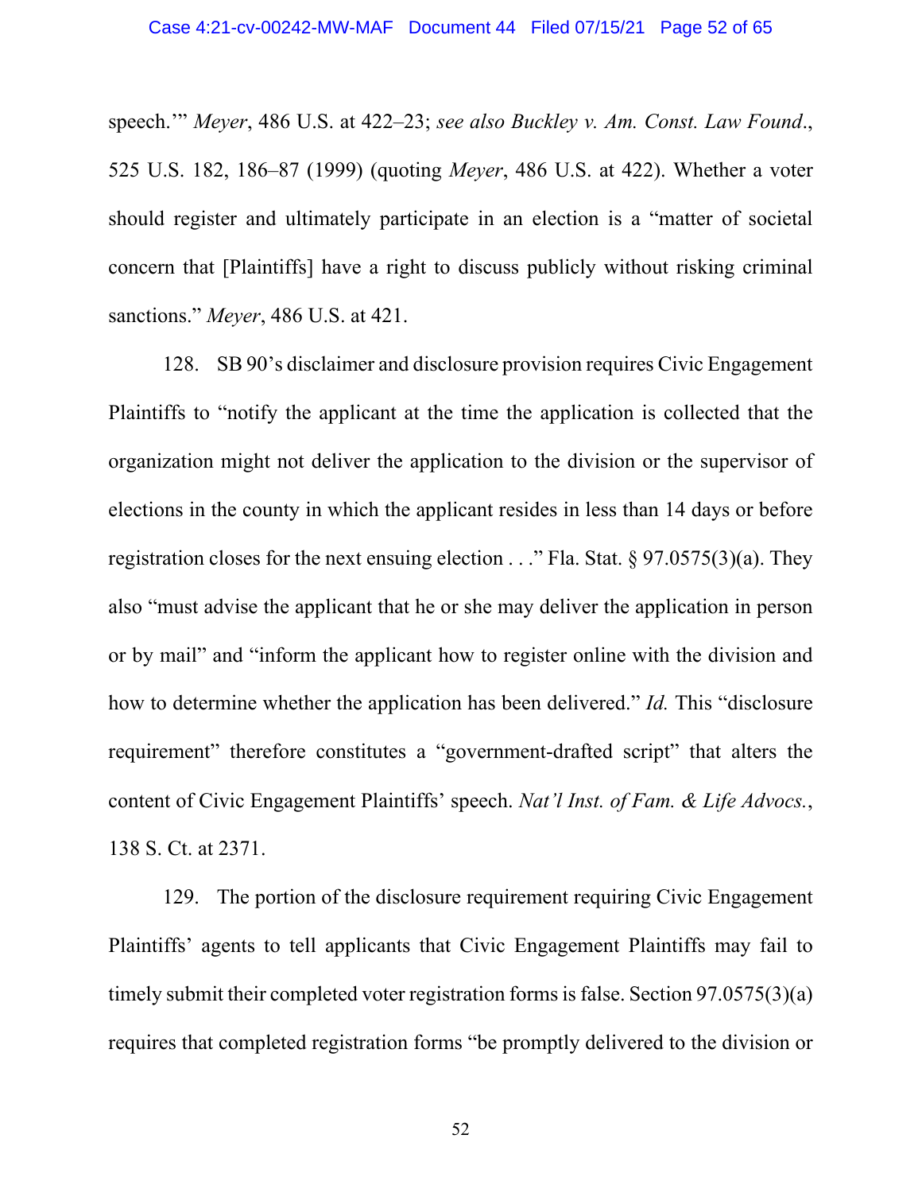speech.'" *Meyer*, 486 U.S. at 422–23; *see also Buckley v. Am. Const. Law Found.*, 525 U.S. 182, 186–87 (1999) (quoting *Meyer*, 486 U.S. at 422). Whether a voter should register and ultimately participate in an election is a "matter of societal concern that [Plaintiffs] have a right to discuss publicly without risking criminal sanctions." *Meyer*, 486 U.S. at 421.

128. SB 90's disclaimer and disclosure provision requires Civic Engagement Plaintiffs to "notify the applicant at the time the application is collected that the organization might not deliver the application to the division or the supervisor of elections in the county in which the applicant resides in less than 14 days or before registration closes for the next ensuing election . . ." Fla. Stat. § 97.0575(3)(a). They also "must advise the applicant that he or she may deliver the application in person or by mail" and "inform the applicant how to register online with the division and how to determine whether the application has been delivered." *Id.* This "disclosure requirement" therefore constitutes a "government-drafted script" that alters the content of Civic Engagement Plaintiffs' speech. *Nat'l Inst. of Fam. & Life Advocs.*, 138 S. Ct. at 2371.

129. The portion of the disclosure requirement requiring Civic Engagement Plaintiffs' agents to tell applicants that Civic Engagement Plaintiffs may fail to timely submit their completed voter registration forms is false. Section 97.0575(3)(a) requires that completed registration forms "be promptly delivered to the division or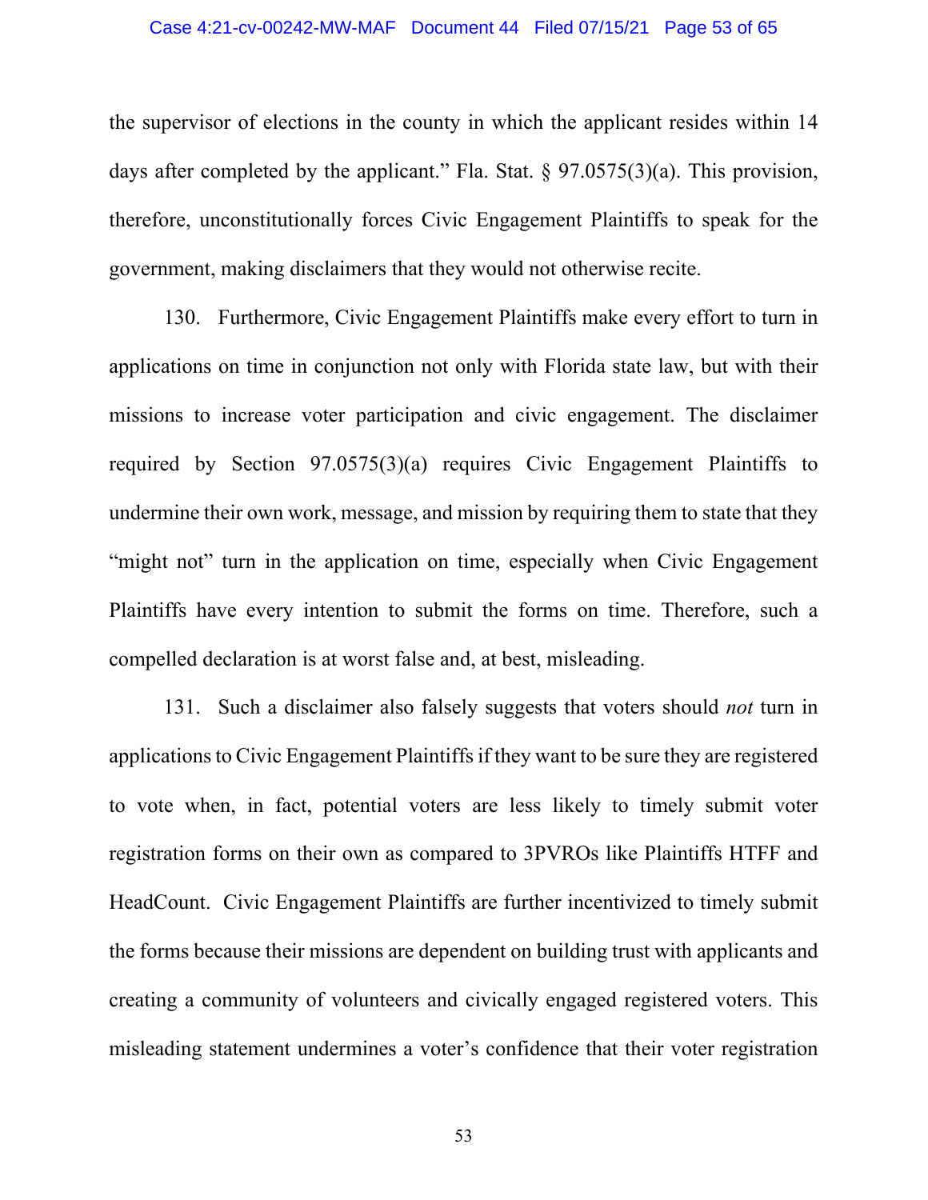the supervisor of elections in the county in which the applicant resides within 14 days after completed by the applicant." Fla. Stat. § 97.0575(3)(a). This provision, therefore, unconstitutionally forces Civic Engagement Plaintiffs to speak for the government, making disclaimers that they would not otherwise recite.

130. Furthermore, Civic Engagement Plaintiffs make every effort to turn in applications on time in conjunction not only with Florida state law, but with their missions to increase voter participation and civic engagement. The disclaimer required by Section 97.0575(3)(a) requires Civic Engagement Plaintiffs to undermine their own work, message, and mission by requiring them to state that they "might not" turn in the application on time, especially when Civic Engagement Plaintiffs have every intention to submit the forms on time. Therefore, such a compelled declaration is at worst false and, at best, misleading.

131. Such a disclaimer also falsely suggests that voters should *not* turn in applications to Civic Engagement Plaintiffs if they want to be sure they are registered to vote when, in fact, potential voters are less likely to timely submit voter registration forms on their own as compared to 3PVROs like Plaintiffs HTFF and HeadCount. Civic Engagement Plaintiffs are further incentivized to timely submit the forms because their missions are dependent on building trust with applicants and creating a community of volunteers and civically engaged registered voters. This misleading statement undermines a voter's confidence that their voter registration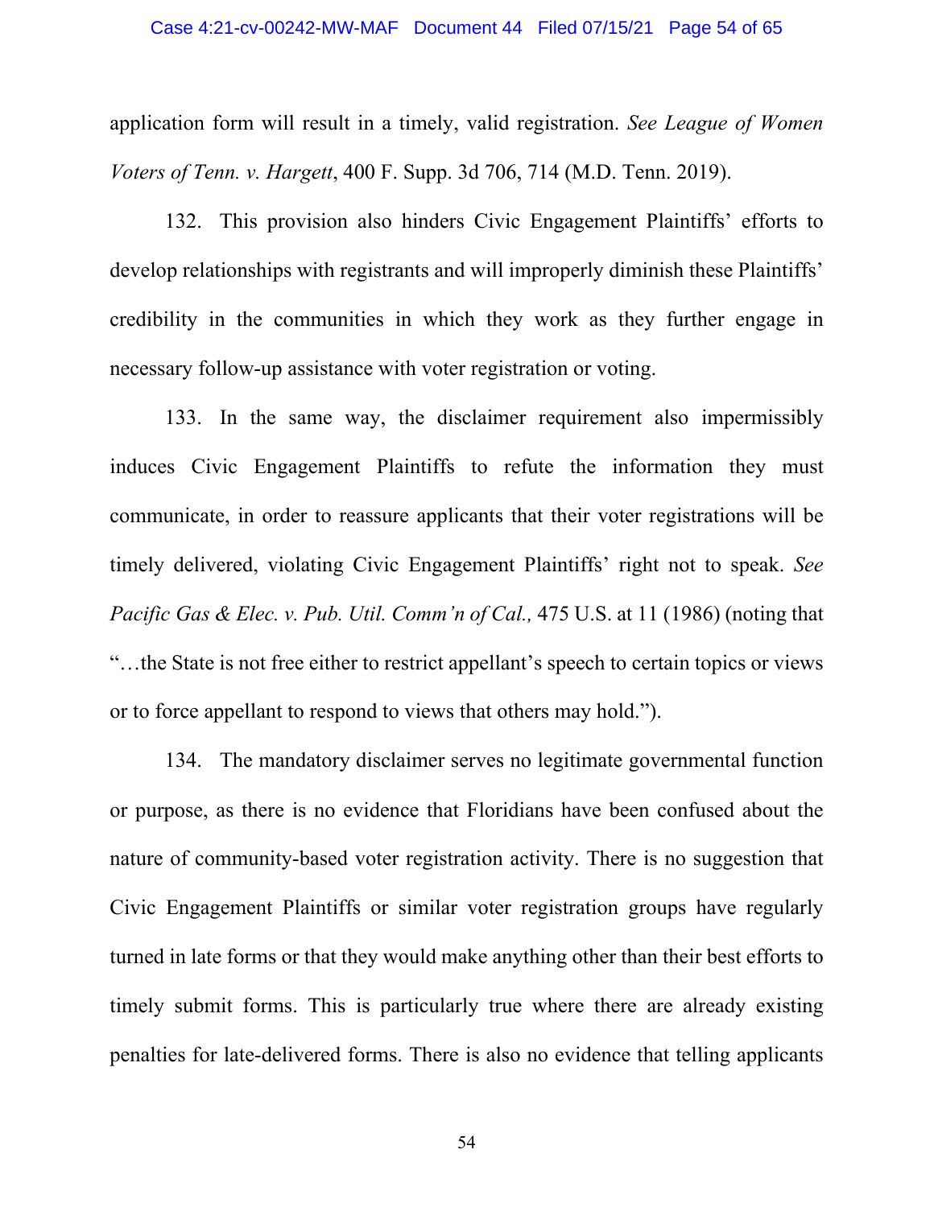application form will result in a timely, valid registration. *See League of Women Voters of Tenn. v. Hargett*, 400 F. Supp. 3d 706, 714 (M.D. Tenn. 2019).

132. This provision also hinders Civic Engagement Plaintiffs' efforts to develop relationships with registrants and will improperly diminish these Plaintiffs' credibility in the communities in which they work as they further engage in necessary follow-up assistance with voter registration or voting.

133. In the same way, the disclaimer requirement also impermissibly induces Civic Engagement Plaintiffs to refute the information they must communicate, in order to reassure applicants that their voter registrations will be timely delivered, violating Civic Engagement Plaintiffs' right not to speak. *See Pacific Gas & Elec. v. Pub. Util. Comm'n of Cal.,* 475 U.S. at 11 (1986) (noting that "…the State is not free either to restrict appellant's speech to certain topics or views or to force appellant to respond to views that others may hold.").

134. The mandatory disclaimer serves no legitimate governmental function or purpose, as there is no evidence that Floridians have been confused about the nature of community-based voter registration activity. There is no suggestion that Civic Engagement Plaintiffs or similar voter registration groups have regularly turned in late forms or that they would make anything other than their best efforts to timely submit forms. This is particularly true where there are already existing penalties for late-delivered forms. There is also no evidence that telling applicants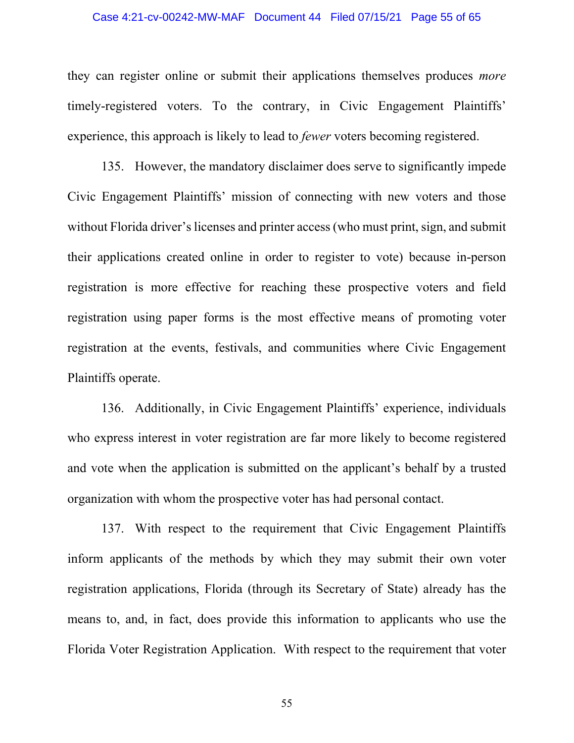they can register online or submit their applications themselves produces *more* timely-registered voters. To the contrary, in Civic Engagement Plaintiffs' experience, this approach is likely to lead to *fewer* voters becoming registered.

135. However, the mandatory disclaimer does serve to significantly impede Civic Engagement Plaintiffs' mission of connecting with new voters and those without Florida driver's licenses and printer access (who must print, sign, and submit their applications created online in order to register to vote) because in-person registration is more effective for reaching these prospective voters and field registration using paper forms is the most effective means of promoting voter registration at the events, festivals, and communities where Civic Engagement Plaintiffs operate.

136. Additionally, in Civic Engagement Plaintiffs' experience, individuals who express interest in voter registration are far more likely to become registered and vote when the application is submitted on the applicant's behalf by a trusted organization with whom the prospective voter has had personal contact.

137. With respect to the requirement that Civic Engagement Plaintiffs inform applicants of the methods by which they may submit their own voter registration applications, Florida (through its Secretary of State) already has the means to, and, in fact, does provide this information to applicants who use the Florida Voter Registration Application. With respect to the requirement that voter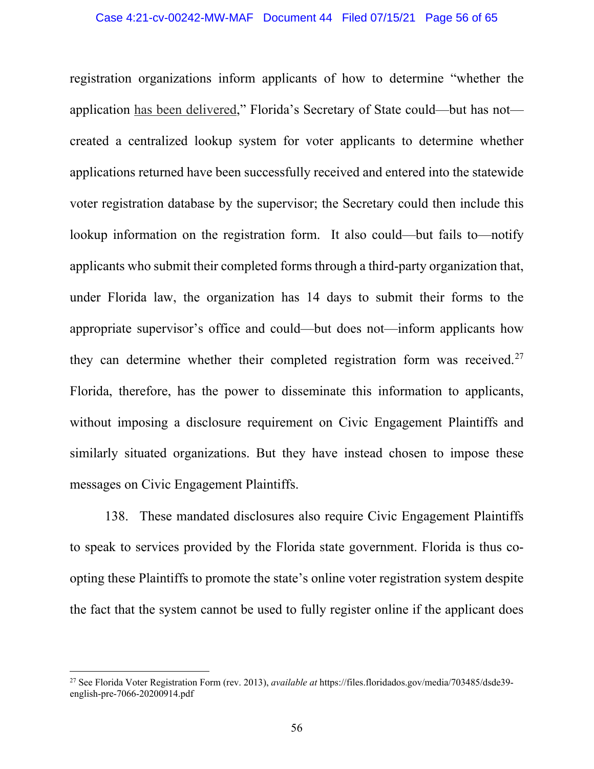registration organizations inform applicants of how to determine "whether the application <u>has been delivered</u>," Florida's Secretary of State could—but has not—created a centralized lookup system for voter applicants to determine whether applications returned have been successfully received and entered into the statewide voter registration database by the supervisor; the Secretary could then include this lookup information on the registration form. It also could—but fails to—notify applicants who submit their completed forms through a third-party organization that, under Florida law, the organization has 14 days to submit their forms to the appropriate supervisor's office and could—but does not—inform applicants how they can determine whether their completed registration form was received.[27] Florida, therefore, has the power to disseminate this information to applicants, without imposing a disclosure requirement on Civic Engagement Plaintiffs and similarly situated organizations. But they have instead chosen to impose these messages on Civic Engagement Plaintiffs.

138. These mandated disclosures also require Civic Engagement Plaintiffs to speak to services provided by the Florida state government. Florida is thus co-opting these Plaintiffs to promote the state's online voter registration system despite the fact that the system cannot be used to fully register online if the applicant does

---

[27] See Florida Voter Registration Form (rev. 2013), *available at* https://files.floridados.gov/media/703485/dsde39-english-pre-7066-20200914.pdf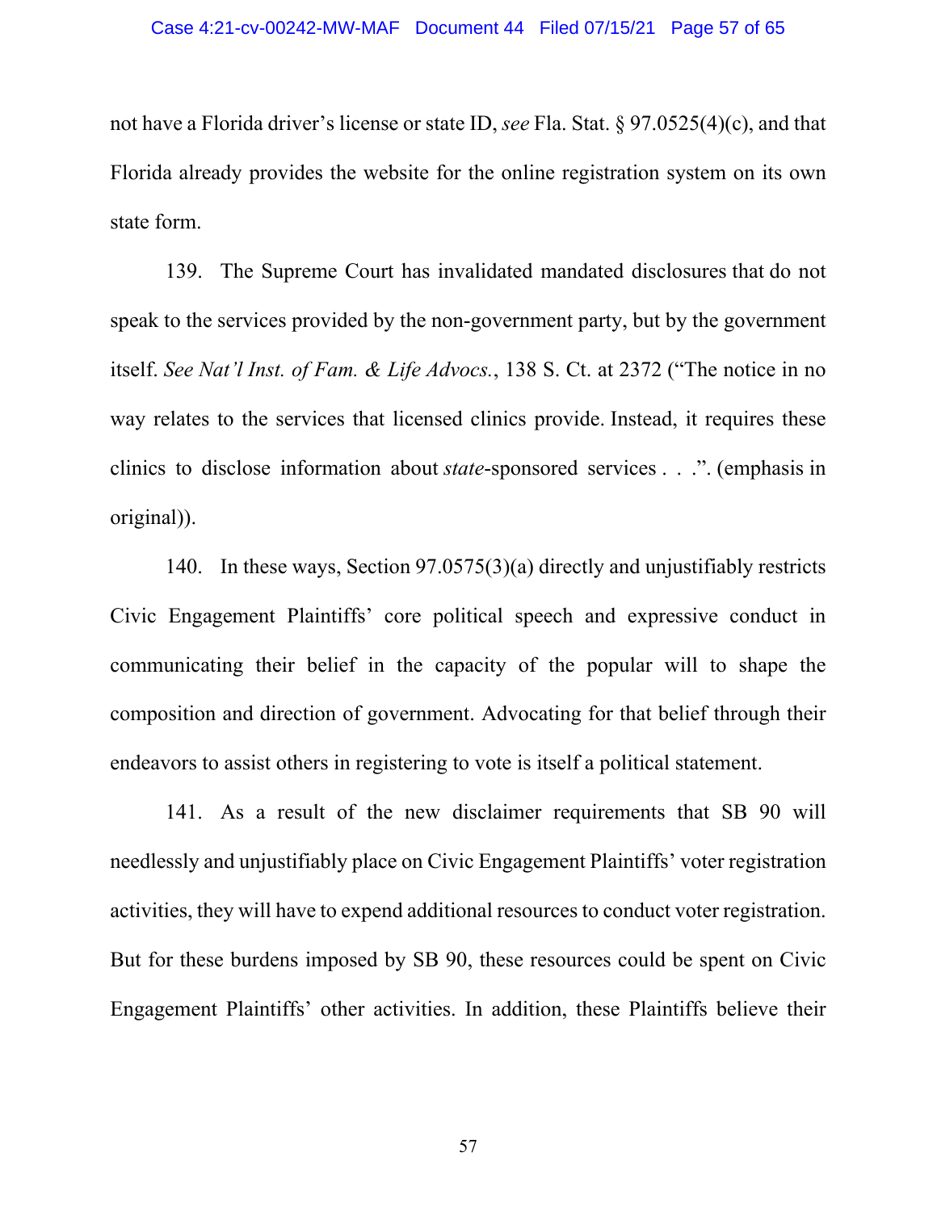not have a Florida driver's license or state ID, *see* Fla. Stat. § 97.0525(4)(c), and that Florida already provides the website for the online registration system on its own state form.

139. The Supreme Court has invalidated mandated disclosures that do not speak to the services provided by the non-government party, but by the government itself. *See Nat'l Inst. of Fam. & Life Advocs.*, 138 S. Ct. at 2372 ("The notice in no way relates to the services that licensed clinics provide. Instead, it requires these clinics to disclose information about *state*-sponsored services . . .". (emphasis in original)).

140. In these ways, Section 97.0575(3)(a) directly and unjustifiably restricts Civic Engagement Plaintiffs' core political speech and expressive conduct in communicating their belief in the capacity of the popular will to shape the composition and direction of government. Advocating for that belief through their endeavors to assist others in registering to vote is itself a political statement.

141. As a result of the new disclaimer requirements that SB 90 will needlessly and unjustifiably place on Civic Engagement Plaintiffs' voter registration activities, they will have to expend additional resources to conduct voter registration. But for these burdens imposed by SB 90, these resources could be spent on Civic Engagement Plaintiffs' other activities. In addition, these Plaintiffs believe their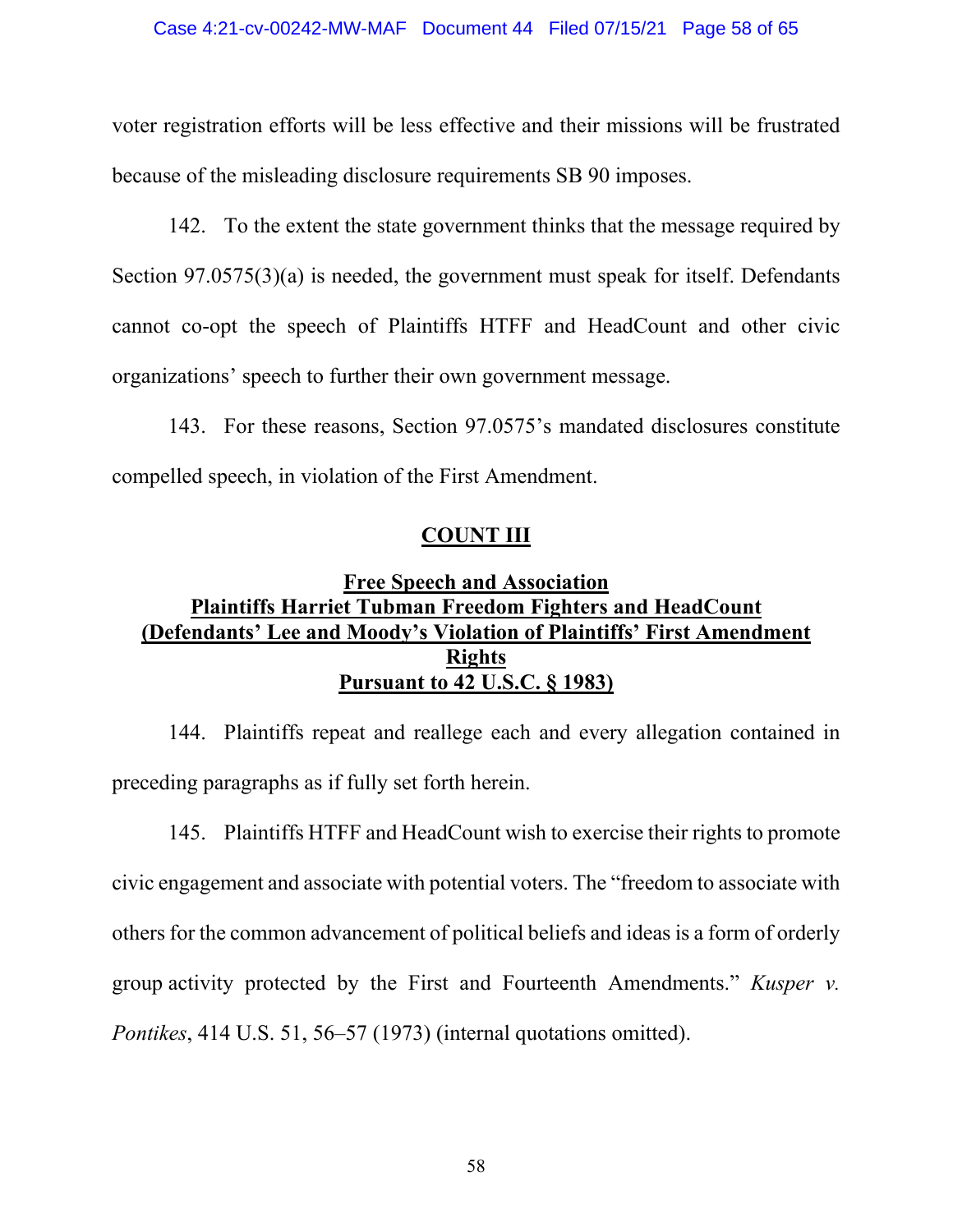voter registration efforts will be less effective and their missions will be frustrated because of the misleading disclosure requirements SB 90 imposes.

142. To the extent the state government thinks that the message required by Section 97.0575(3)(a) is needed, the government must speak for itself. Defendants cannot co-opt the speech of Plaintiffs HTFF and HeadCount and other civic organizations' speech to further their own government message.

143. For these reasons, Section 97.0575's mandated disclosures constitute compelled speech, in violation of the First Amendment.

## **COUNT III**

### **Free Speech and Association**
### **Plaintiffs Harriet Tubman Freedom Fighters and HeadCount**
### **(Defendants' Lee and Moody's Violation of Plaintiffs' First Amendment Rights Pursuant to 42 U.S.C. § 1983)**

144. Plaintiffs repeat and reallege each and every allegation contained in preceding paragraphs as if fully set forth herein.

145. Plaintiffs HTFF and HeadCount wish to exercise their rights to promote civic engagement and associate with potential voters. The "freedom to associate with others for the common advancement of political beliefs and ideas is a form of orderly group activity protected by the First and Fourteenth Amendments." *Kusper v. Pontikes*, 414 U.S. 51, 56–57 (1973) (internal quotations omitted).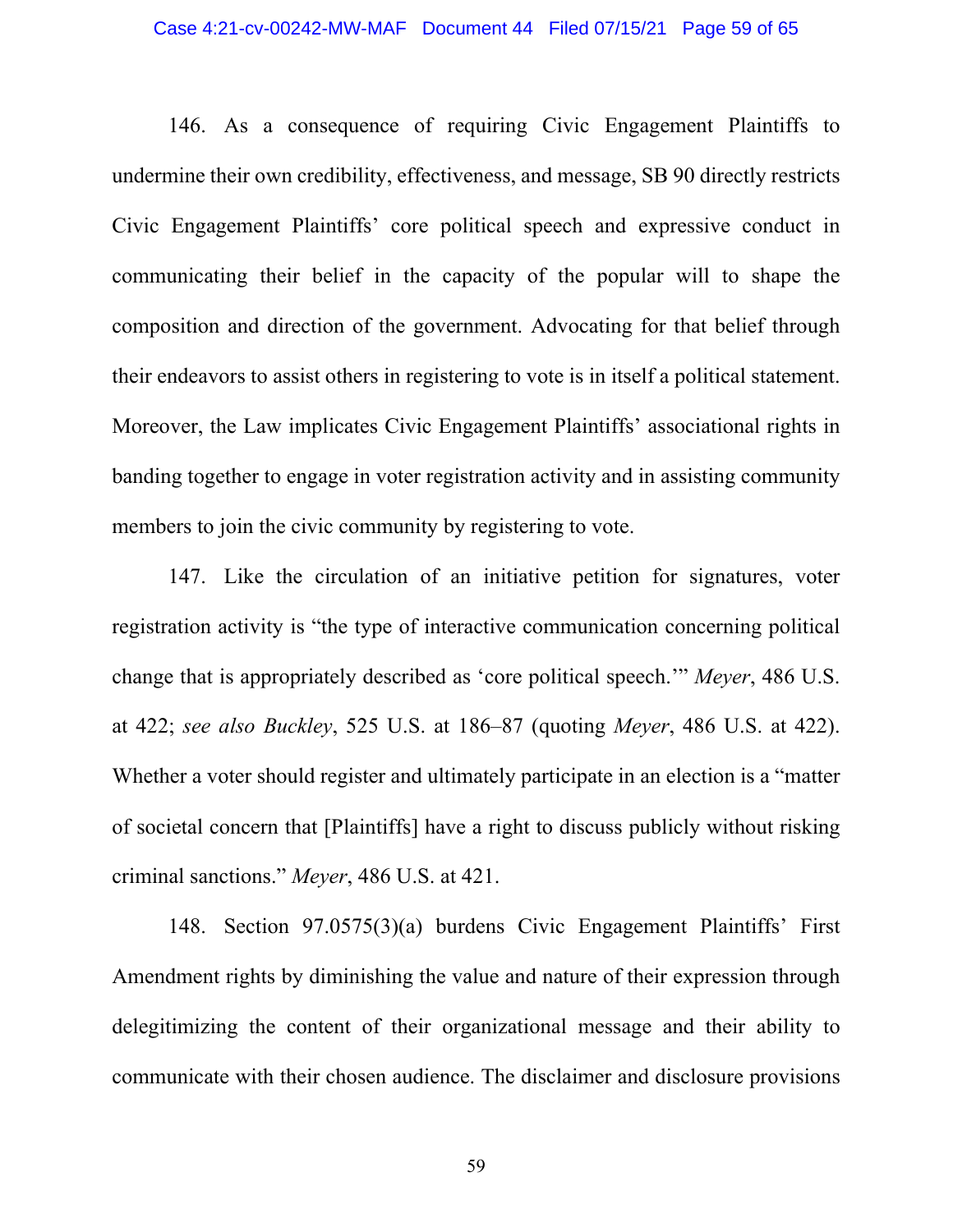146. As a consequence of requiring Civic Engagement Plaintiffs to undermine their own credibility, effectiveness, and message, SB 90 directly restricts Civic Engagement Plaintiffs' core political speech and expressive conduct in communicating their belief in the capacity of the popular will to shape the composition and direction of the government. Advocating for that belief through their endeavors to assist others in registering to vote is in itself a political statement. Moreover, the Law implicates Civic Engagement Plaintiffs' associational rights in banding together to engage in voter registration activity and in assisting community members to join the civic community by registering to vote.

147. Like the circulation of an initiative petition for signatures, voter registration activity is "the type of interactive communication concerning political change that is appropriately described as 'core political speech.'" *Meyer*, 486 U.S. at 422; *see also Buckley*, 525 U.S. at 186–87 (quoting *Meyer*, 486 U.S. at 422). Whether a voter should register and ultimately participate in an election is a "matter of societal concern that [Plaintiffs] have a right to discuss publicly without risking criminal sanctions." *Meyer*, 486 U.S. at 421.

148. Section 97.0575(3)(a) burdens Civic Engagement Plaintiffs' First Amendment rights by diminishing the value and nature of their expression through delegitimizing the content of their organizational message and their ability to communicate with their chosen audience. The disclaimer and disclosure provisions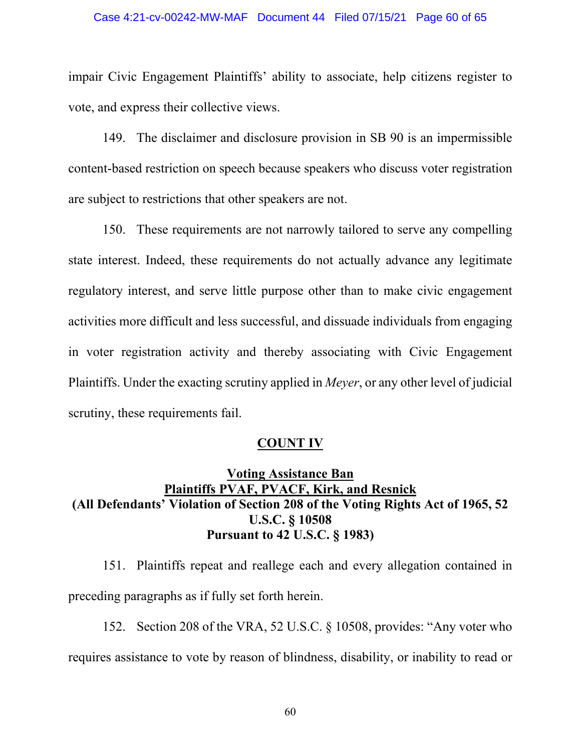impair Civic Engagement Plaintiffs' ability to associate, help citizens register to vote, and express their collective views.

149. The disclaimer and disclosure provision in SB 90 is an impermissible content-based restriction on speech because speakers who discuss voter registration are subject to restrictions that other speakers are not.

150. These requirements are not narrowly tailored to serve any compelling state interest. Indeed, these requirements do not actually advance any legitimate regulatory interest, and serve little purpose other than to make civic engagement activities more difficult and less successful, and dissuade individuals from engaging in voter registration activity and thereby associating with Civic Engagement Plaintiffs. Under the exacting scrutiny applied in *Meyer*, or any other level of judicial scrutiny, these requirements fail.

## COUNT IV

### Voting Assistance Ban
### Plaintiffs PVAF, PVACF, Kirk, and Resnick
### (All Defendants' Violation of Section 208 of the Voting Rights Act of 1965, 52 U.S.C. § 10508 Pursuant to 42 U.S.C. § 1983)

151. Plaintiffs repeat and reallege each and every allegation contained in preceding paragraphs as if fully set forth herein.

152. Section 208 of the VRA, 52 U.S.C. § 10508, provides: "Any voter who requires assistance to vote by reason of blindness, disability, or inability to read or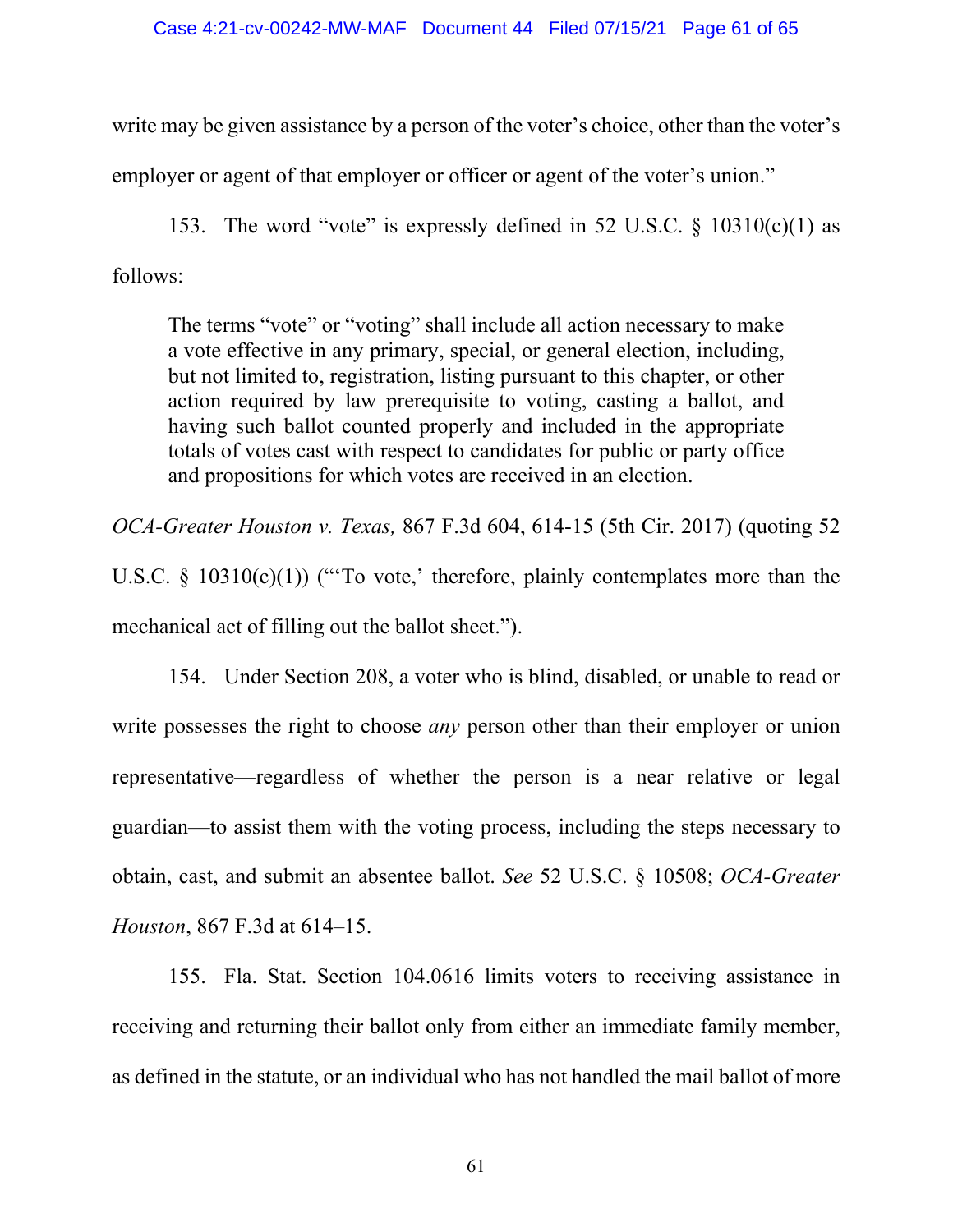write may be given assistance by a person of the voter's choice, other than the voter's employer or agent of that employer or officer or agent of the voter's union."

153. The word "vote" is expressly defined in 52 U.S.C. § 10310(c)(1) as follows:

> The terms "vote" or "voting" shall include all action necessary to make a vote effective in any primary, special, or general election, including, but not limited to, registration, listing pursuant to this chapter, or other action required by law prerequisite to voting, casting a ballot, and having such ballot counted properly and included in the appropriate totals of votes cast with respect to candidates for public or party office and propositions for which votes are received in an election.

*OCA-Greater Houston v. Texas,* 867 F.3d 604, 614-15 (5th Cir. 2017) (quoting 52 U.S.C. § 10310(c)(1)) ("'To vote,' therefore, plainly contemplates more than the mechanical act of filling out the ballot sheet.").

154. Under Section 208, a voter who is blind, disabled, or unable to read or write possesses the right to choose *any* person other than their employer or union representative—regardless of whether the person is a near relative or legal guardian—to assist them with the voting process, including the steps necessary to obtain, cast, and submit an absentee ballot. *See* 52 U.S.C. § 10508; *OCA-Greater Houston*, 867 F.3d at 614–15.

155. Fla. Stat. Section 104.0616 limits voters to receiving assistance in receiving and returning their ballot only from either an immediate family member, as defined in the statute, or an individual who has not handled the mail ballot of more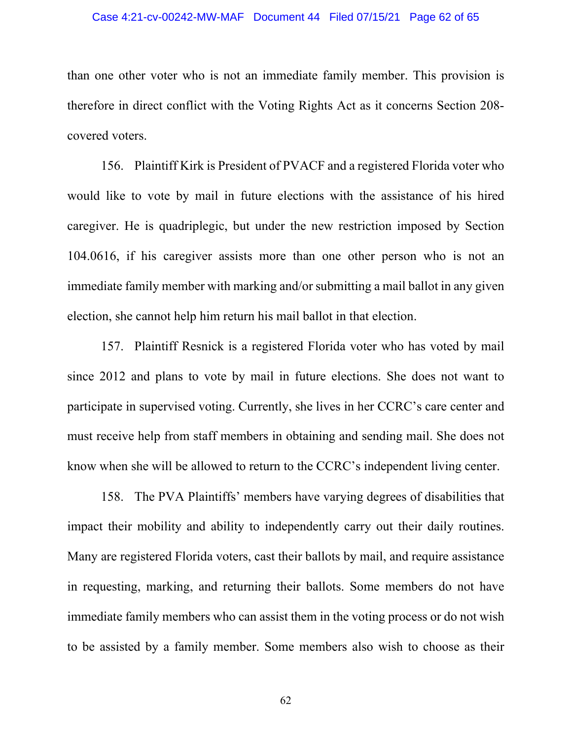than one other voter who is not an immediate family member. This provision is therefore in direct conflict with the Voting Rights Act as it concerns Section 208-covered voters.

156. Plaintiff Kirk is President of PVACF and a registered Florida voter who would like to vote by mail in future elections with the assistance of his hired caregiver. He is quadriplegic, but under the new restriction imposed by Section 104.0616, if his caregiver assists more than one other person who is not an immediate family member with marking and/or submitting a mail ballot in any given election, she cannot help him return his mail ballot in that election.

157. Plaintiff Resnick is a registered Florida voter who has voted by mail since 2012 and plans to vote by mail in future elections. She does not want to participate in supervised voting. Currently, she lives in her CCRC's care center and must receive help from staff members in obtaining and sending mail. She does not know when she will be allowed to return to the CCRC's independent living center.

158. The PVA Plaintiffs' members have varying degrees of disabilities that impact their mobility and ability to independently carry out their daily routines. Many are registered Florida voters, cast their ballots by mail, and require assistance in requesting, marking, and returning their ballots. Some members do not have immediate family members who can assist them in the voting process or do not wish to be assisted by a family member. Some members also wish to choose as their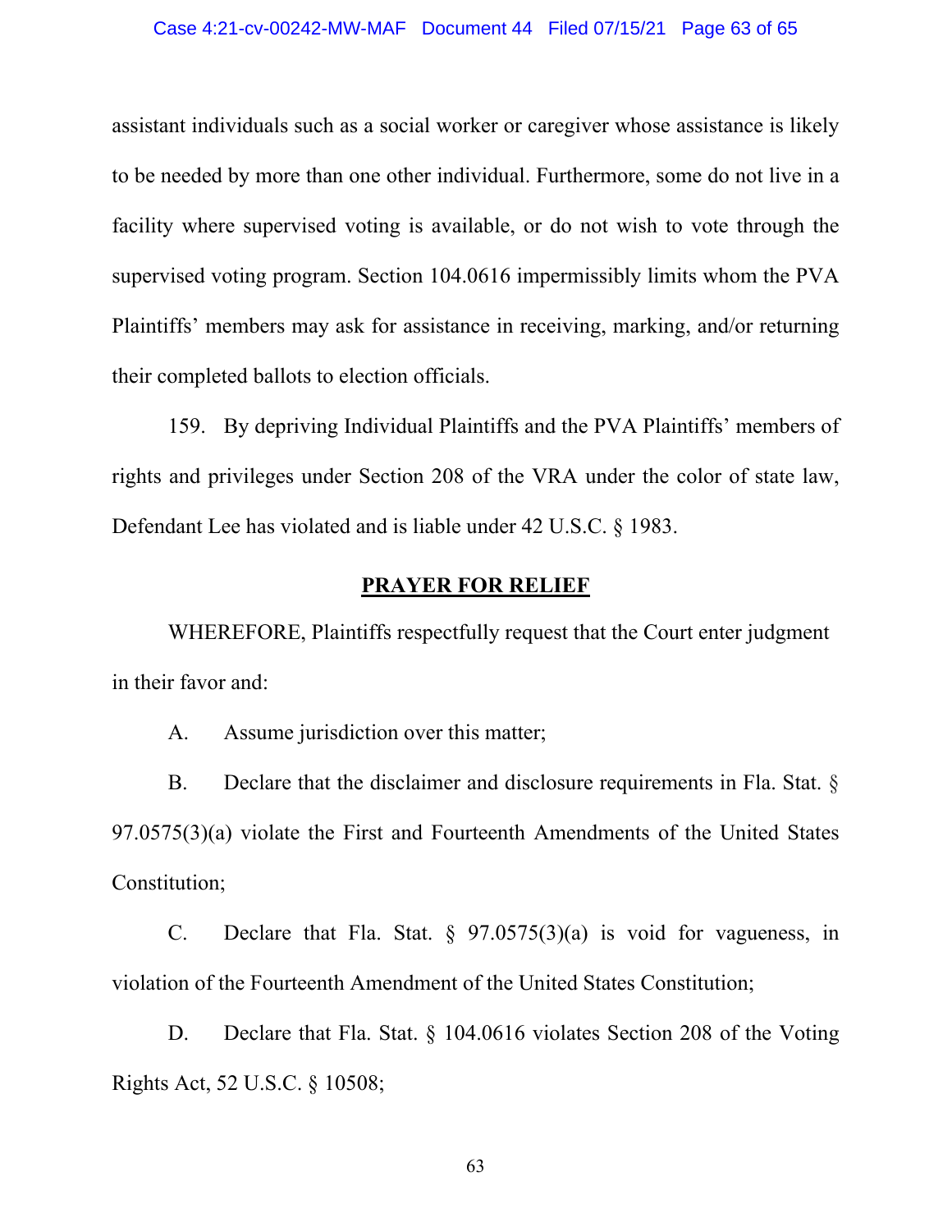assistant individuals such as a social worker or caregiver whose assistance is likely to be needed by more than one other individual. Furthermore, some do not live in a facility where supervised voting is available, or do not wish to vote through the supervised voting program. Section 104.0616 impermissibly limits whom the PVA Plaintiffs' members may ask for assistance in receiving, marking, and/or returning their completed ballots to election officials.

159. By depriving Individual Plaintiffs and the PVA Plaintiffs' members of rights and privileges under Section 208 of the VRA under the color of state law, Defendant Lee has violated and is liable under 42 U.S.C. § 1983.

## PRAYER FOR RELIEF

WHEREFORE, Plaintiffs respectfully request that the Court enter judgment in their favor and:

A. Assume jurisdiction over this matter;

B. Declare that the disclaimer and disclosure requirements in Fla. Stat. § 97.0575(3)(a) violate the First and Fourteenth Amendments of the United States Constitution;

C. Declare that Fla. Stat. § 97.0575(3)(a) is void for vagueness, in violation of the Fourteenth Amendment of the United States Constitution;

D. Declare that Fla. Stat. § 104.0616 violates Section 208 of the Voting Rights Act, 52 U.S.C. § 10508;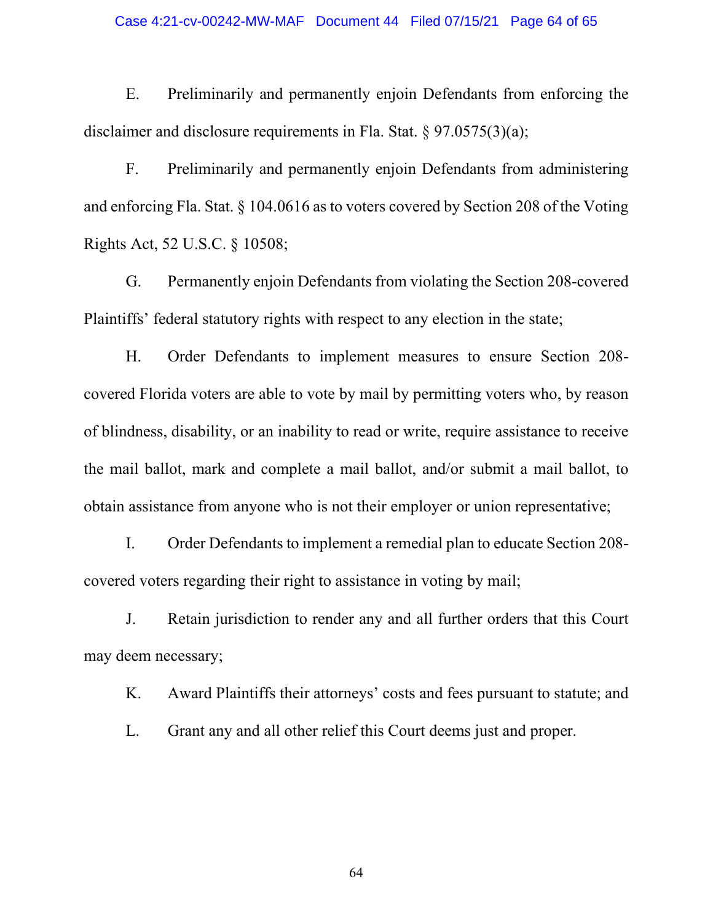E. Preliminarily and permanently enjoin Defendants from enforcing the disclaimer and disclosure requirements in Fla. Stat. § 97.0575(3)(a);

F. Preliminarily and permanently enjoin Defendants from administering and enforcing Fla. Stat. § 104.0616 as to voters covered by Section 208 of the Voting Rights Act, 52 U.S.C. § 10508;

G. Permanently enjoin Defendants from violating the Section 208-covered Plaintiffs' federal statutory rights with respect to any election in the state;

H. Order Defendants to implement measures to ensure Section 208-covered Florida voters are able to vote by mail by permitting voters who, by reason of blindness, disability, or an inability to read or write, require assistance to receive the mail ballot, mark and complete a mail ballot, and/or submit a mail ballot, to obtain assistance from anyone who is not their employer or union representative;

I. Order Defendants to implement a remedial plan to educate Section 208-covered voters regarding their right to assistance in voting by mail;

J. Retain jurisdiction to render any and all further orders that this Court may deem necessary;

K. Award Plaintiffs their attorneys' costs and fees pursuant to statute; and

L. Grant any and all other relief this Court deems just and proper.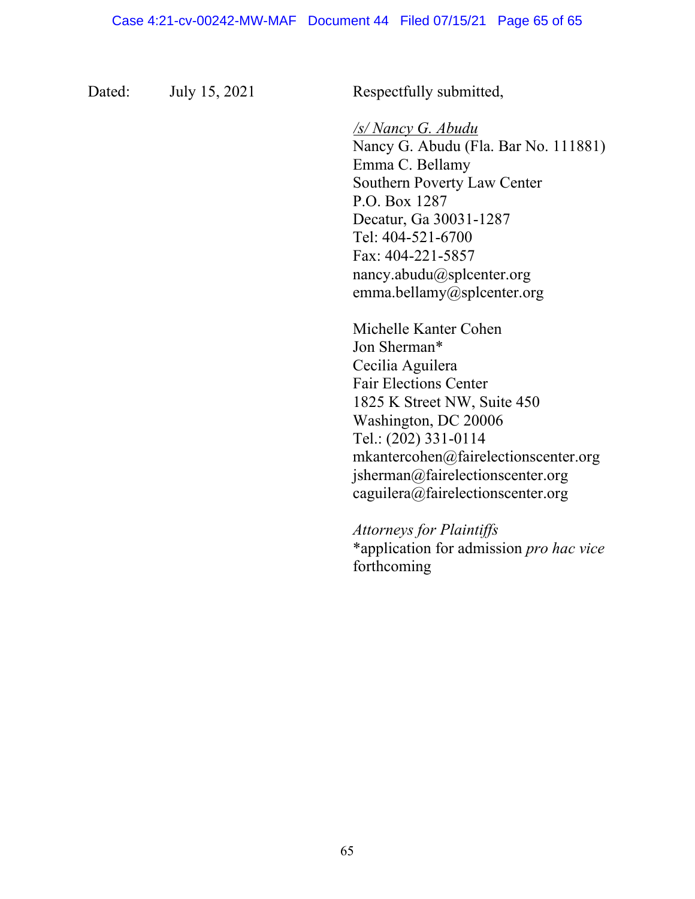Dated: July 15, 2021

Respectfully submitted,

/s/ Nancy G. Abudu
Nancy G. Abudu (Fla. Bar No. 111881)
Emma C. Bellamy
Southern Poverty Law Center
P.O. Box 1287
Decatur, Ga 30031-1287
Tel: 404-521-6700
Fax: 404-221-5857
nancy.abudu@splcenter.org
emma.bellamy@splcenter.org

Michelle Kanter Cohen
Jon Sherman*
Cecilia Aguilera
Fair Elections Center
1825 K Street NW, Suite 450
Washington, DC 20006
Tel.: (202) 331-0114
mkantercohen@fairelectionscenter.org
jsherman@fairelectionscenter.org
caguilera@fairelectionscenter.org

*Attorneys for Plaintiffs*
*application for admission *pro hac vice* forthcoming